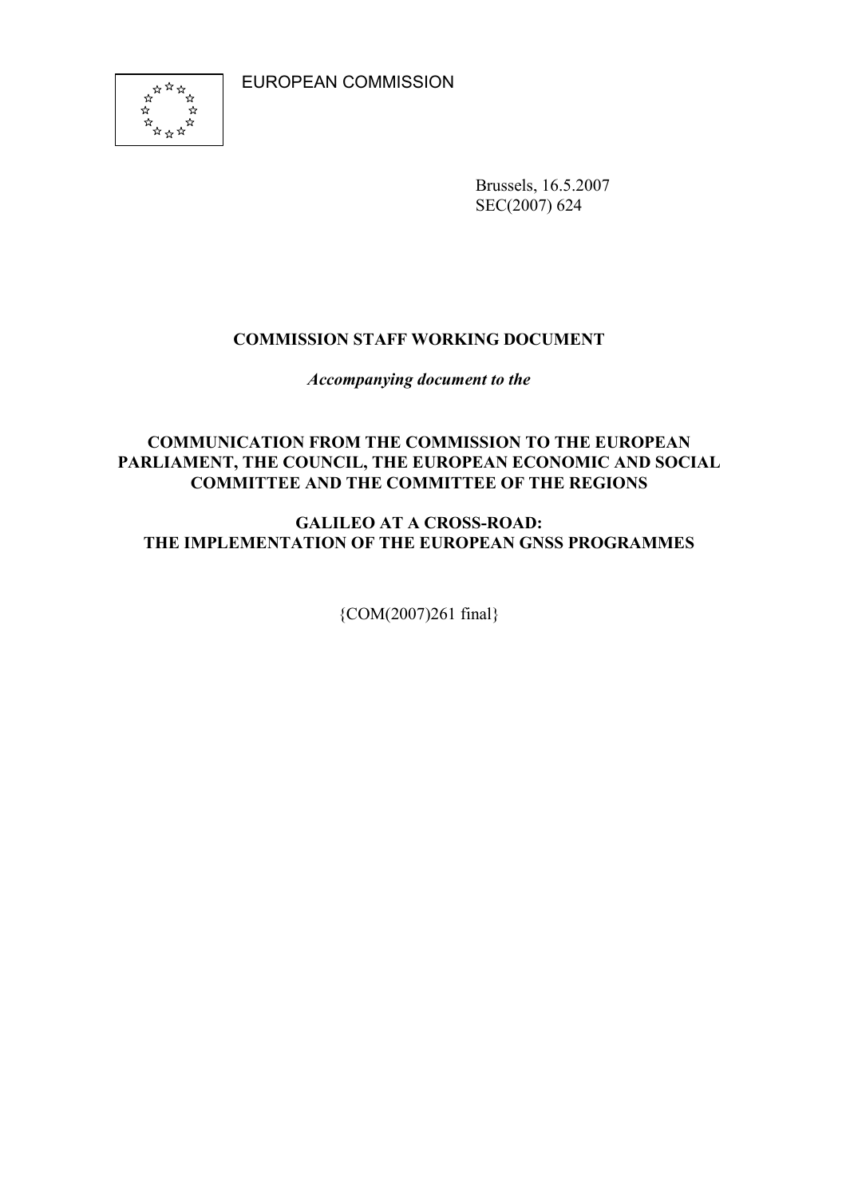EUROPEAN COMMISSION

Brussels, 16.5.2007
SEC(2007) 624

**COMMISSION STAFF WORKING DOCUMENT**

***Accompanying document to the***

**COMMUNICATION FROM THE COMMISSION TO THE EUROPEAN PARLIAMENT, THE COUNCIL, THE EUROPEAN ECONOMIC AND SOCIAL COMMITTEE AND THE COMMITTEE OF THE REGIONS**

**GALILEO AT A CROSS-ROAD:**
**THE IMPLEMENTATION OF THE EUROPEAN GNSS PROGRAMMES**

{COM(2007)261 final}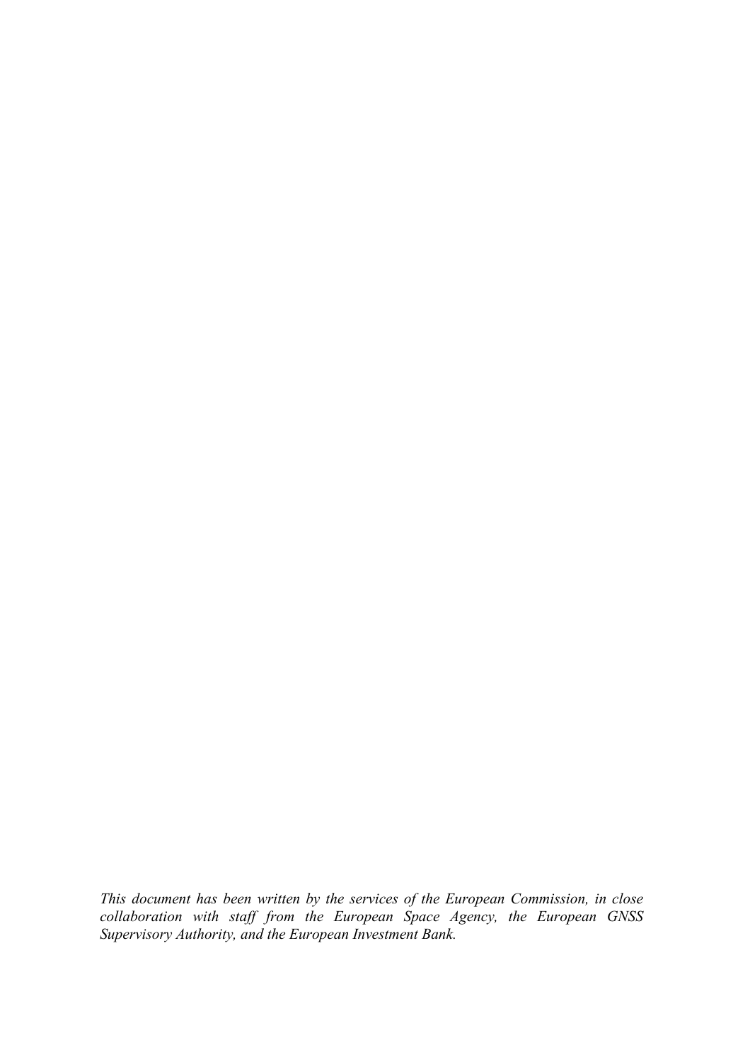*This document has been written by the services of the European Commission, in close collaboration with staff from the European Space Agency, the European GNSS Supervisory Authority, and the European Investment Bank.*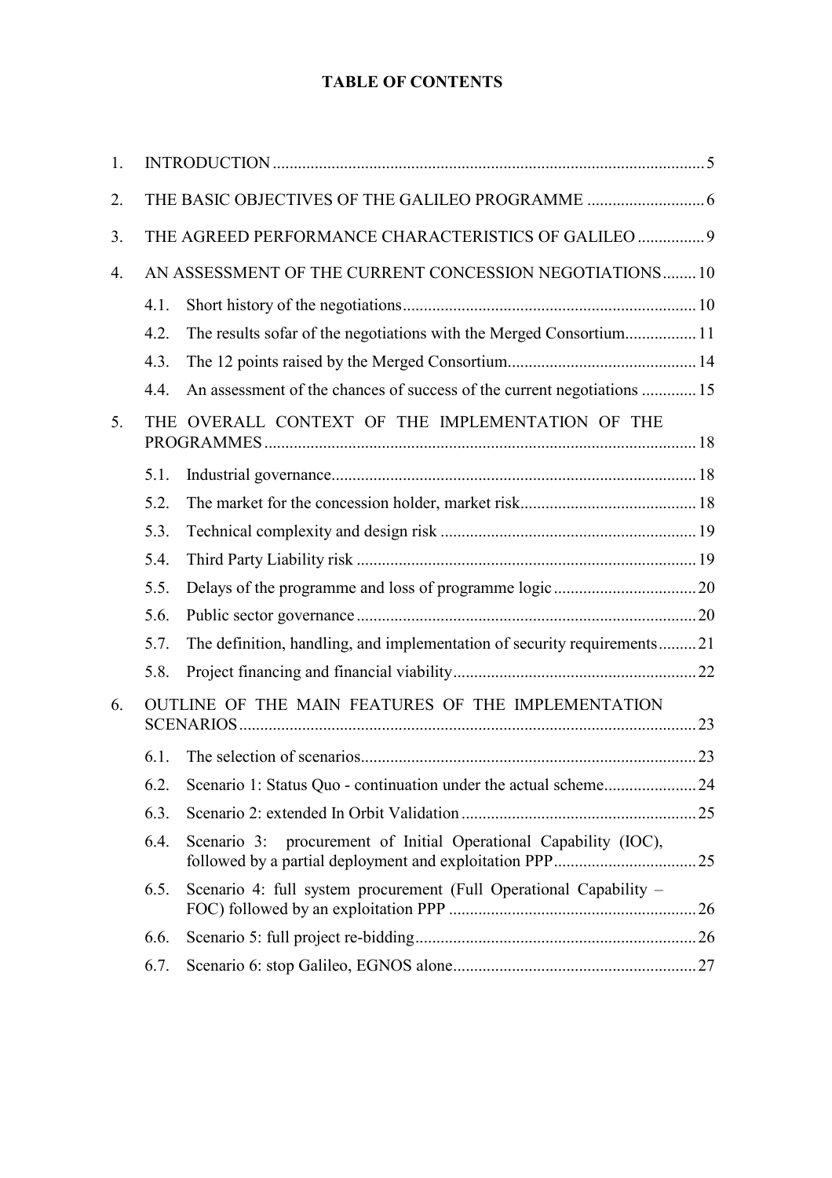**TABLE OF CONTENTS**

1. INTRODUCTION ..... 5
2. THE BASIC OBJECTIVES OF THE GALILEO PROGRAMME ..... 6
3. THE AGREED PERFORMANCE CHARACTERISTICS OF GALILEO ..... 9
4. AN ASSESSMENT OF THE CURRENT CONCESSION NEGOTIATIONS ..... 10
   - 4.1. Short history of the negotiations ..... 10
   - 4.2. The results sofar of the negotiations with the Merged Consortium ..... 11
   - 4.3. The 12 points raised by the Merged Consortium ..... 14
   - 4.4. An assessment of the chances of success of the current negotiations ..... 15
5. THE OVERALL CONTEXT OF THE IMPLEMENTATION OF THE PROGRAMMES ..... 18
   - 5.1. Industrial governance ..... 18
   - 5.2. The market for the concession holder, market risk ..... 18
   - 5.3. Technical complexity and design risk ..... 19
   - 5.4. Third Party Liability risk ..... 19
   - 5.5. Delays of the programme and loss of programme logic ..... 20
   - 5.6. Public sector governance ..... 20
   - 5.7. The definition, handling, and implementation of security requirements ..... 21
   - 5.8. Project financing and financial viability ..... 22
6. OUTLINE OF THE MAIN FEATURES OF THE IMPLEMENTATION SCENARIOS ..... 23
   - 6.1. The selection of scenarios ..... 23
   - 6.2. Scenario 1: Status Quo - continuation under the actual scheme ..... 24
   - 6.3. Scenario 2: extended In Orbit Validation ..... 25
   - 6.4. Scenario 3: procurement of Initial Operational Capability (IOC), followed by a partial deployment and exploitation PPP ..... 25
   - 6.5. Scenario 4: full system procurement (Full Operational Capability – FOC) followed by an exploitation PPP ..... 26
   - 6.6. Scenario 5: full project re-bidding ..... 26
   - 6.7. Scenario 6: stop Galileo, EGNOS alone ..... 27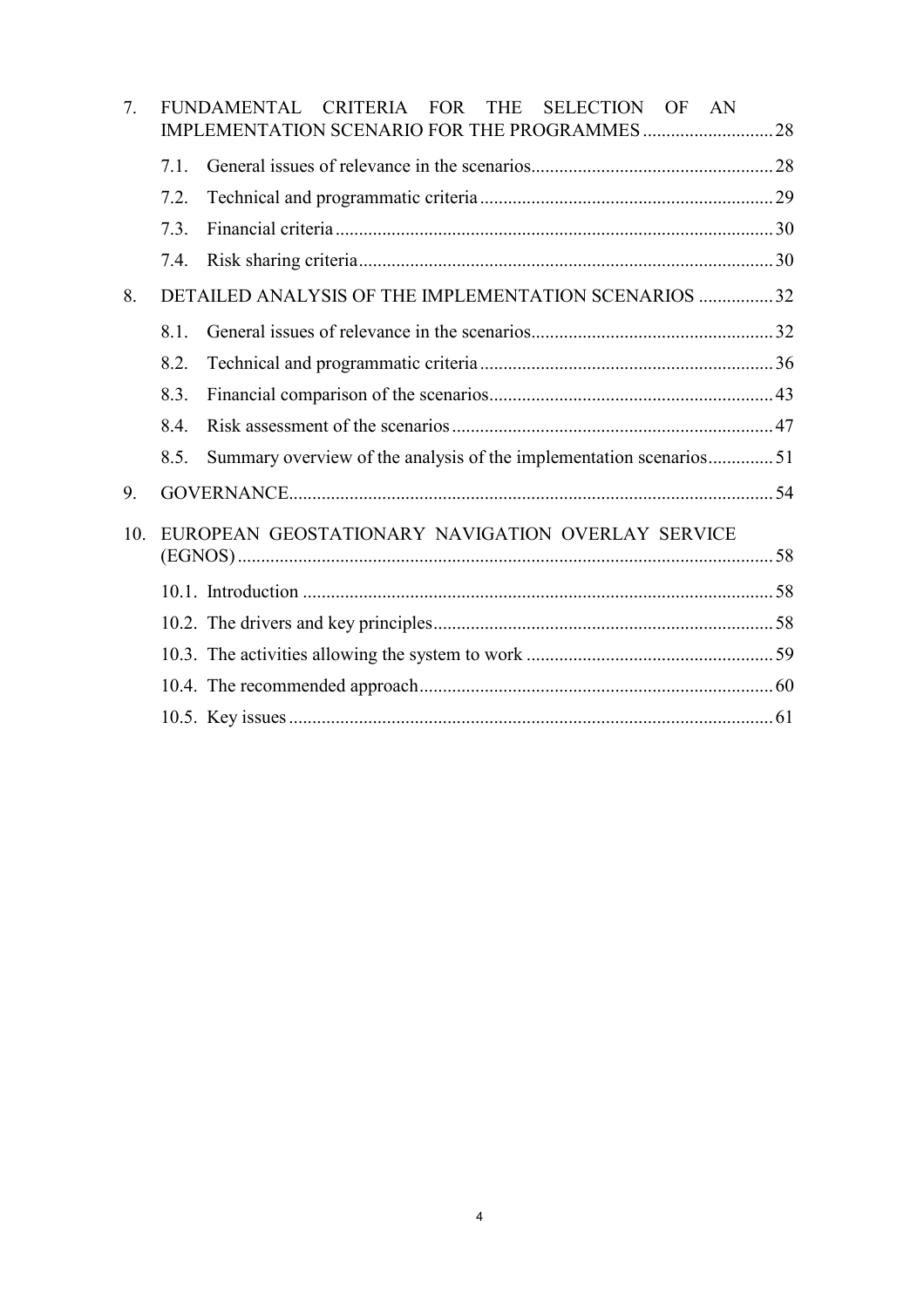7. FUNDAMENTAL CRITERIA FOR THE SELECTION OF AN IMPLEMENTATION SCENARIO FOR THE PROGRAMMES ............................ 28
   - 7.1. General issues of relevance in the scenarios.................................................... 28
   - 7.2. Technical and programmatic criteria .............................................................. 29
   - 7.3. Financial criteria ............................................................................................ 30
   - 7.4. Risk sharing criteria........................................................................................ 30
8. DETAILED ANALYSIS OF THE IMPLEMENTATION SCENARIOS ................ 32
   - 8.1. General issues of relevance in the scenarios.................................................... 32
   - 8.2. Technical and programmatic criteria .............................................................. 36
   - 8.3. Financial comparison of the scenarios............................................................ 43
   - 8.4. Risk assessment of the scenarios .................................................................... 47
   - 8.5. Summary overview of the analysis of the implementation scenarios.............. 51
9. GOVERNANCE....................................................................................................... 54
10. EUROPEAN GEOSTATIONARY NAVIGATION OVERLAY SERVICE (EGNOS) .................................................................................................................. 58
    - 10.1. Introduction .................................................................................................... 58
    - 10.2. The drivers and key principles........................................................................ 58
    - 10.3. The activities allowing the system to work .................................................... 59
    - 10.4. The recommended approach........................................................................... 60
    - 10.5. Key issues ....................................................................................................... 61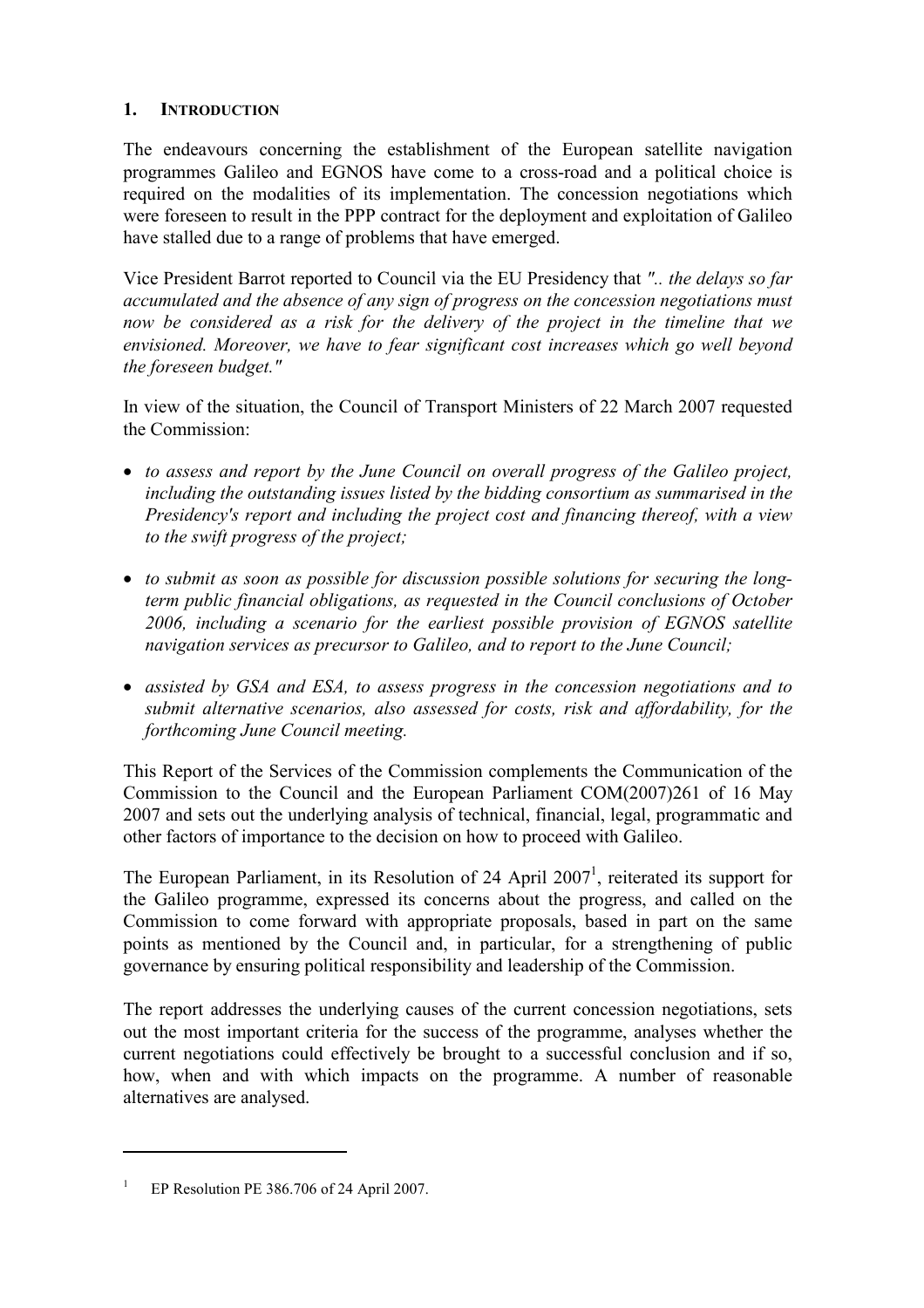## 1. INTRODUCTION

The endeavours concerning the establishment of the European satellite navigation programmes Galileo and EGNOS have come to a cross-road and a political choice is required on the modalities of its implementation. The concession negotiations which were foreseen to result in the PPP contract for the deployment and exploitation of Galileo have stalled due to a range of problems that have emerged.

Vice President Barrot reported to Council via the EU Presidency that *".. the delays so far accumulated and the absence of any sign of progress on the concession negotiations must now be considered as a risk for the delivery of the project in the timeline that we envisioned. Moreover, we have to fear significant cost increases which go well beyond the foreseen budget."*

In view of the situation, the Council of Transport Ministers of 22 March 2007 requested the Commission:

- *to assess and report by the June Council on overall progress of the Galileo project, including the outstanding issues listed by the bidding consortium as summarised in the Presidency's report and including the project cost and financing thereof, with a view to the swift progress of the project;*
- *to submit as soon as possible for discussion possible solutions for securing the long-term public financial obligations, as requested in the Council conclusions of October 2006, including a scenario for the earliest possible provision of EGNOS satellite navigation services as precursor to Galileo, and to report to the June Council;*
- *assisted by GSA and ESA, to assess progress in the concession negotiations and to submit alternative scenarios, also assessed for costs, risk and affordability, for the forthcoming June Council meeting.*

This Report of the Services of the Commission complements the Communication of the Commission to the Council and the European Parliament COM(2007)261 of 16 May 2007 and sets out the underlying analysis of technical, financial, legal, programmatic and other factors of importance to the decision on how to proceed with Galileo.

The European Parliament, in its Resolution of 24 April 2007[1], reiterated its support for the Galileo programme, expressed its concerns about the progress, and called on the Commission to come forward with appropriate proposals, based in part on the same points as mentioned by the Council and, in particular, for a strengthening of public governance by ensuring political responsibility and leadership of the Commission.

The report addresses the underlying causes of the current concession negotiations, sets out the most important criteria for the success of the programme, analyses whether the current negotiations could effectively be brought to a successful conclusion and if so, how, when and with which impacts on the programme. A number of reasonable alternatives are analysed.

---

[1] EP Resolution PE 386.706 of 24 April 2007.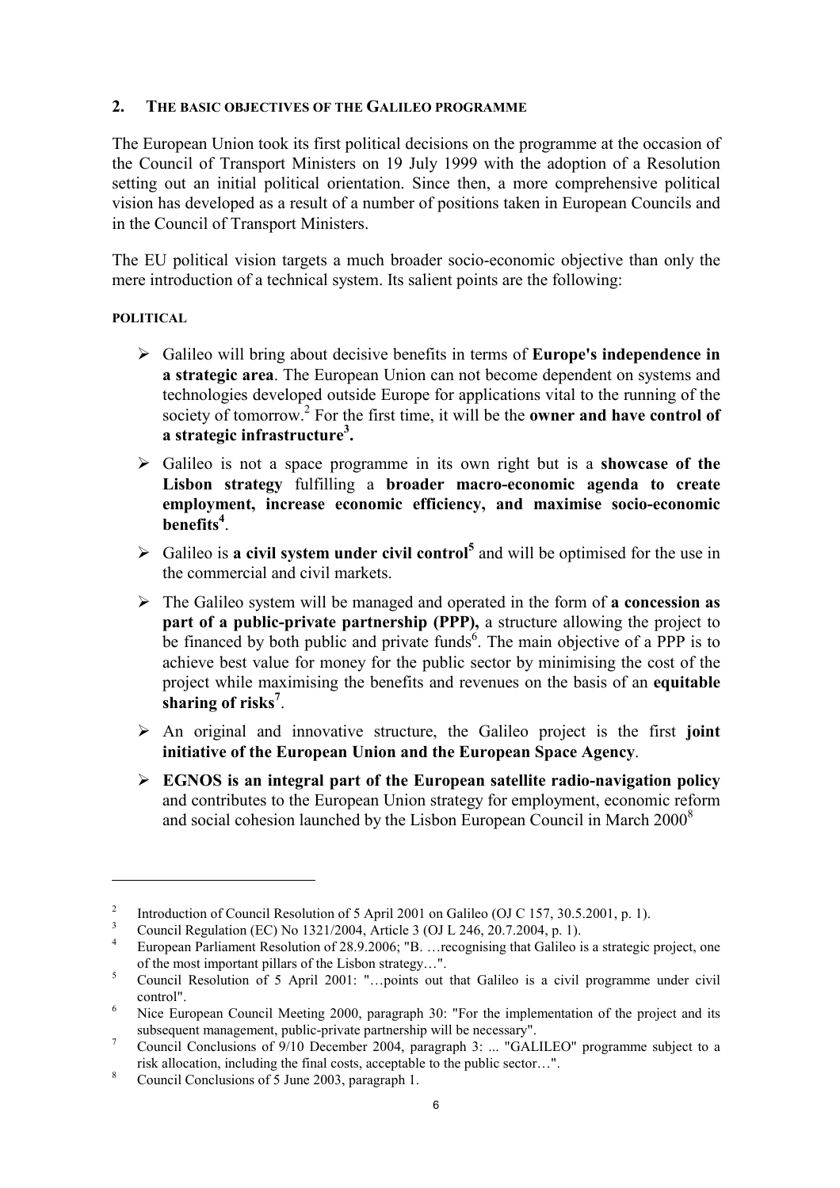## 2. THE BASIC OBJECTIVES OF THE GALILEO PROGRAMME

The European Union took its first political decisions on the programme at the occasion of the Council of Transport Ministers on 19 July 1999 with the adoption of a Resolution setting out an initial political orientation. Since then, a more comprehensive political vision has developed as a result of a number of positions taken in European Councils and in the Council of Transport Ministers.

The EU political vision targets a much broader socio-economic objective than only the mere introduction of a technical system. Its salient points are the following:

**POLITICAL**

- Galileo will bring about decisive benefits in terms of **Europe's independence in a strategic area**. The European Union can not become dependent on systems and technologies developed outside Europe for applications vital to the running of the society of tomorrow.[2] For the first time, it will be the **owner and have control of a strategic infrastructure[3].**
- Galileo is not a space programme in its own right but is a **showcase of the Lisbon strategy** fulfilling a **broader macro-economic agenda to create employment, increase economic efficiency, and maximise socio-economic benefits[4]**.
- Galileo is **a civil system under civil control[5]** and will be optimised for the use in the commercial and civil markets.
- The Galileo system will be managed and operated in the form of **a concession as part of a public-private partnership (PPP),** a structure allowing the project to be financed by both public and private funds[6]. The main objective of a PPP is to achieve best value for money for the public sector by minimising the cost of the project while maximising the benefits and revenues on the basis of an **equitable sharing of risks[7]**.
- An original and innovative structure, the Galileo project is the first **joint initiative of the European Union and the European Space Agency**.
- **EGNOS is an integral part of the European satellite radio-navigation policy** and contributes to the European Union strategy for employment, economic reform and social cohesion launched by the Lisbon European Council in March 2000[8]

---

[2] Introduction of Council Resolution of 5 April 2001 on Galileo (OJ C 157, 30.5.2001, p. 1).

[3] Council Regulation (EC) No 1321/2004, Article 3 (OJ L 246, 20.7.2004, p. 1).

[4] European Parliament Resolution of 28.9.2006; "B. …recognising that Galileo is a strategic project, one of the most important pillars of the Lisbon strategy…".

[5] Council Resolution of 5 April 2001: "…points out that Galileo is a civil programme under civil control".

[6] Nice European Council Meeting 2000, paragraph 30: "For the implementation of the project and its subsequent management, public-private partnership will be necessary".

[7] Council Conclusions of 9/10 December 2004, paragraph 3: ... "GALILEO" programme subject to a risk allocation, including the final costs, acceptable to the public sector…".

[8] Council Conclusions of 5 June 2003, paragraph 1.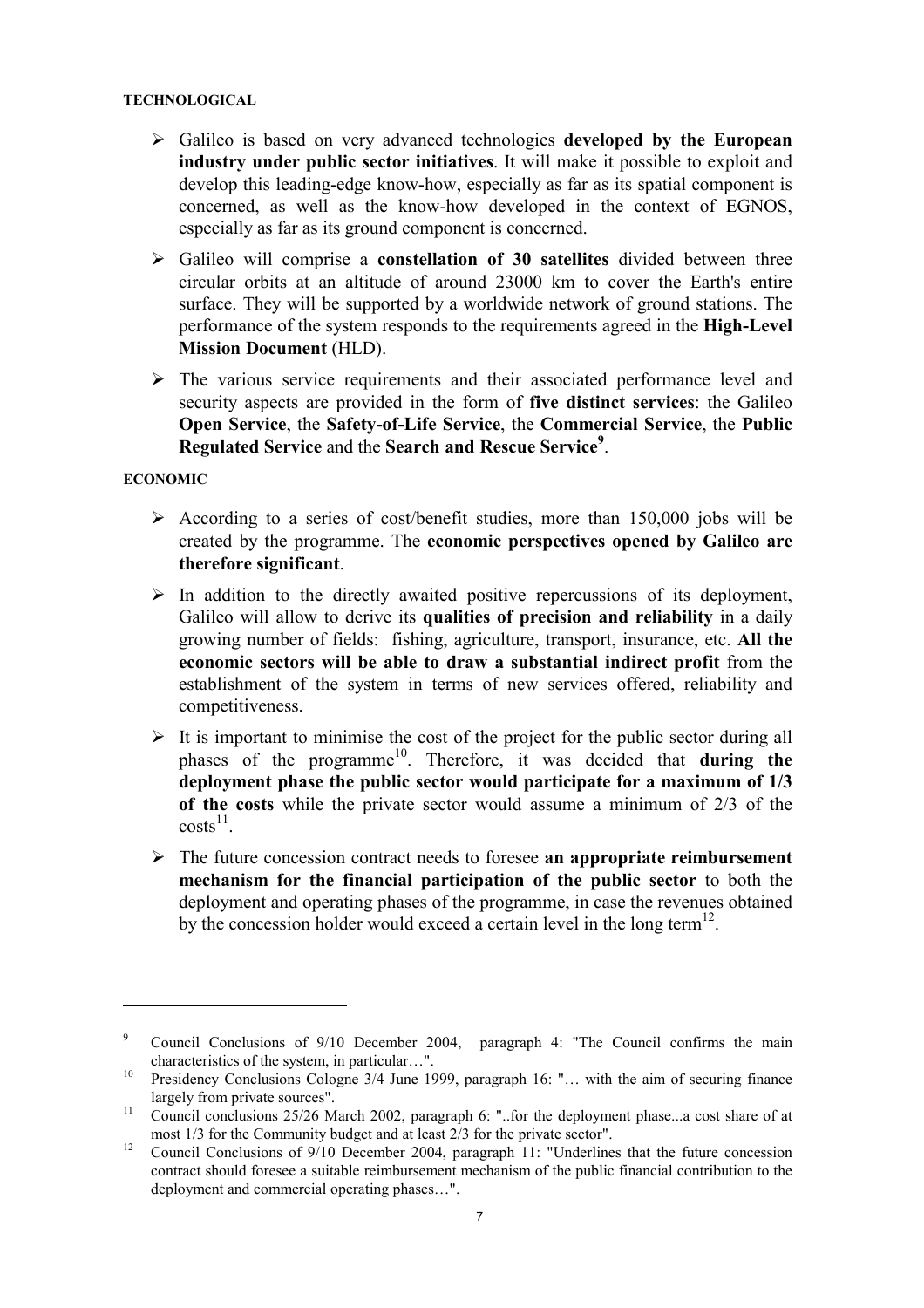**TECHNOLOGICAL**

- Galileo is based on very advanced technologies **developed by the European industry under public sector initiatives**. It will make it possible to exploit and develop this leading-edge know-how, especially as far as its spatial component is concerned, as well as the know-how developed in the context of EGNOS, especially as far as its ground component is concerned.
- Galileo will comprise a **constellation of 30 satellites** divided between three circular orbits at an altitude of around 23000 km to cover the Earth's entire surface. They will be supported by a worldwide network of ground stations. The performance of the system responds to the requirements agreed in the **High-Level Mission Document** (HLD).
- The various service requirements and their associated performance level and security aspects are provided in the form of **five distinct services**: the Galileo **Open Service**, the **Safety-of-Life Service**, the **Commercial Service**, the **Public Regulated Service** and the **Search and Rescue Service**[9].

**ECONOMIC**

- According to a series of cost/benefit studies, more than 150,000 jobs will be created by the programme. The **economic perspectives opened by Galileo are therefore significant**.
- In addition to the directly awaited positive repercussions of its deployment, Galileo will allow to derive its **qualities of precision and reliability** in a daily growing number of fields: fishing, agriculture, transport, insurance, etc. **All the economic sectors will be able to draw a substantial indirect profit** from the establishment of the system in terms of new services offered, reliability and competitiveness.
- It is important to minimise the cost of the project for the public sector during all phases of the programme[10]. Therefore, it was decided that **during the deployment phase the public sector would participate for a maximum of 1/3 of the costs** while the private sector would assume a minimum of 2/3 of the costs[11].
- The future concession contract needs to foresee **an appropriate reimbursement mechanism for the financial participation of the public sector** to both the deployment and operating phases of the programme, in case the revenues obtained by the concession holder would exceed a certain level in the long term[12].

---

[9] Council Conclusions of 9/10 December 2004, paragraph 4: "The Council confirms the main characteristics of the system, in particular…".

[10] Presidency Conclusions Cologne 3/4 June 1999, paragraph 16: "… with the aim of securing finance largely from private sources".

[11] Council conclusions 25/26 March 2002, paragraph 6: "..for the deployment phase...a cost share of at most 1/3 for the Community budget and at least 2/3 for the private sector".

[12] Council Conclusions of 9/10 December 2004, paragraph 11: "Underlines that the future concession contract should foresee a suitable reimbursement mechanism of the public financial contribution to the deployment and commercial operating phases…".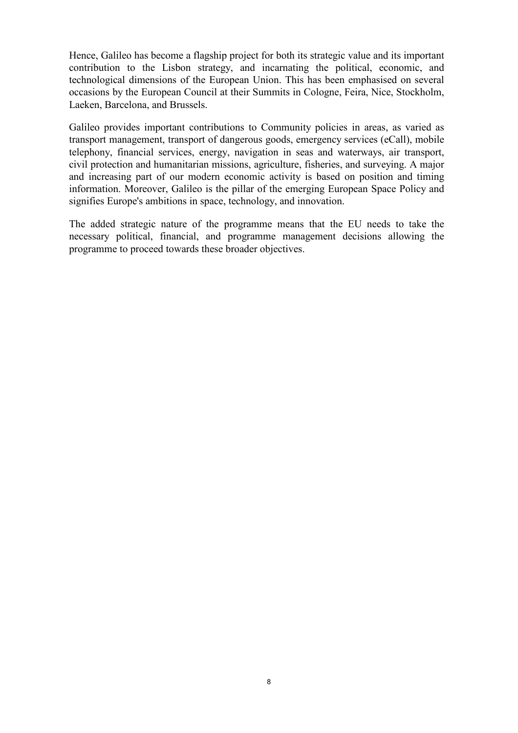Hence, Galileo has become a flagship project for both its strategic value and its important contribution to the Lisbon strategy, and incarnating the political, economic, and technological dimensions of the European Union. This has been emphasised on several occasions by the European Council at their Summits in Cologne, Feira, Nice, Stockholm, Laeken, Barcelona, and Brussels.

Galileo provides important contributions to Community policies in areas, as varied as transport management, transport of dangerous goods, emergency services (eCall), mobile telephony, financial services, energy, navigation in seas and waterways, air transport, civil protection and humanitarian missions, agriculture, fisheries, and surveying. A major and increasing part of our modern economic activity is based on position and timing information. Moreover, Galileo is the pillar of the emerging European Space Policy and signifies Europe's ambitions in space, technology, and innovation.

The added strategic nature of the programme means that the EU needs to take the necessary political, financial, and programme management decisions allowing the programme to proceed towards these broader objectives.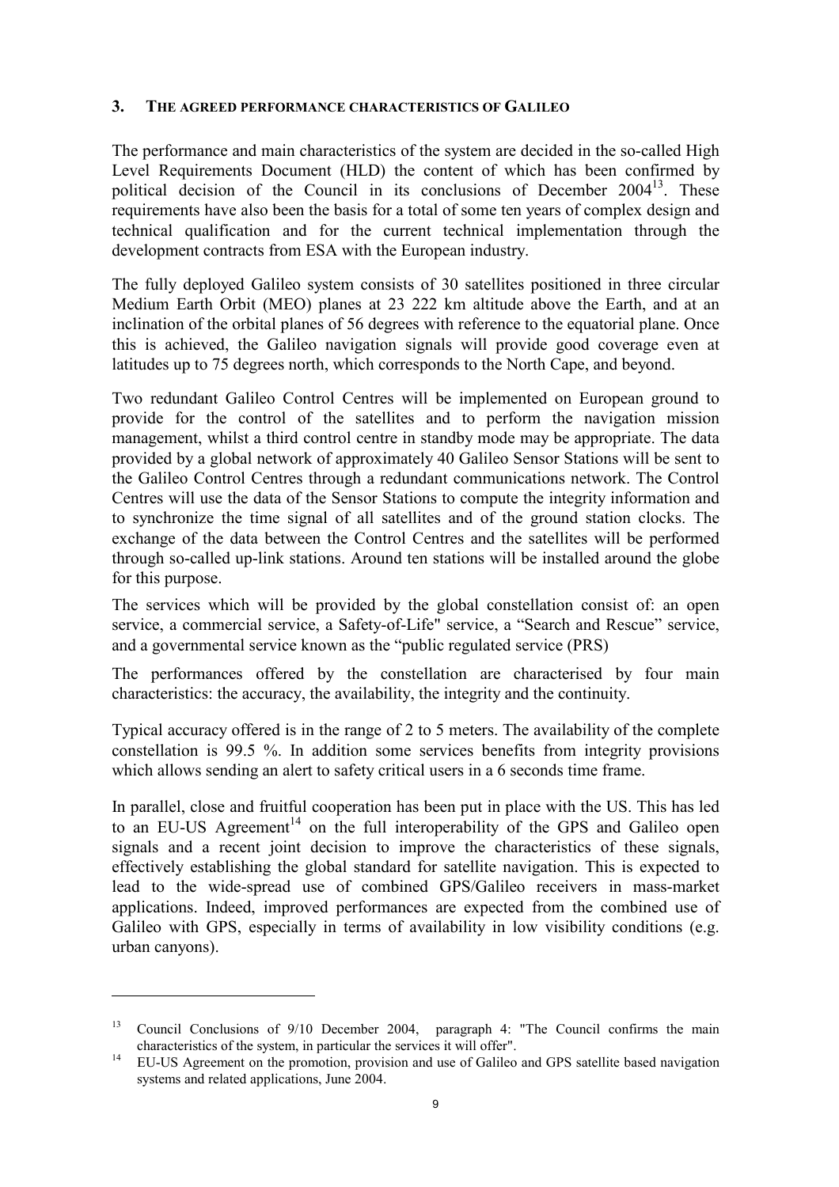## 3. THE AGREED PERFORMANCE CHARACTERISTICS OF GALILEO

The performance and main characteristics of the system are decided in the so-called High Level Requirements Document (HLD) the content of which has been confirmed by political decision of the Council in its conclusions of December 2004[13]. These requirements have also been the basis for a total of some ten years of complex design and technical qualification and for the current technical implementation through the development contracts from ESA with the European industry.

The fully deployed Galileo system consists of 30 satellites positioned in three circular Medium Earth Orbit (MEO) planes at 23 222 km altitude above the Earth, and at an inclination of the orbital planes of 56 degrees with reference to the equatorial plane. Once this is achieved, the Galileo navigation signals will provide good coverage even at latitudes up to 75 degrees north, which corresponds to the North Cape, and beyond.

Two redundant Galileo Control Centres will be implemented on European ground to provide for the control of the satellites and to perform the navigation mission management, whilst a third control centre in standby mode may be appropriate. The data provided by a global network of approximately 40 Galileo Sensor Stations will be sent to the Galileo Control Centres through a redundant communications network. The Control Centres will use the data of the Sensor Stations to compute the integrity information and to synchronize the time signal of all satellites and of the ground station clocks. The exchange of the data between the Control Centres and the satellites will be performed through so-called up-link stations. Around ten stations will be installed around the globe for this purpose.

The services which will be provided by the global constellation consist of: an open service, a commercial service, a Safety-of-Life" service, a "Search and Rescue" service, and a governmental service known as the "public regulated service (PRS)

The performances offered by the constellation are characterised by four main characteristics: the accuracy, the availability, the integrity and the continuity.

Typical accuracy offered is in the range of 2 to 5 meters. The availability of the complete constellation is 99.5 %. In addition some services benefits from integrity provisions which allows sending an alert to safety critical users in a 6 seconds time frame.

In parallel, close and fruitful cooperation has been put in place with the US. This has led to an EU-US Agreement[14] on the full interoperability of the GPS and Galileo open signals and a recent joint decision to improve the characteristics of these signals, effectively establishing the global standard for satellite navigation. This is expected to lead to the wide-spread use of combined GPS/Galileo receivers in mass-market applications. Indeed, improved performances are expected from the combined use of Galileo with GPS, especially in terms of availability in low visibility conditions (e.g. urban canyons).

---

[13] Council Conclusions of 9/10 December 2004, paragraph 4: "The Council confirms the main characteristics of the system, in particular the services it will offer".

[14] EU-US Agreement on the promotion, provision and use of Galileo and GPS satellite based navigation systems and related applications, June 2004.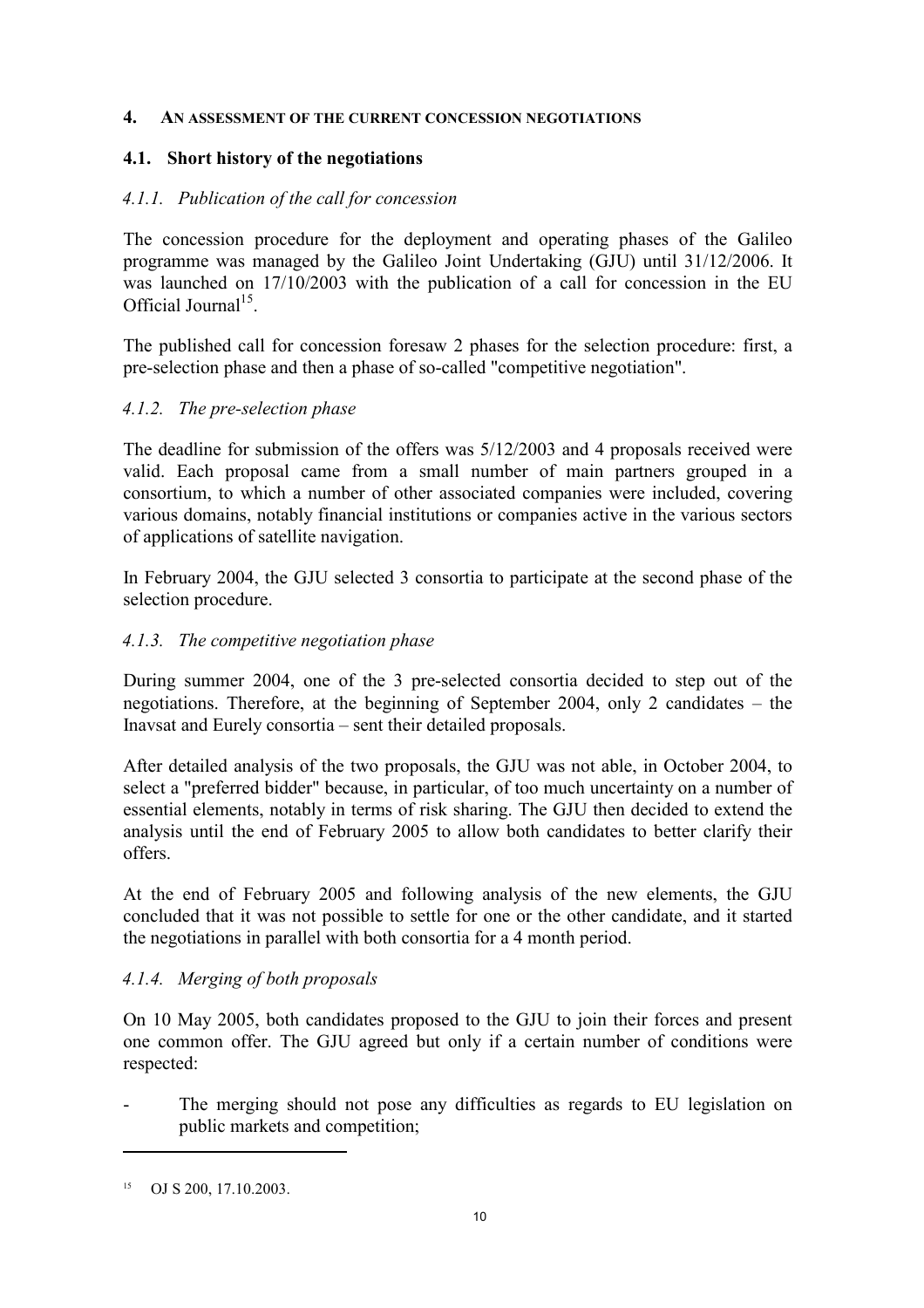## 4. AN ASSESSMENT OF THE CURRENT CONCESSION NEGOTIATIONS

### 4.1. Short history of the negotiations

#### *4.1.1. Publication of the call for concession*

The concession procedure for the deployment and operating phases of the Galileo programme was managed by the Galileo Joint Undertaking (GJU) until 31/12/2006. It was launched on 17/10/2003 with the publication of a call for concession in the EU Official Journal[15].

The published call for concession foresaw 2 phases for the selection procedure: first, a pre-selection phase and then a phase of so-called "competitive negotiation".

#### *4.1.2. The pre-selection phase*

The deadline for submission of the offers was 5/12/2003 and 4 proposals received were valid. Each proposal came from a small number of main partners grouped in a consortium, to which a number of other associated companies were included, covering various domains, notably financial institutions or companies active in the various sectors of applications of satellite navigation.

In February 2004, the GJU selected 3 consortia to participate at the second phase of the selection procedure.

#### *4.1.3. The competitive negotiation phase*

During summer 2004, one of the 3 pre-selected consortia decided to step out of the negotiations. Therefore, at the beginning of September 2004, only 2 candidates – the Inavsat and Eurely consortia – sent their detailed proposals.

After detailed analysis of the two proposals, the GJU was not able, in October 2004, to select a "preferred bidder" because, in particular, of too much uncertainty on a number of essential elements, notably in terms of risk sharing. The GJU then decided to extend the analysis until the end of February 2005 to allow both candidates to better clarify their offers.

At the end of February 2005 and following analysis of the new elements, the GJU concluded that it was not possible to settle for one or the other candidate, and it started the negotiations in parallel with both consortia for a 4 month period.

#### *4.1.4. Merging of both proposals*

On 10 May 2005, both candidates proposed to the GJU to join their forces and present one common offer. The GJU agreed but only if a certain number of conditions were respected:

- The merging should not pose any difficulties as regards to EU legislation on public markets and competition;

---

[15] OJ S 200, 17.10.2003.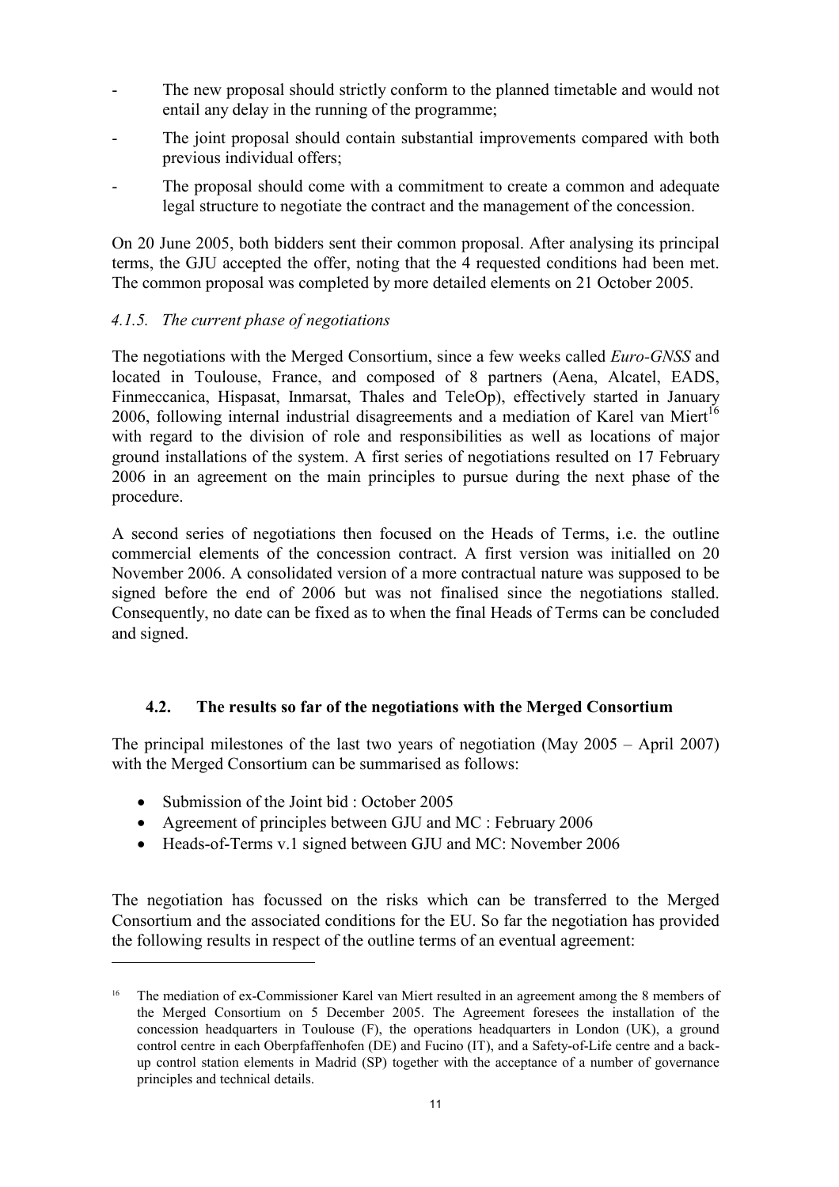- The new proposal should strictly conform to the planned timetable and would not entail any delay in the running of the programme;
- The joint proposal should contain substantial improvements compared with both previous individual offers;
- The proposal should come with a commitment to create a common and adequate legal structure to negotiate the contract and the management of the concession.

On 20 June 2005, both bidders sent their common proposal. After analysing its principal terms, the GJU accepted the offer, noting that the 4 requested conditions had been met. The common proposal was completed by more detailed elements on 21 October 2005.

#### *4.1.5. The current phase of negotiations*

The negotiations with the Merged Consortium, since a few weeks called *Euro-GNSS* and located in Toulouse, France, and composed of 8 partners (Aena, Alcatel, EADS, Finmeccanica, Hispasat, Inmarsat, Thales and TeleOp), effectively started in January 2006, following internal industrial disagreements and a mediation of Karel van Miert[16] with regard to the division of role and responsibilities as well as locations of major ground installations of the system. A first series of negotiations resulted on 17 February 2006 in an agreement on the main principles to pursue during the next phase of the procedure.

A second series of negotiations then focused on the Heads of Terms, i.e. the outline commercial elements of the concession contract. A first version was initialled on 20 November 2006. A consolidated version of a more contractual nature was supposed to be signed before the end of 2006 but was not finalised since the negotiations stalled. Consequently, no date can be fixed as to when the final Heads of Terms can be concluded and signed.

### **4.2. The results so far of the negotiations with the Merged Consortium**

The principal milestones of the last two years of negotiation (May 2005 – April 2007) with the Merged Consortium can be summarised as follows:

- Submission of the Joint bid : October 2005
- Agreement of principles between GJU and MC : February 2006
- Heads-of-Terms v.1 signed between GJU and MC: November 2006

The negotiation has focussed on the risks which can be transferred to the Merged Consortium and the associated conditions for the EU. So far the negotiation has provided the following results in respect of the outline terms of an eventual agreement:

[16] The mediation of ex-Commissioner Karel van Miert resulted in an agreement among the 8 members of the Merged Consortium on 5 December 2005. The Agreement foresees the installation of the concession headquarters in Toulouse (F), the operations headquarters in London (UK), a ground control centre in each Oberpfaffenhofen (DE) and Fucino (IT), and a Safety-of-Life centre and a back-up control station elements in Madrid (SP) together with the acceptance of a number of governance principles and technical details.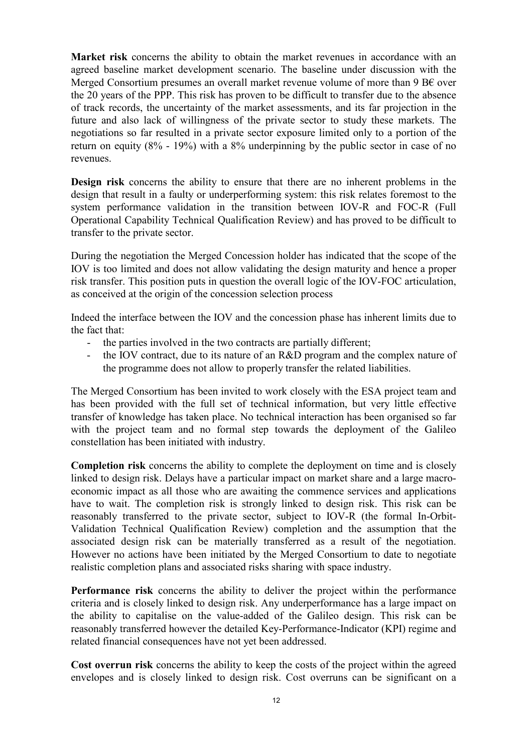**Market risk** concerns the ability to obtain the market revenues in accordance with an agreed baseline market development scenario. The baseline under discussion with the Merged Consortium presumes an overall market revenue volume of more than 9 B€ over the 20 years of the PPP. This risk has proven to be difficult to transfer due to the absence of track records, the uncertainty of the market assessments, and its far projection in the future and also lack of willingness of the private sector to study these markets. The negotiations so far resulted in a private sector exposure limited only to a portion of the return on equity (8% - 19%) with a 8% underpinning by the public sector in case of no revenues.

**Design risk** concerns the ability to ensure that there are no inherent problems in the design that result in a faulty or underperforming system: this risk relates foremost to the system performance validation in the transition between IOV-R and FOC-R (Full Operational Capability Technical Qualification Review) and has proved to be difficult to transfer to the private sector.

During the negotiation the Merged Concession holder has indicated that the scope of the IOV is too limited and does not allow validating the design maturity and hence a proper risk transfer. This position puts in question the overall logic of the IOV-FOC articulation, as conceived at the origin of the concession selection process

Indeed the interface between the IOV and the concession phase has inherent limits due to the fact that:

- the parties involved in the two contracts are partially different;
- the IOV contract, due to its nature of an R&D program and the complex nature of the programme does not allow to properly transfer the related liabilities.

The Merged Consortium has been invited to work closely with the ESA project team and has been provided with the full set of technical information, but very little effective transfer of knowledge has taken place. No technical interaction has been organised so far with the project team and no formal step towards the deployment of the Galileo constellation has been initiated with industry.

**Completion risk** concerns the ability to complete the deployment on time and is closely linked to design risk. Delays have a particular impact on market share and a large macro-economic impact as all those who are awaiting the commence services and applications have to wait. The completion risk is strongly linked to design risk. This risk can be reasonably transferred to the private sector, subject to IOV-R (the formal In-Orbit-Validation Technical Qualification Review) completion and the assumption that the associated design risk can be materially transferred as a result of the negotiation. However no actions have been initiated by the Merged Consortium to date to negotiate realistic completion plans and associated risks sharing with space industry.

**Performance risk** concerns the ability to deliver the project within the performance criteria and is closely linked to design risk. Any underperformance has a large impact on the ability to capitalise on the value-added of the Galileo design. This risk can be reasonably transferred however the detailed Key-Performance-Indicator (KPI) regime and related financial consequences have not yet been addressed.

**Cost overrun risk** concerns the ability to keep the costs of the project within the agreed envelopes and is closely linked to design risk. Cost overruns can be significant on a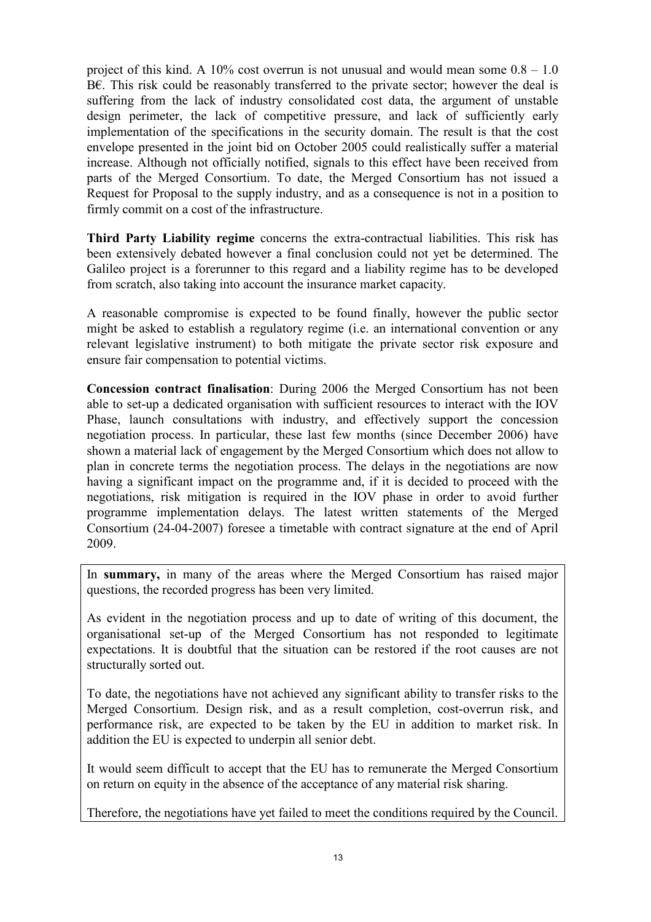project of this kind. A 10% cost overrun is not unusual and would mean some 0.8 – 1.0 B€. This risk could be reasonably transferred to the private sector; however the deal is suffering from the lack of industry consolidated cost data, the argument of unstable design perimeter, the lack of competitive pressure, and lack of sufficiently early implementation of the specifications in the security domain. The result is that the cost envelope presented in the joint bid on October 2005 could realistically suffer a material increase. Although not officially notified, signals to this effect have been received from parts of the Merged Consortium. To date, the Merged Consortium has not issued a Request for Proposal to the supply industry, and as a consequence is not in a position to firmly commit on a cost of the infrastructure.

**Third Party Liability regime** concerns the extra-contractual liabilities. This risk has been extensively debated however a final conclusion could not yet be determined. The Galileo project is a forerunner to this regard and a liability regime has to be developed from scratch, also taking into account the insurance market capacity.

A reasonable compromise is expected to be found finally, however the public sector might be asked to establish a regulatory regime (i.e. an international convention or any relevant legislative instrument) to both mitigate the private sector risk exposure and ensure fair compensation to potential victims.

**Concession contract finalisation**: During 2006 the Merged Consortium has not been able to set-up a dedicated organisation with sufficient resources to interact with the IOV Phase, launch consultations with industry, and effectively support the concession negotiation process. In particular, these last few months (since December 2006) have shown a material lack of engagement by the Merged Consortium which does not allow to plan in concrete terms the negotiation process. The delays in the negotiations are now having a significant impact on the programme and, if it is decided to proceed with the negotiations, risk mitigation is required in the IOV phase in order to avoid further programme implementation delays. The latest written statements of the Merged Consortium (24-04-2007) foresee a timetable with contract signature at the end of April 2009.

In **summary,** in many of the areas where the Merged Consortium has raised major questions, the recorded progress has been very limited.

As evident in the negotiation process and up to date of writing of this document, the organisational set-up of the Merged Consortium has not responded to legitimate expectations. It is doubtful that the situation can be restored if the root causes are not structurally sorted out.

To date, the negotiations have not achieved any significant ability to transfer risks to the Merged Consortium. Design risk, and as a result completion, cost-overrun risk, and performance risk, are expected to be taken by the EU in addition to market risk. In addition the EU is expected to underpin all senior debt.

It would seem difficult to accept that the EU has to remunerate the Merged Consortium on return on equity in the absence of the acceptance of any material risk sharing.

Therefore, the negotiations have yet failed to meet the conditions required by the Council.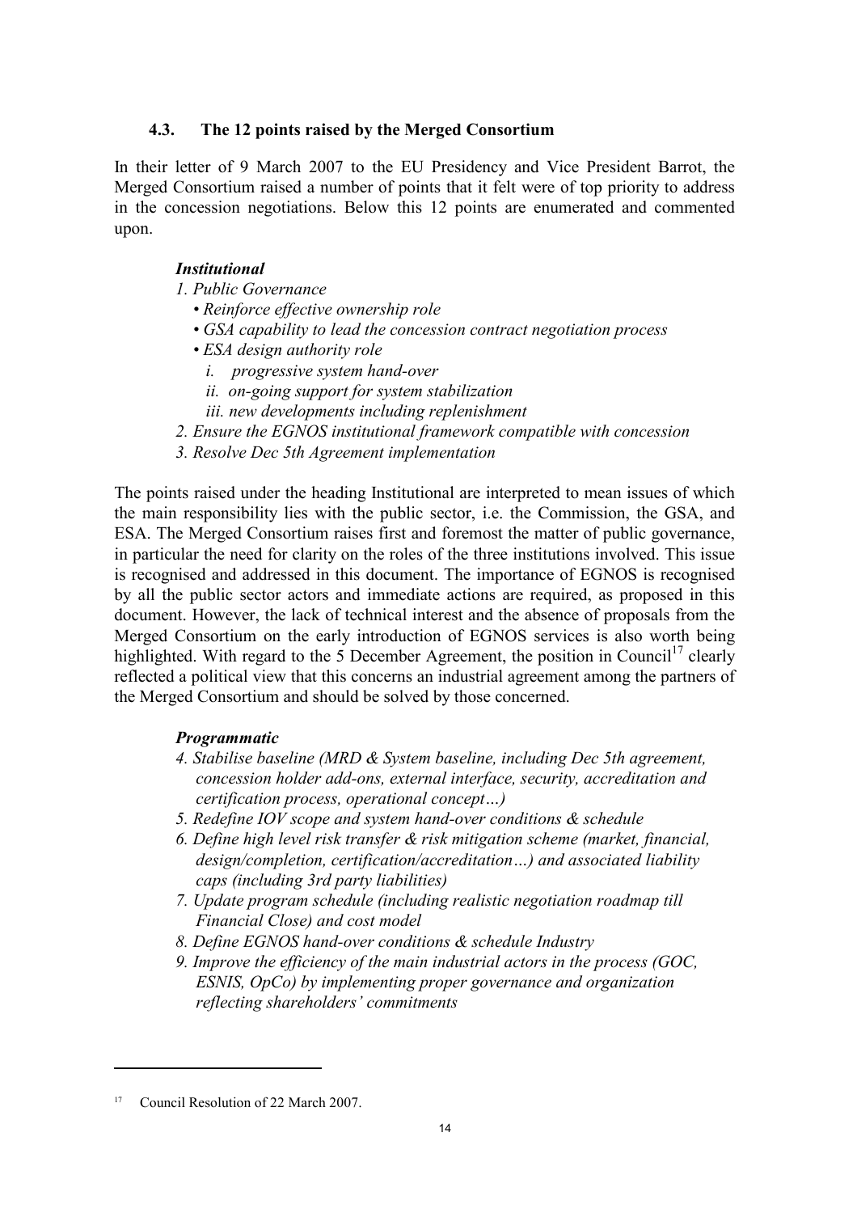### 4.3. The 12 points raised by the Merged Consortium

In their letter of 9 March 2007 to the EU Presidency and Vice President Barrot, the Merged Consortium raised a number of points that it felt were of top priority to address in the concession negotiations. Below this 12 points are enumerated and commented upon.

***Institutional***

*1. Public Governance*

- *Reinforce effective ownership role*
- *GSA capability to lead the concession contract negotiation process*
- *ESA design authority role*
  - *i. progressive system hand-over*
  - *ii. on-going support for system stabilization*
  - *iii. new developments including replenishment*

*2. Ensure the EGNOS institutional framework compatible with concession*

*3. Resolve Dec 5th Agreement implementation*

The points raised under the heading Institutional are interpreted to mean issues of which the main responsibility lies with the public sector, i.e. the Commission, the GSA, and ESA. The Merged Consortium raises first and foremost the matter of public governance, in particular the need for clarity on the roles of the three institutions involved. This issue is recognised and addressed in this document. The importance of EGNOS is recognised by all the public sector actors and immediate actions are required, as proposed in this document. However, the lack of technical interest and the absence of proposals from the Merged Consortium on the early introduction of EGNOS services is also worth being highlighted. With regard to the 5 December Agreement, the position in Council[17] clearly reflected a political view that this concerns an industrial agreement among the partners of the Merged Consortium and should be solved by those concerned.

***Programmatic***

*4. Stabilise baseline (MRD & System baseline, including Dec 5th agreement, concession holder add-ons, external interface, security, accreditation and certification process, operational concept…)*

*5. Redefine IOV scope and system hand-over conditions & schedule*

*6. Define high level risk transfer & risk mitigation scheme (market, financial, design/completion, certification/accreditation…) and associated liability caps (including 3rd party liabilities)*

*7. Update program schedule (including realistic negotiation roadmap till Financial Close) and cost model*

*8. Define EGNOS hand-over conditions & schedule Industry*

*9. Improve the efficiency of the main industrial actors in the process (GOC, ESNIS, OpCo) by implementing proper governance and organization reflecting shareholders' commitments*

---

[17] Council Resolution of 22 March 2007.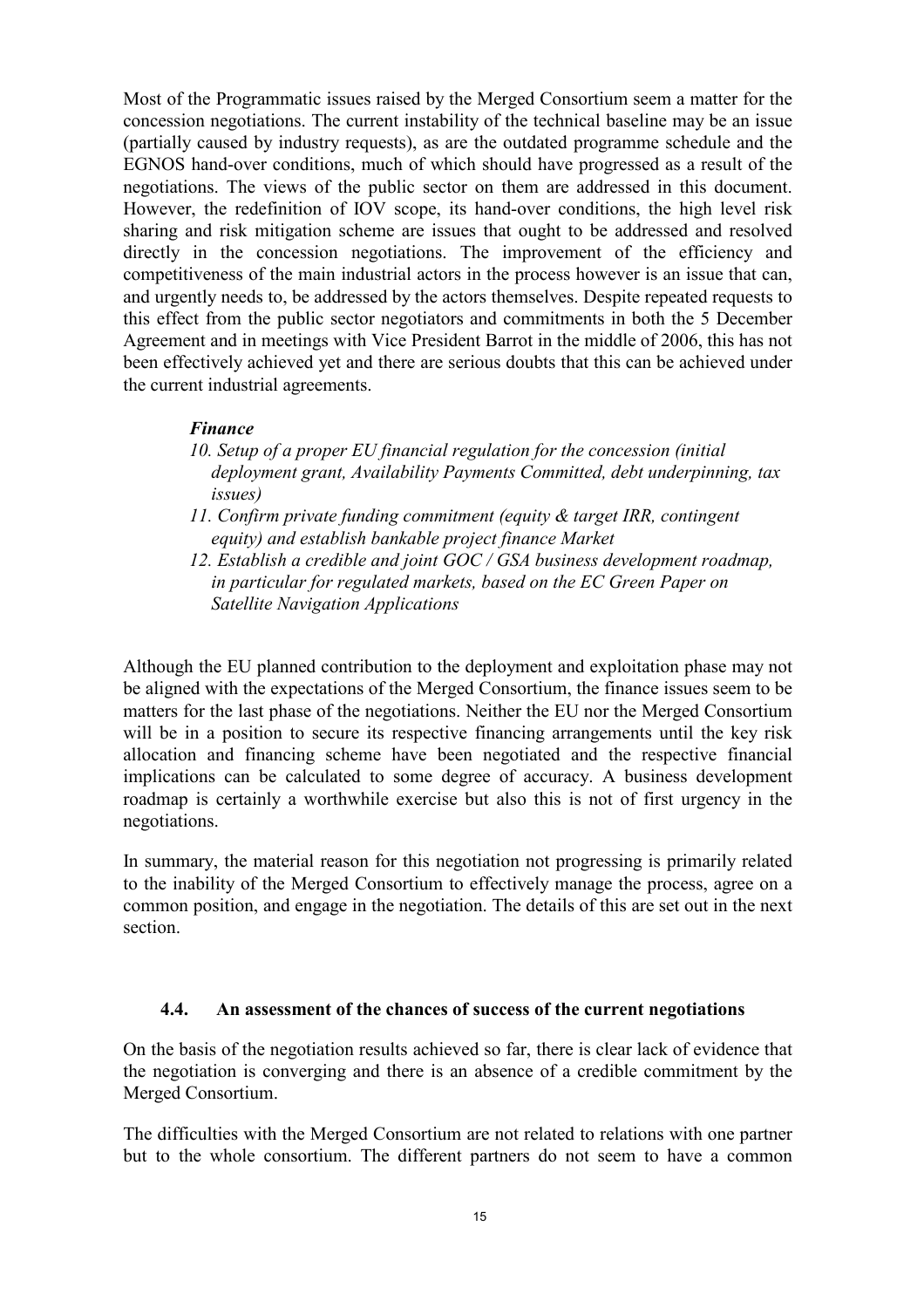Most of the Programmatic issues raised by the Merged Consortium seem a matter for the concession negotiations. The current instability of the technical baseline may be an issue (partially caused by industry requests), as are the outdated programme schedule and the EGNOS hand-over conditions, much of which should have progressed as a result of the negotiations. The views of the public sector on them are addressed in this document. However, the redefinition of IOV scope, its hand-over conditions, the high level risk sharing and risk mitigation scheme are issues that ought to be addressed and resolved directly in the concession negotiations. The improvement of the efficiency and competitiveness of the main industrial actors in the process however is an issue that can, and urgently needs to, be addressed by the actors themselves. Despite repeated requests to this effect from the public sector negotiators and commitments in both the 5 December Agreement and in meetings with Vice President Barrot in the middle of 2006, this has not been effectively achieved yet and there are serious doubts that this can be achieved under the current industrial agreements.

***Finance***

10. *Setup of a proper EU financial regulation for the concession (initial deployment grant, Availability Payments Committed, debt underpinning, tax issues)*
11. *Confirm private funding commitment (equity & target IRR, contingent equity) and establish bankable project finance Market*
12. *Establish a credible and joint GOC / GSA business development roadmap, in particular for regulated markets, based on the EC Green Paper on Satellite Navigation Applications*

Although the EU planned contribution to the deployment and exploitation phase may not be aligned with the expectations of the Merged Consortium, the finance issues seem to be matters for the last phase of the negotiations. Neither the EU nor the Merged Consortium will be in a position to secure its respective financing arrangements until the key risk allocation and financing scheme have been negotiated and the respective financial implications can be calculated to some degree of accuracy. A business development roadmap is certainly a worthwhile exercise but also this is not of first urgency in the negotiations.

In summary, the material reason for this negotiation not progressing is primarily related to the inability of the Merged Consortium to effectively manage the process, agree on a common position, and engage in the negotiation. The details of this are set out in the next section.

### 4.4. An assessment of the chances of success of the current negotiations

On the basis of the negotiation results achieved so far, there is clear lack of evidence that the negotiation is converging and there is an absence of a credible commitment by the Merged Consortium.

The difficulties with the Merged Consortium are not related to relations with one partner but to the whole consortium. The different partners do not seem to have a common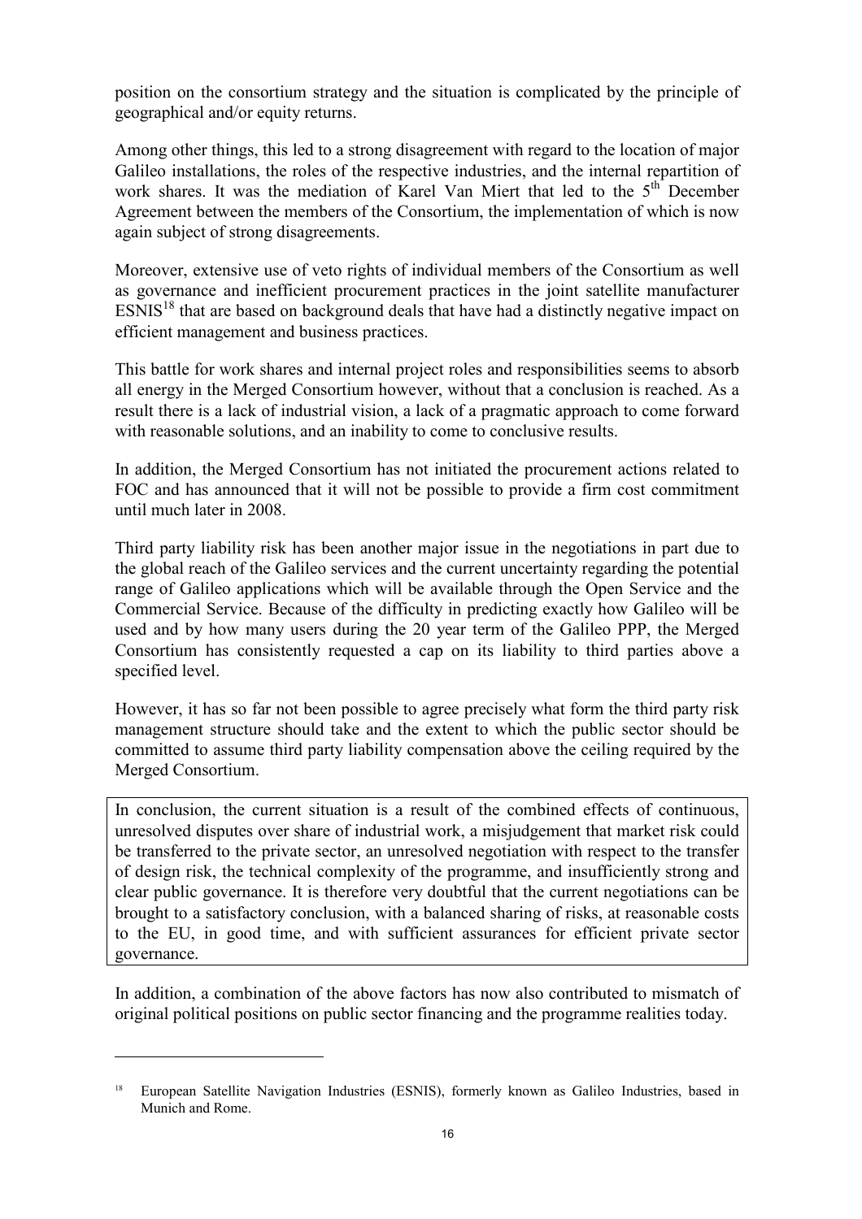position on the consortium strategy and the situation is complicated by the principle of geographical and/or equity returns.

Among other things, this led to a strong disagreement with regard to the location of major Galileo installations, the roles of the respective industries, and the internal repartition of work shares. It was the mediation of Karel Van Miert that led to the 5th December Agreement between the members of the Consortium, the implementation of which is now again subject of strong disagreements.

Moreover, extensive use of veto rights of individual members of the Consortium as well as governance and inefficient procurement practices in the joint satellite manufacturer ESNIS[18] that are based on background deals that have had a distinctly negative impact on efficient management and business practices.

This battle for work shares and internal project roles and responsibilities seems to absorb all energy in the Merged Consortium however, without that a conclusion is reached. As a result there is a lack of industrial vision, a lack of a pragmatic approach to come forward with reasonable solutions, and an inability to come to conclusive results.

In addition, the Merged Consortium has not initiated the procurement actions related to FOC and has announced that it will not be possible to provide a firm cost commitment until much later in 2008.

Third party liability risk has been another major issue in the negotiations in part due to the global reach of the Galileo services and the current uncertainty regarding the potential range of Galileo applications which will be available through the Open Service and the Commercial Service. Because of the difficulty in predicting exactly how Galileo will be used and by how many users during the 20 year term of the Galileo PPP, the Merged Consortium has consistently requested a cap on its liability to third parties above a specified level.

However, it has so far not been possible to agree precisely what form the third party risk management structure should take and the extent to which the public sector should be committed to assume third party liability compensation above the ceiling required by the Merged Consortium.

In conclusion, the current situation is a result of the combined effects of continuous, unresolved disputes over share of industrial work, a misjudgement that market risk could be transferred to the private sector, an unresolved negotiation with respect to the transfer of design risk, the technical complexity of the programme, and insufficiently strong and clear public governance. It is therefore very doubtful that the current negotiations can be brought to a satisfactory conclusion, with a balanced sharing of risks, at reasonable costs to the EU, in good time, and with sufficient assurances for efficient private sector governance.

In addition, a combination of the above factors has now also contributed to mismatch of original political positions on public sector financing and the programme realities today.

[18] European Satellite Navigation Industries (ESNIS), formerly known as Galileo Industries, based in Munich and Rome.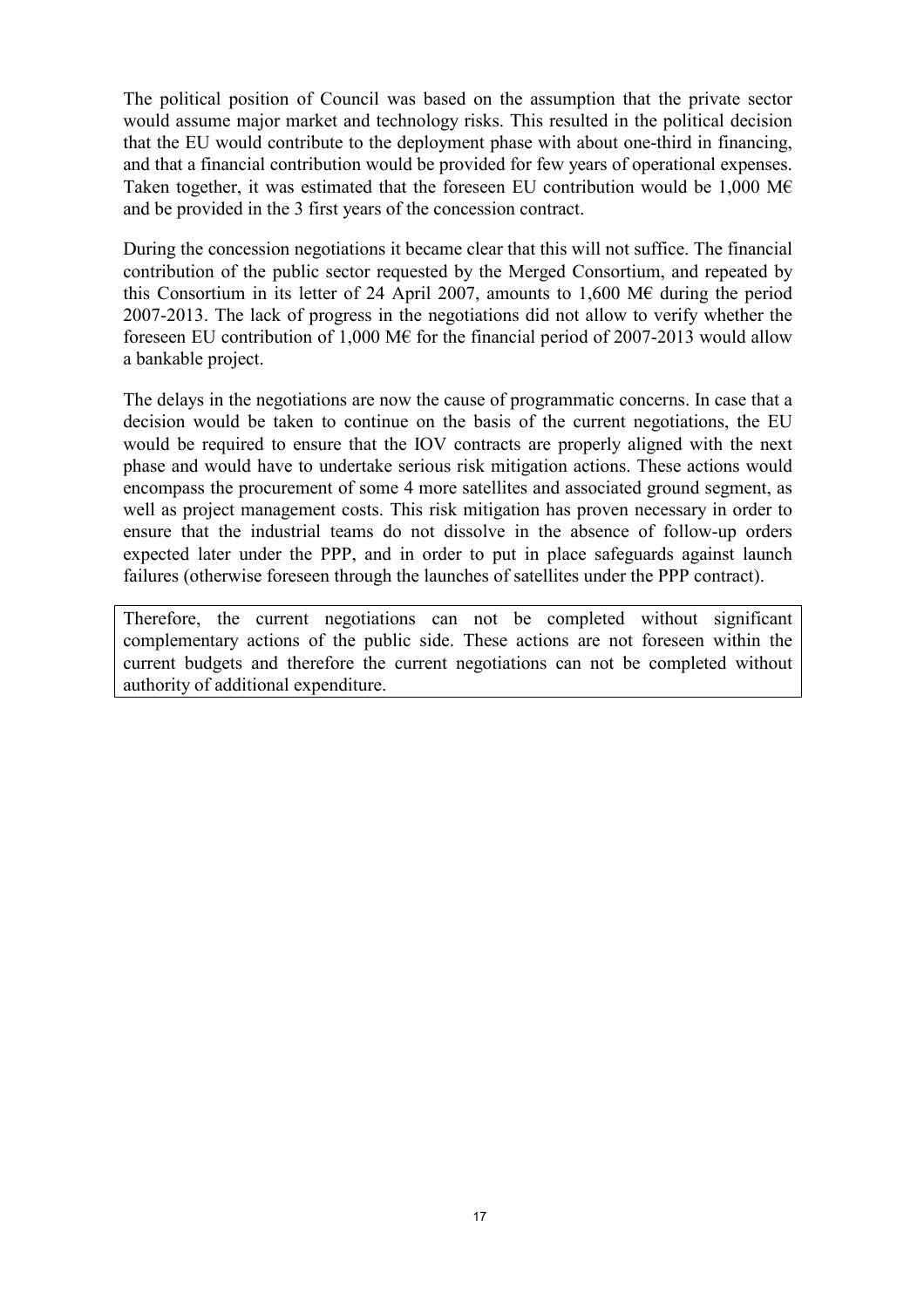The political position of Council was based on the assumption that the private sector would assume major market and technology risks. This resulted in the political decision that the EU would contribute to the deployment phase with about one-third in financing, and that a financial contribution would be provided for few years of operational expenses. Taken together, it was estimated that the foreseen EU contribution would be 1,000 M€ and be provided in the 3 first years of the concession contract.

During the concession negotiations it became clear that this will not suffice. The financial contribution of the public sector requested by the Merged Consortium, and repeated by this Consortium in its letter of 24 April 2007, amounts to 1,600 M€ during the period 2007-2013. The lack of progress in the negotiations did not allow to verify whether the foreseen EU contribution of 1,000 M€ for the financial period of 2007-2013 would allow a bankable project.

The delays in the negotiations are now the cause of programmatic concerns. In case that a decision would be taken to continue on the basis of the current negotiations, the EU would be required to ensure that the IOV contracts are properly aligned with the next phase and would have to undertake serious risk mitigation actions. These actions would encompass the procurement of some 4 more satellites and associated ground segment, as well as project management costs. This risk mitigation has proven necessary in order to ensure that the industrial teams do not dissolve in the absence of follow-up orders expected later under the PPP, and in order to put in place safeguards against launch failures (otherwise foreseen through the launches of satellites under the PPP contract).

Therefore, the current negotiations can not be completed without significant complementary actions of the public side. These actions are not foreseen within the current budgets and therefore the current negotiations can not be completed without authority of additional expenditure.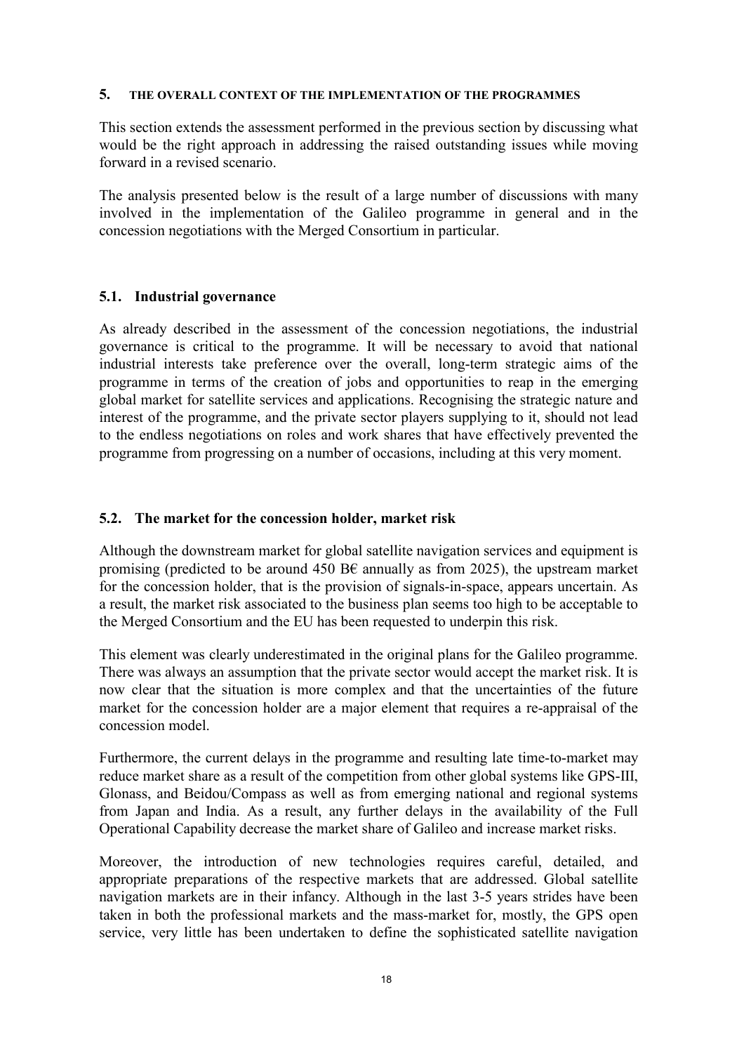## 5. THE OVERALL CONTEXT OF THE IMPLEMENTATION OF THE PROGRAMMES

This section extends the assessment performed in the previous section by discussing what would be the right approach in addressing the raised outstanding issues while moving forward in a revised scenario.

The analysis presented below is the result of a large number of discussions with many involved in the implementation of the Galileo programme in general and in the concession negotiations with the Merged Consortium in particular.

### 5.1. Industrial governance

As already described in the assessment of the concession negotiations, the industrial governance is critical to the programme. It will be necessary to avoid that national industrial interests take preference over the overall, long-term strategic aims of the programme in terms of the creation of jobs and opportunities to reap in the emerging global market for satellite services and applications. Recognising the strategic nature and interest of the programme, and the private sector players supplying to it, should not lead to the endless negotiations on roles and work shares that have effectively prevented the programme from progressing on a number of occasions, including at this very moment.

### 5.2. The market for the concession holder, market risk

Although the downstream market for global satellite navigation services and equipment is promising (predicted to be around 450 B€ annually as from 2025), the upstream market for the concession holder, that is the provision of signals-in-space, appears uncertain. As a result, the market risk associated to the business plan seems too high to be acceptable to the Merged Consortium and the EU has been requested to underpin this risk.

This element was clearly underestimated in the original plans for the Galileo programme. There was always an assumption that the private sector would accept the market risk. It is now clear that the situation is more complex and that the uncertainties of the future market for the concession holder are a major element that requires a re-appraisal of the concession model.

Furthermore, the current delays in the programme and resulting late time-to-market may reduce market share as a result of the competition from other global systems like GPS-III, Glonass, and Beidou/Compass as well as from emerging national and regional systems from Japan and India. As a result, any further delays in the availability of the Full Operational Capability decrease the market share of Galileo and increase market risks.

Moreover, the introduction of new technologies requires careful, detailed, and appropriate preparations of the respective markets that are addressed. Global satellite navigation markets are in their infancy. Although in the last 3-5 years strides have been taken in both the professional markets and the mass-market for, mostly, the GPS open service, very little has been undertaken to define the sophisticated satellite navigation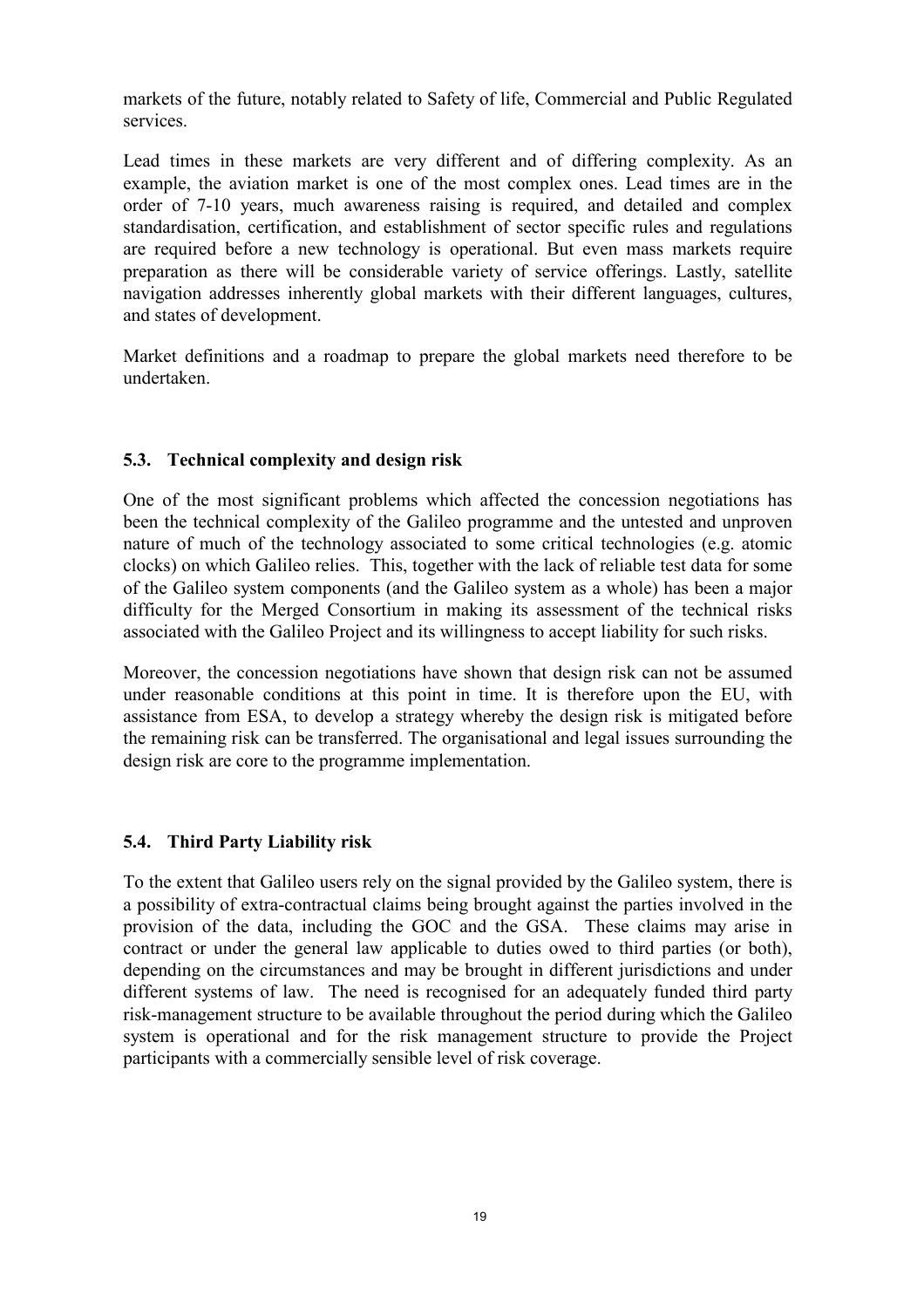markets of the future, notably related to Safety of life, Commercial and Public Regulated services.

Lead times in these markets are very different and of differing complexity. As an example, the aviation market is one of the most complex ones. Lead times are in the order of 7-10 years, much awareness raising is required, and detailed and complex standardisation, certification, and establishment of sector specific rules and regulations are required before a new technology is operational. But even mass markets require preparation as there will be considerable variety of service offerings. Lastly, satellite navigation addresses inherently global markets with their different languages, cultures, and states of development.

Market definitions and a roadmap to prepare the global markets need therefore to be undertaken.

### 5.3. Technical complexity and design risk

One of the most significant problems which affected the concession negotiations has been the technical complexity of the Galileo programme and the untested and unproven nature of much of the technology associated to some critical technologies (e.g. atomic clocks) on which Galileo relies. This, together with the lack of reliable test data for some of the Galileo system components (and the Galileo system as a whole) has been a major difficulty for the Merged Consortium in making its assessment of the technical risks associated with the Galileo Project and its willingness to accept liability for such risks.

Moreover, the concession negotiations have shown that design risk can not be assumed under reasonable conditions at this point in time. It is therefore upon the EU, with assistance from ESA, to develop a strategy whereby the design risk is mitigated before the remaining risk can be transferred. The organisational and legal issues surrounding the design risk are core to the programme implementation.

### 5.4. Third Party Liability risk

To the extent that Galileo users rely on the signal provided by the Galileo system, there is a possibility of extra-contractual claims being brought against the parties involved in the provision of the data, including the GOC and the GSA. These claims may arise in contract or under the general law applicable to duties owed to third parties (or both), depending on the circumstances and may be brought in different jurisdictions and under different systems of law. The need is recognised for an adequately funded third party risk-management structure to be available throughout the period during which the Galileo system is operational and for the risk management structure to provide the Project participants with a commercially sensible level of risk coverage.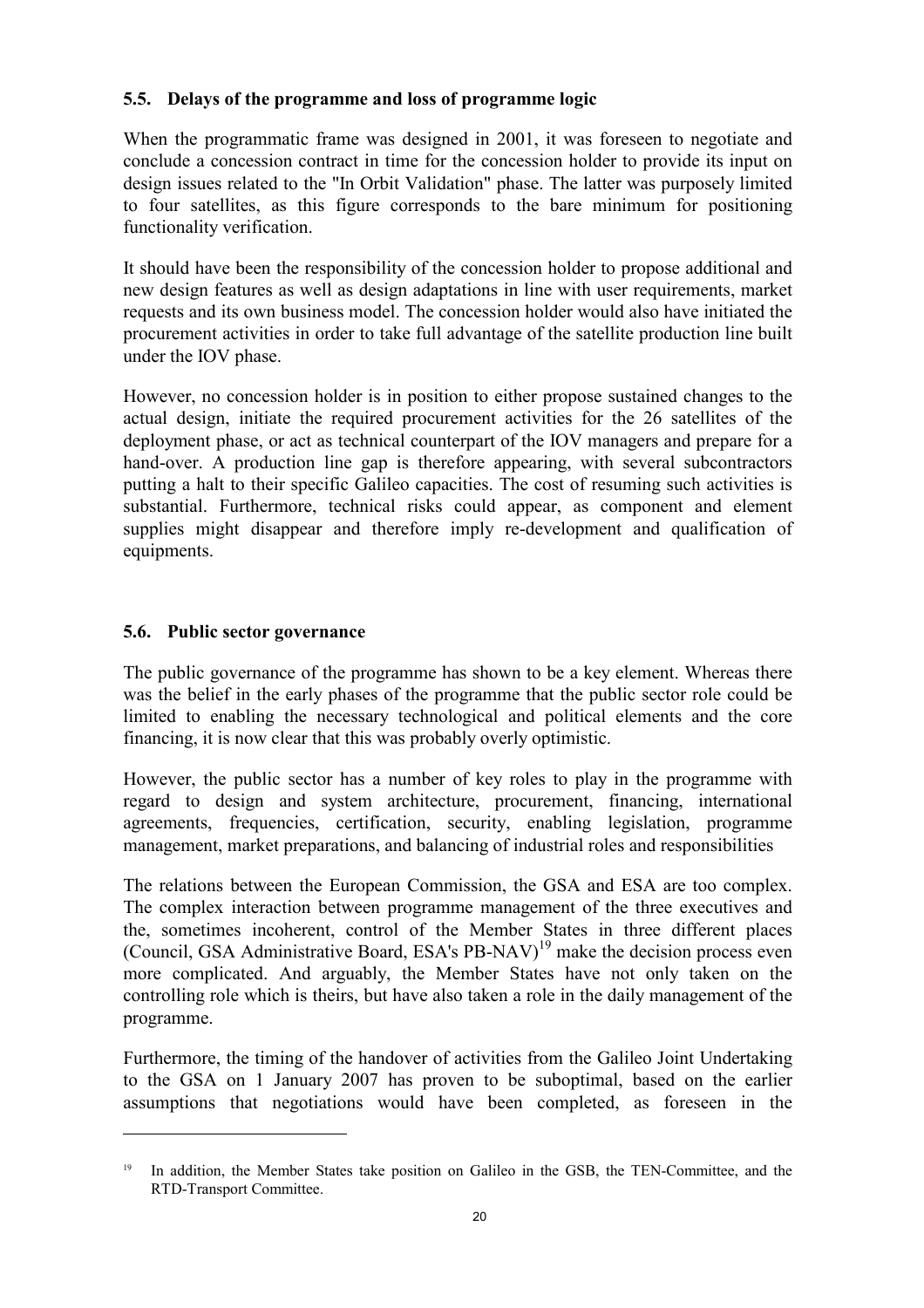### 5.5. Delays of the programme and loss of programme logic

When the programmatic frame was designed in 2001, it was foreseen to negotiate and conclude a concession contract in time for the concession holder to provide its input on design issues related to the "In Orbit Validation" phase. The latter was purposely limited to four satellites, as this figure corresponds to the bare minimum for positioning functionality verification.

It should have been the responsibility of the concession holder to propose additional and new design features as well as design adaptations in line with user requirements, market requests and its own business model. The concession holder would also have initiated the procurement activities in order to take full advantage of the satellite production line built under the IOV phase.

However, no concession holder is in position to either propose sustained changes to the actual design, initiate the required procurement activities for the 26 satellites of the deployment phase, or act as technical counterpart of the IOV managers and prepare for a hand-over. A production line gap is therefore appearing, with several subcontractors putting a halt to their specific Galileo capacities. The cost of resuming such activities is substantial. Furthermore, technical risks could appear, as component and element supplies might disappear and therefore imply re-development and qualification of equipments.

### 5.6. Public sector governance

The public governance of the programme has shown to be a key element. Whereas there was the belief in the early phases of the programme that the public sector role could be limited to enabling the necessary technological and political elements and the core financing, it is now clear that this was probably overly optimistic.

However, the public sector has a number of key roles to play in the programme with regard to design and system architecture, procurement, financing, international agreements, frequencies, certification, security, enabling legislation, programme management, market preparations, and balancing of industrial roles and responsibilities

The relations between the European Commission, the GSA and ESA are too complex. The complex interaction between programme management of the three executives and the, sometimes incoherent, control of the Member States in three different places (Council, GSA Administrative Board, ESA's PB-NAV)[19] make the decision process even more complicated. And arguably, the Member States have not only taken on the controlling role which is theirs, but have also taken a role in the daily management of the programme.

Furthermore, the timing of the handover of activities from the Galileo Joint Undertaking to the GSA on 1 January 2007 has proven to be suboptimal, based on the earlier assumptions that negotiations would have been completed, as foreseen in the

[19] In addition, the Member States take position on Galileo in the GSB, the TEN-Committee, and the RTD-Transport Committee.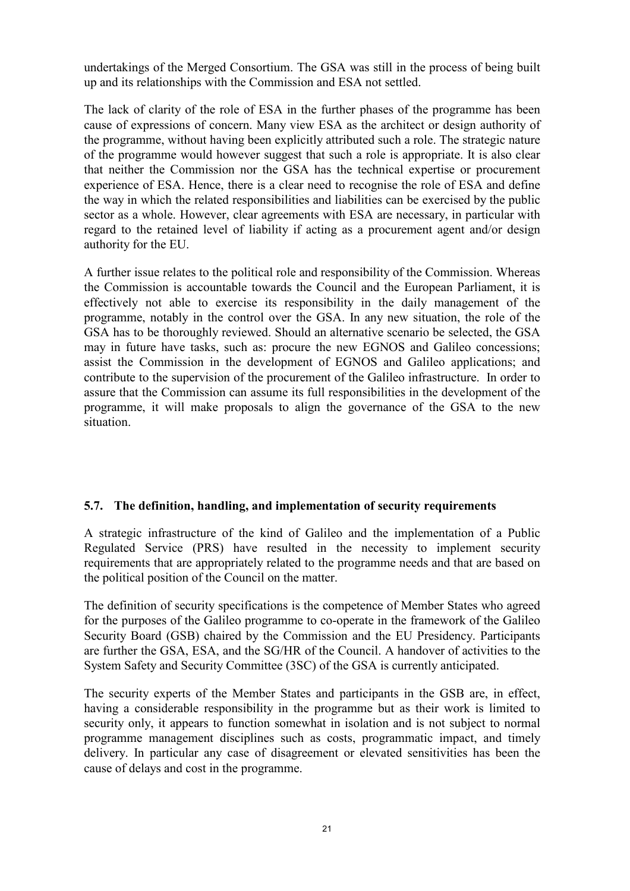undertakings of the Merged Consortium. The GSA was still in the process of being built up and its relationships with the Commission and ESA not settled.

The lack of clarity of the role of ESA in the further phases of the programme has been cause of expressions of concern. Many view ESA as the architect or design authority of the programme, without having been explicitly attributed such a role. The strategic nature of the programme would however suggest that such a role is appropriate. It is also clear that neither the Commission nor the GSA has the technical expertise or procurement experience of ESA. Hence, there is a clear need to recognise the role of ESA and define the way in which the related responsibilities and liabilities can be exercised by the public sector as a whole. However, clear agreements with ESA are necessary, in particular with regard to the retained level of liability if acting as a procurement agent and/or design authority for the EU.

A further issue relates to the political role and responsibility of the Commission. Whereas the Commission is accountable towards the Council and the European Parliament, it is effectively not able to exercise its responsibility in the daily management of the programme, notably in the control over the GSA. In any new situation, the role of the GSA has to be thoroughly reviewed. Should an alternative scenario be selected, the GSA may in future have tasks, such as: procure the new EGNOS and Galileo concessions; assist the Commission in the development of EGNOS and Galileo applications; and contribute to the supervision of the procurement of the Galileo infrastructure. In order to assure that the Commission can assume its full responsibilities in the development of the programme, it will make proposals to align the governance of the GSA to the new situation.

### 5.7. The definition, handling, and implementation of security requirements

A strategic infrastructure of the kind of Galileo and the implementation of a Public Regulated Service (PRS) have resulted in the necessity to implement security requirements that are appropriately related to the programme needs and that are based on the political position of the Council on the matter.

The definition of security specifications is the competence of Member States who agreed for the purposes of the Galileo programme to co-operate in the framework of the Galileo Security Board (GSB) chaired by the Commission and the EU Presidency. Participants are further the GSA, ESA, and the SG/HR of the Council. A handover of activities to the System Safety and Security Committee (3SC) of the GSA is currently anticipated.

The security experts of the Member States and participants in the GSB are, in effect, having a considerable responsibility in the programme but as their work is limited to security only, it appears to function somewhat in isolation and is not subject to normal programme management disciplines such as costs, programmatic impact, and timely delivery. In particular any case of disagreement or elevated sensitivities has been the cause of delays and cost in the programme.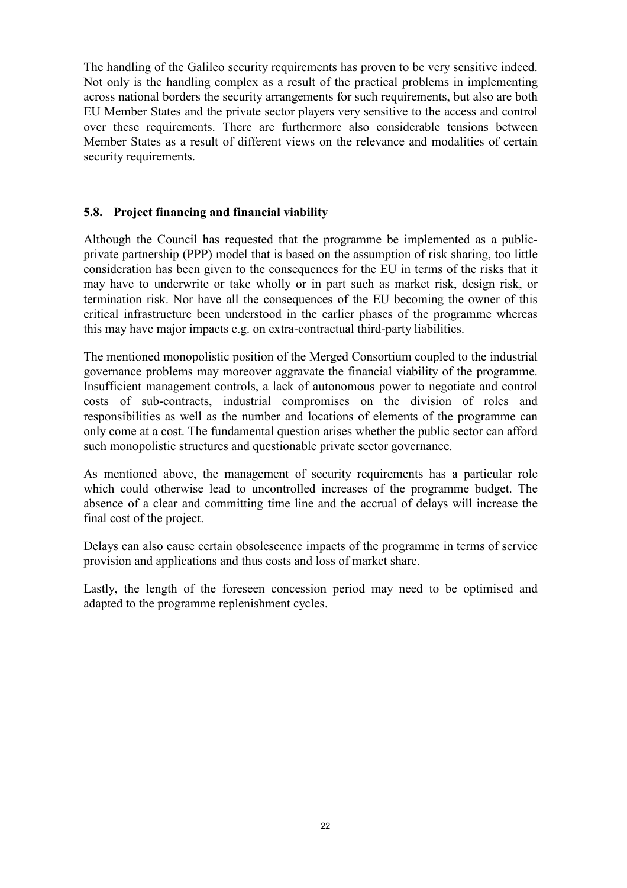The handling of the Galileo security requirements has proven to be very sensitive indeed. Not only is the handling complex as a result of the practical problems in implementing across national borders the security arrangements for such requirements, but also are both EU Member States and the private sector players very sensitive to the access and control over these requirements. There are furthermore also considerable tensions between Member States as a result of different views on the relevance and modalities of certain security requirements.

### 5.8. Project financing and financial viability

Although the Council has requested that the programme be implemented as a public-private partnership (PPP) model that is based on the assumption of risk sharing, too little consideration has been given to the consequences for the EU in terms of the risks that it may have to underwrite or take wholly or in part such as market risk, design risk, or termination risk. Nor have all the consequences of the EU becoming the owner of this critical infrastructure been understood in the earlier phases of the programme whereas this may have major impacts e.g. on extra-contractual third-party liabilities.

The mentioned monopolistic position of the Merged Consortium coupled to the industrial governance problems may moreover aggravate the financial viability of the programme. Insufficient management controls, a lack of autonomous power to negotiate and control costs of sub-contracts, industrial compromises on the division of roles and responsibilities as well as the number and locations of elements of the programme can only come at a cost. The fundamental question arises whether the public sector can afford such monopolistic structures and questionable private sector governance.

As mentioned above, the management of security requirements has a particular role which could otherwise lead to uncontrolled increases of the programme budget. The absence of a clear and committing time line and the accrual of delays will increase the final cost of the project.

Delays can also cause certain obsolescence impacts of the programme in terms of service provision and applications and thus costs and loss of market share.

Lastly, the length of the foreseen concession period may need to be optimised and adapted to the programme replenishment cycles.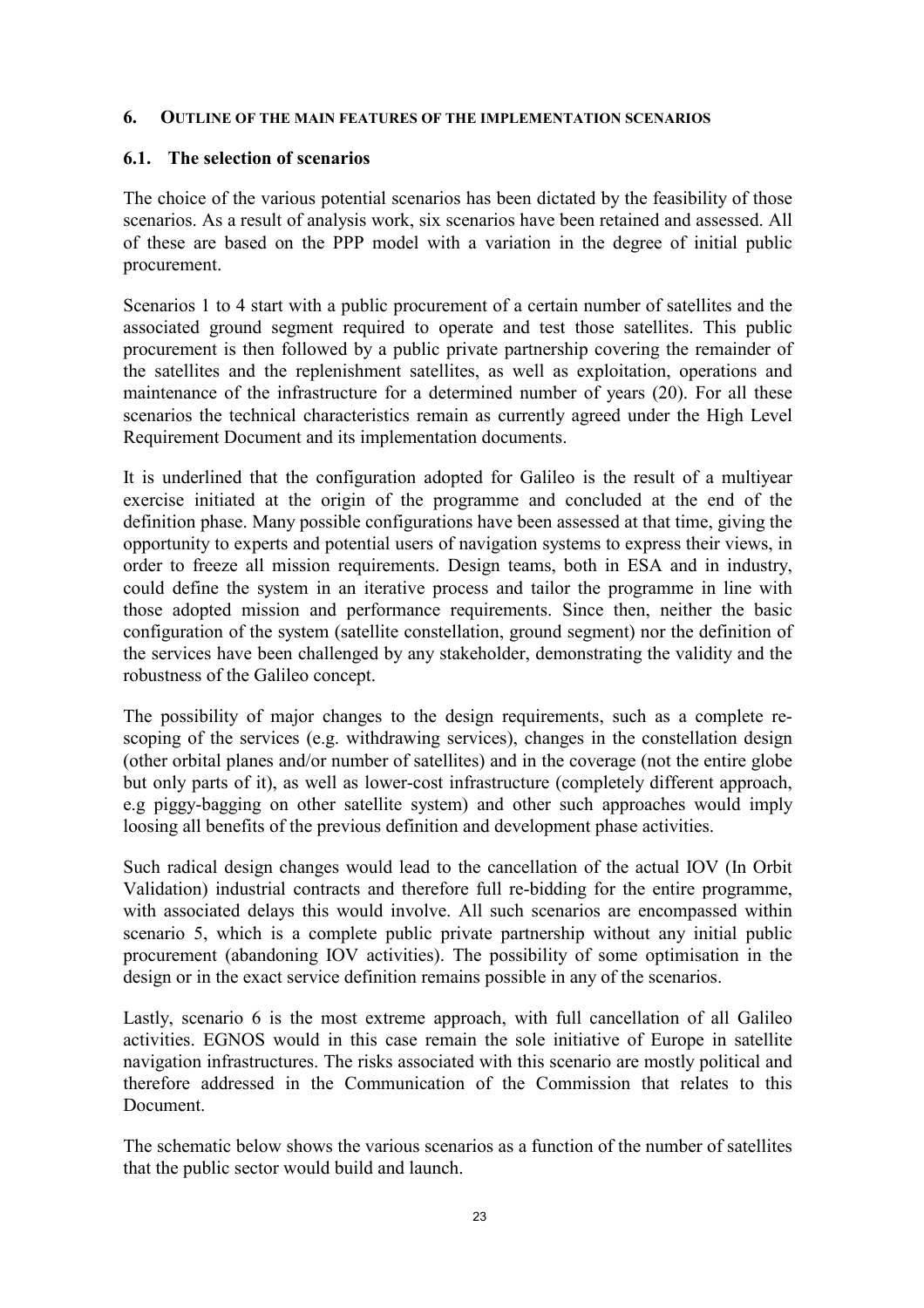## 6. OUTLINE OF THE MAIN FEATURES OF THE IMPLEMENTATION SCENARIOS

### 6.1. The selection of scenarios

The choice of the various potential scenarios has been dictated by the feasibility of those scenarios. As a result of analysis work, six scenarios have been retained and assessed. All of these are based on the PPP model with a variation in the degree of initial public procurement.

Scenarios 1 to 4 start with a public procurement of a certain number of satellites and the associated ground segment required to operate and test those satellites. This public procurement is then followed by a public private partnership covering the remainder of the satellites and the replenishment satellites, as well as exploitation, operations and maintenance of the infrastructure for a determined number of years (20). For all these scenarios the technical characteristics remain as currently agreed under the High Level Requirement Document and its implementation documents.

It is underlined that the configuration adopted for Galileo is the result of a multiyear exercise initiated at the origin of the programme and concluded at the end of the definition phase. Many possible configurations have been assessed at that time, giving the opportunity to experts and potential users of navigation systems to express their views, in order to freeze all mission requirements. Design teams, both in ESA and in industry, could define the system in an iterative process and tailor the programme in line with those adopted mission and performance requirements. Since then, neither the basic configuration of the system (satellite constellation, ground segment) nor the definition of the services have been challenged by any stakeholder, demonstrating the validity and the robustness of the Galileo concept.

The possibility of major changes to the design requirements, such as a complete re-scoping of the services (e.g. withdrawing services), changes in the constellation design (other orbital planes and/or number of satellites) and in the coverage (not the entire globe but only parts of it), as well as lower-cost infrastructure (completely different approach, e.g piggy-bagging on other satellite system) and other such approaches would imply loosing all benefits of the previous definition and development phase activities.

Such radical design changes would lead to the cancellation of the actual IOV (In Orbit Validation) industrial contracts and therefore full re-bidding for the entire programme, with associated delays this would involve. All such scenarios are encompassed within scenario 5, which is a complete public private partnership without any initial public procurement (abandoning IOV activities). The possibility of some optimisation in the design or in the exact service definition remains possible in any of the scenarios.

Lastly, scenario 6 is the most extreme approach, with full cancellation of all Galileo activities. EGNOS would in this case remain the sole initiative of Europe in satellite navigation infrastructures. The risks associated with this scenario are mostly political and therefore addressed in the Communication of the Commission that relates to this Document.

The schematic below shows the various scenarios as a function of the number of satellites that the public sector would build and launch.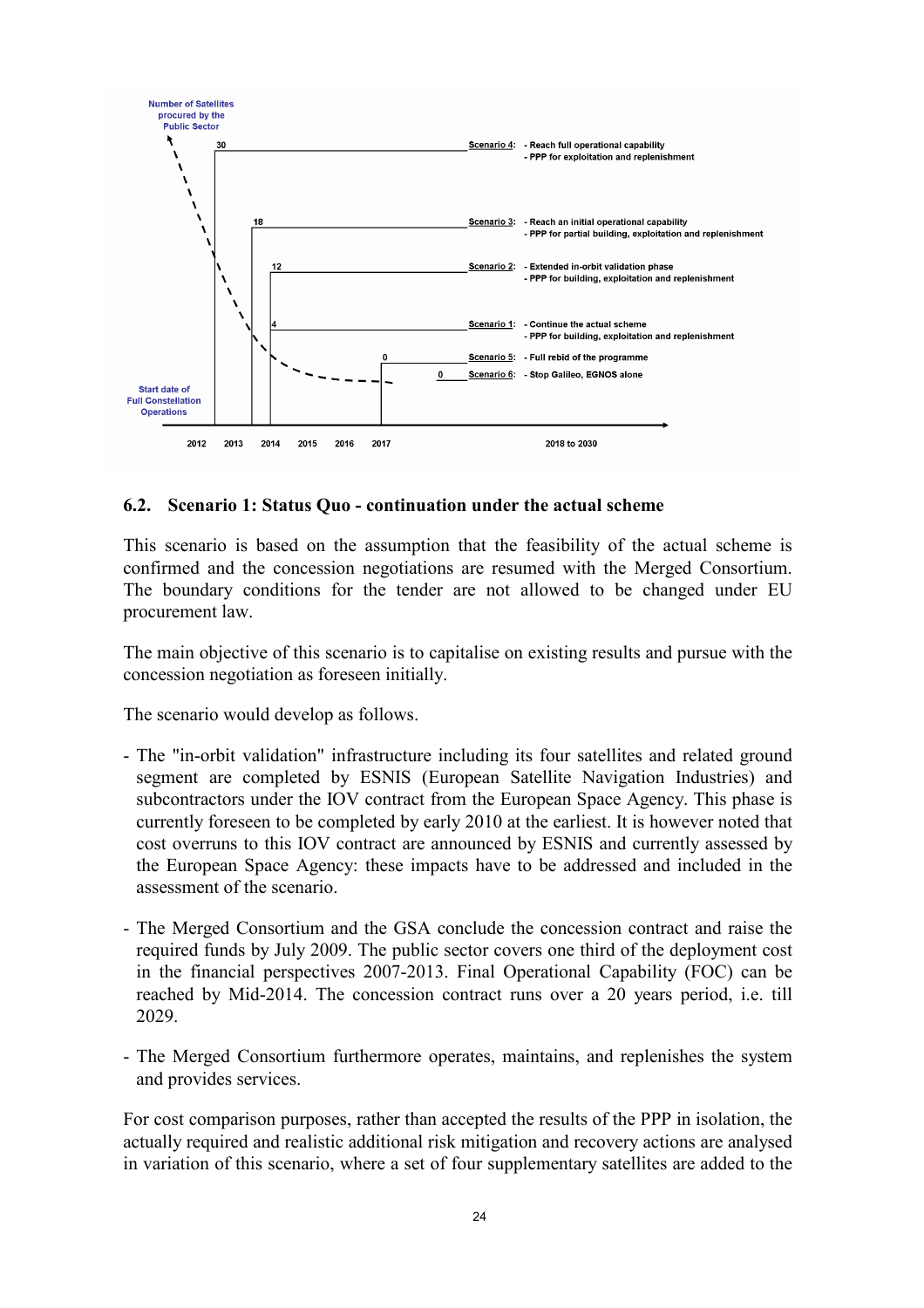Number of Satellites procured by the Public Sector

| Satellites | Scenario | Description |
| --- | --- | --- |
| 30 | Scenario 4: | - Reach full operational capability<br>- PPP for exploitation and replenishment |
| 18 | Scenario 3: | - Reach an initial operational capability<br>- PPP for partial building, exploitation and replenishment |
| 12 | Scenario 2: | - Extended in-orbit validation phase<br>- PPP for building, exploitation and replenishment |
| 4 | Scenario 1: | - Continue the actual scheme<br>- PPP for building, exploitation and replenishment |
| 0 | Scenario 5: | - Full rebid of the programme |
| 0 | Scenario 6: | - Stop Galileo, EGNOS alone |

Start date of Full Constellation Operations: 2012, 2013, 2014, 2015, 2016, 2017, 2018 to 2030

## 6.2. Scenario 1: Status Quo - continuation under the actual scheme

This scenario is based on the assumption that the feasibility of the actual scheme is confirmed and the concession negotiations are resumed with the Merged Consortium. The boundary conditions for the tender are not allowed to be changed under EU procurement law.

The main objective of this scenario is to capitalise on existing results and pursue with the concession negotiation as foreseen initially.

The scenario would develop as follows.

- The "in-orbit validation" infrastructure including its four satellites and related ground segment are completed by ESNIS (European Satellite Navigation Industries) and subcontractors under the IOV contract from the European Space Agency. This phase is currently foreseen to be completed by early 2010 at the earliest. It is however noted that cost overruns to this IOV contract are announced by ESNIS and currently assessed by the European Space Agency: these impacts have to be addressed and included in the assessment of the scenario.

- The Merged Consortium and the GSA conclude the concession contract and raise the required funds by July 2009. The public sector covers one third of the deployment cost in the financial perspectives 2007-2013. Final Operational Capability (FOC) can be reached by Mid-2014. The concession contract runs over a 20 years period, i.e. till 2029.

- The Merged Consortium furthermore operates, maintains, and replenishes the system and provides services.

For cost comparison purposes, rather than accepted the results of the PPP in isolation, the actually required and realistic additional risk mitigation and recovery actions are analysed in variation of this scenario, where a set of four supplementary satellites are added to the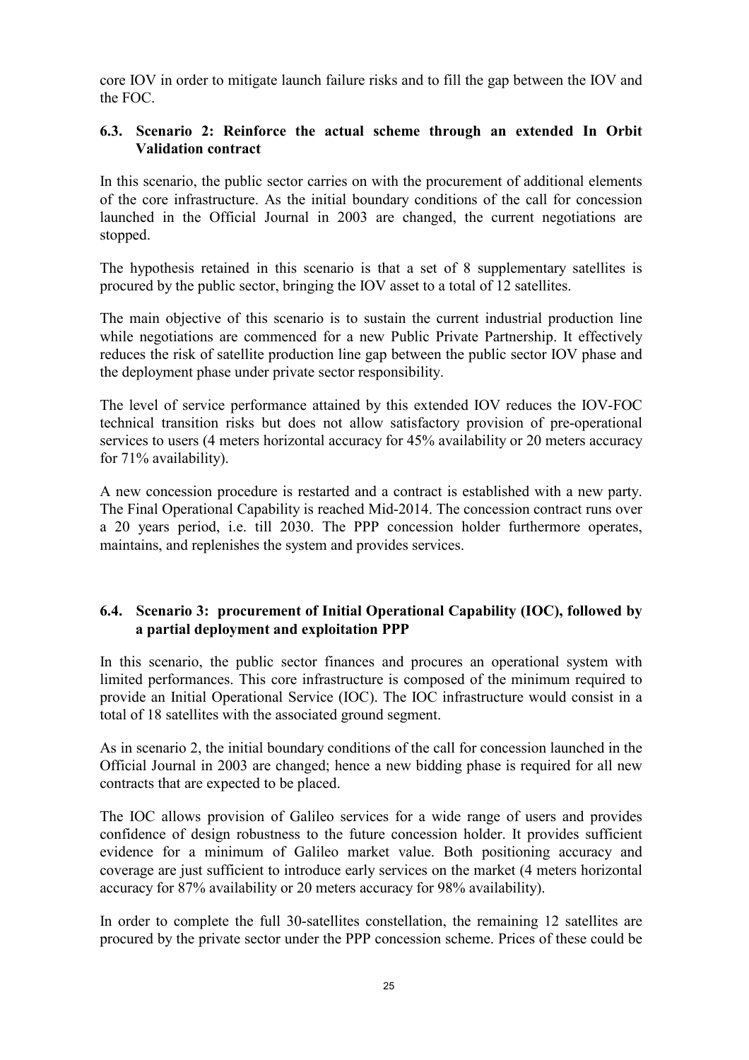core IOV in order to mitigate launch failure risks and to fill the gap between the IOV and the FOC.

### 6.3. Scenario 2: Reinforce the actual scheme through an extended In Orbit Validation contract

In this scenario, the public sector carries on with the procurement of additional elements of the core infrastructure. As the initial boundary conditions of the call for concession launched in the Official Journal in 2003 are changed, the current negotiations are stopped.

The hypothesis retained in this scenario is that a set of 8 supplementary satellites is procured by the public sector, bringing the IOV asset to a total of 12 satellites.

The main objective of this scenario is to sustain the current industrial production line while negotiations are commenced for a new Public Private Partnership. It effectively reduces the risk of satellite production line gap between the public sector IOV phase and the deployment phase under private sector responsibility.

The level of service performance attained by this extended IOV reduces the IOV-FOC technical transition risks but does not allow satisfactory provision of pre-operational services to users (4 meters horizontal accuracy for 45% availability or 20 meters accuracy for 71% availability).

A new concession procedure is restarted and a contract is established with a new party. The Final Operational Capability is reached Mid-2014. The concession contract runs over a 20 years period, i.e. till 2030. The PPP concession holder furthermore operates, maintains, and replenishes the system and provides services.

### 6.4. Scenario 3: procurement of Initial Operational Capability (IOC), followed by a partial deployment and exploitation PPP

In this scenario, the public sector finances and procures an operational system with limited performances. This core infrastructure is composed of the minimum required to provide an Initial Operational Service (IOC). The IOC infrastructure would consist in a total of 18 satellites with the associated ground segment.

As in scenario 2, the initial boundary conditions of the call for concession launched in the Official Journal in 2003 are changed; hence a new bidding phase is required for all new contracts that are expected to be placed.

The IOC allows provision of Galileo services for a wide range of users and provides confidence of design robustness to the future concession holder. It provides sufficient evidence for a minimum of Galileo market value. Both positioning accuracy and coverage are just sufficient to introduce early services on the market (4 meters horizontal accuracy for 87% availability or 20 meters accuracy for 98% availability).

In order to complete the full 30-satellites constellation, the remaining 12 satellites are procured by the private sector under the PPP concession scheme. Prices of these could be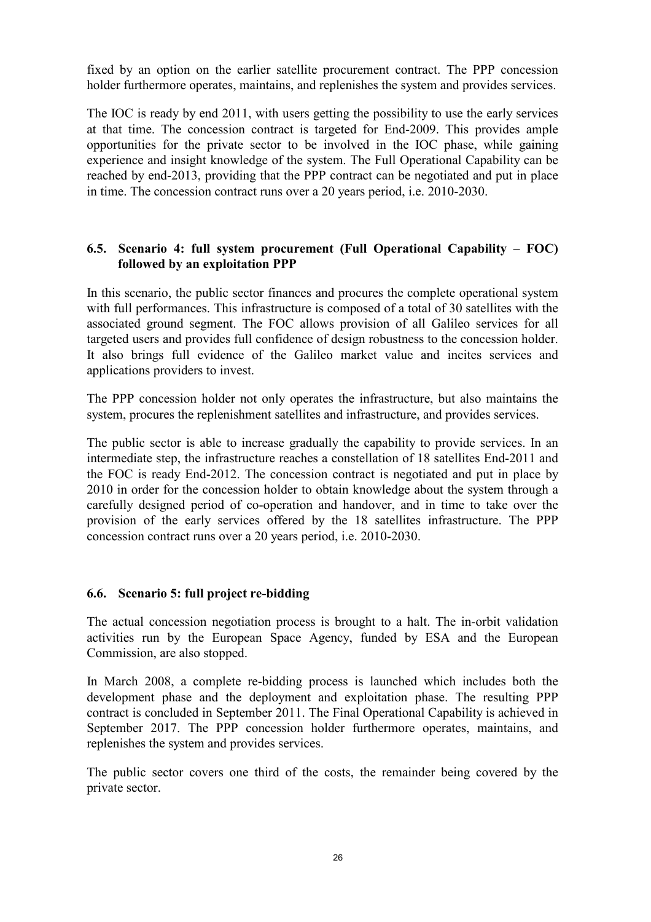fixed by an option on the earlier satellite procurement contract. The PPP concession holder furthermore operates, maintains, and replenishes the system and provides services.

The IOC is ready by end 2011, with users getting the possibility to use the early services at that time. The concession contract is targeted for End-2009. This provides ample opportunities for the private sector to be involved in the IOC phase, while gaining experience and insight knowledge of the system. The Full Operational Capability can be reached by end-2013, providing that the PPP contract can be negotiated and put in place in time. The concession contract runs over a 20 years period, i.e. 2010-2030.

### 6.5. Scenario 4: full system procurement (Full Operational Capability – FOC) followed by an exploitation PPP

In this scenario, the public sector finances and procures the complete operational system with full performances. This infrastructure is composed of a total of 30 satellites with the associated ground segment. The FOC allows provision of all Galileo services for all targeted users and provides full confidence of design robustness to the concession holder. It also brings full evidence of the Galileo market value and incites services and applications providers to invest.

The PPP concession holder not only operates the infrastructure, but also maintains the system, procures the replenishment satellites and infrastructure, and provides services.

The public sector is able to increase gradually the capability to provide services. In an intermediate step, the infrastructure reaches a constellation of 18 satellites End-2011 and the FOC is ready End-2012. The concession contract is negotiated and put in place by 2010 in order for the concession holder to obtain knowledge about the system through a carefully designed period of co-operation and handover, and in time to take over the provision of the early services offered by the 18 satellites infrastructure. The PPP concession contract runs over a 20 years period, i.e. 2010-2030.

### 6.6. Scenario 5: full project re-bidding

The actual concession negotiation process is brought to a halt. The in-orbit validation activities run by the European Space Agency, funded by ESA and the European Commission, are also stopped.

In March 2008, a complete re-bidding process is launched which includes both the development phase and the deployment and exploitation phase. The resulting PPP contract is concluded in September 2011. The Final Operational Capability is achieved in September 2017. The PPP concession holder furthermore operates, maintains, and replenishes the system and provides services.

The public sector covers one third of the costs, the remainder being covered by the private sector.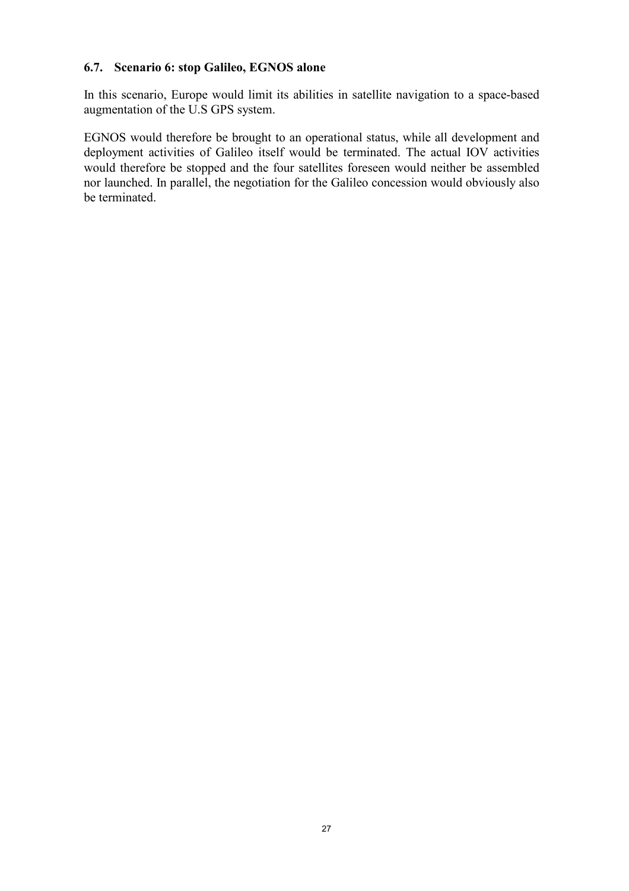### 6.7. Scenario 6: stop Galileo, EGNOS alone

In this scenario, Europe would limit its abilities in satellite navigation to a space-based augmentation of the U.S GPS system.

EGNOS would therefore be brought to an operational status, while all development and deployment activities of Galileo itself would be terminated. The actual IOV activities would therefore be stopped and the four satellites foreseen would neither be assembled nor launched. In parallel, the negotiation for the Galileo concession would obviously also be terminated.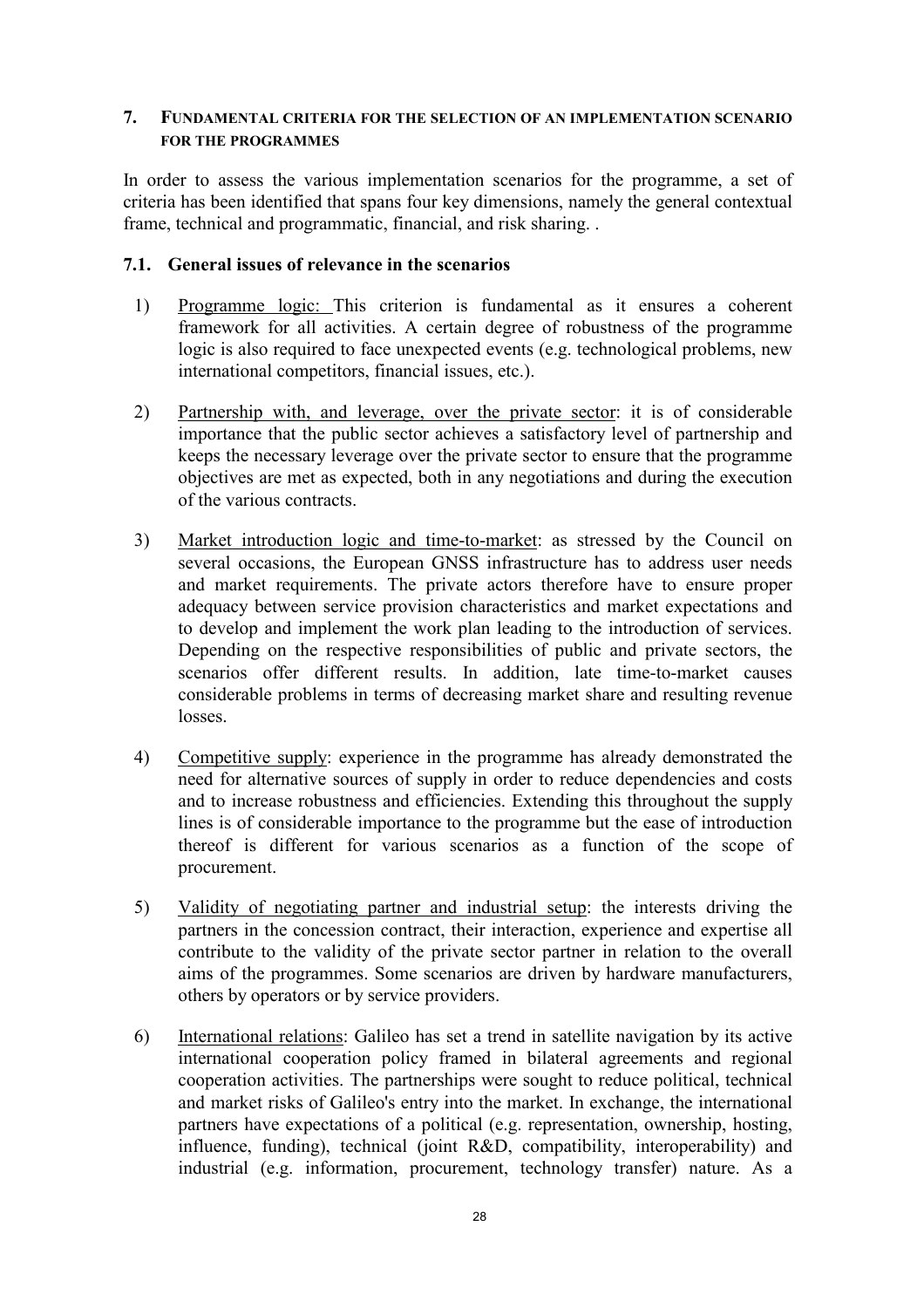## 7. FUNDAMENTAL CRITERIA FOR THE SELECTION OF AN IMPLEMENTATION SCENARIO FOR THE PROGRAMMES

In order to assess the various implementation scenarios for the programme, a set of criteria has been identified that spans four key dimensions, namely the general contextual frame, technical and programmatic, financial, and risk sharing. .

### 7.1. General issues of relevance in the scenarios

1) Programme logic: This criterion is fundamental as it ensures a coherent framework for all activities. A certain degree of robustness of the programme logic is also required to face unexpected events (e.g. technological problems, new international competitors, financial issues, etc.).

2) Partnership with, and leverage, over the private sector: it is of considerable importance that the public sector achieves a satisfactory level of partnership and keeps the necessary leverage over the private sector to ensure that the programme objectives are met as expected, both in any negotiations and during the execution of the various contracts.

3) Market introduction logic and time-to-market: as stressed by the Council on several occasions, the European GNSS infrastructure has to address user needs and market requirements. The private actors therefore have to ensure proper adequacy between service provision characteristics and market expectations and to develop and implement the work plan leading to the introduction of services. Depending on the respective responsibilities of public and private sectors, the scenarios offer different results. In addition, late time-to-market causes considerable problems in terms of decreasing market share and resulting revenue losses.

4) Competitive supply: experience in the programme has already demonstrated the need for alternative sources of supply in order to reduce dependencies and costs and to increase robustness and efficiencies. Extending this throughout the supply lines is of considerable importance to the programme but the ease of introduction thereof is different for various scenarios as a function of the scope of procurement.

5) Validity of negotiating partner and industrial setup: the interests driving the partners in the concession contract, their interaction, experience and expertise all contribute to the validity of the private sector partner in relation to the overall aims of the programmes. Some scenarios are driven by hardware manufacturers, others by operators or by service providers.

6) International relations: Galileo has set a trend in satellite navigation by its active international cooperation policy framed in bilateral agreements and regional cooperation activities. The partnerships were sought to reduce political, technical and market risks of Galileo's entry into the market. In exchange, the international partners have expectations of a political (e.g. representation, ownership, hosting, influence, funding), technical (joint R&D, compatibility, interoperability) and industrial (e.g. information, procurement, technology transfer) nature. As a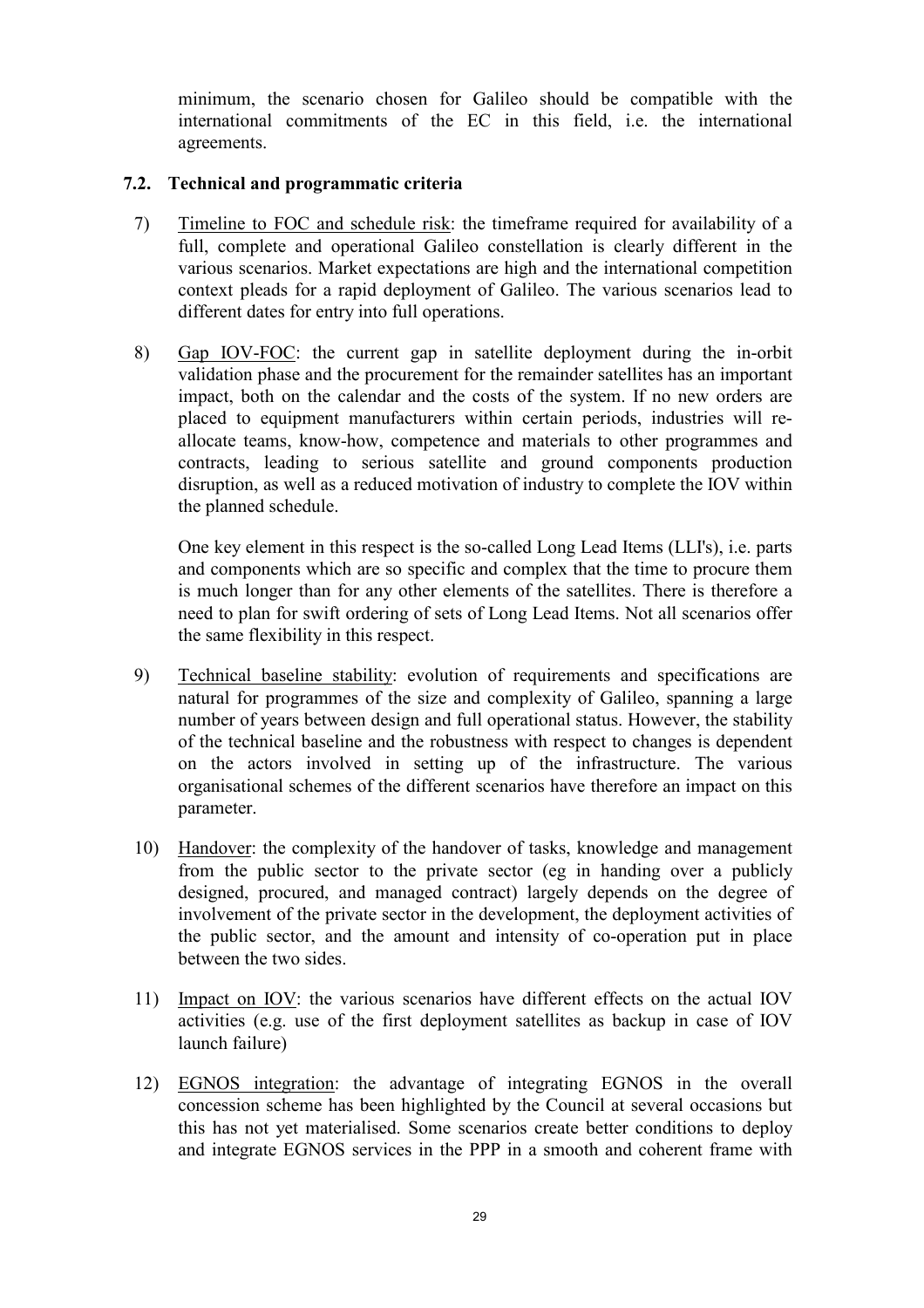minimum, the scenario chosen for Galileo should be compatible with the international commitments of the EC in this field, i.e. the international agreements.

### 7.2. Technical and programmatic criteria

7) Timeline to FOC and schedule risk: the timeframe required for availability of a full, complete and operational Galileo constellation is clearly different in the various scenarios. Market expectations are high and the international competition context pleads for a rapid deployment of Galileo. The various scenarios lead to different dates for entry into full operations.

8) Gap IOV-FOC: the current gap in satellite deployment during the in-orbit validation phase and the procurement for the remainder satellites has an important impact, both on the calendar and the costs of the system. If no new orders are placed to equipment manufacturers within certain periods, industries will re-allocate teams, know-how, competence and materials to other programmes and contracts, leading to serious satellite and ground components production disruption, as well as a reduced motivation of industry to complete the IOV within the planned schedule.

   One key element in this respect is the so-called Long Lead Items (LLI's), i.e. parts and components which are so specific and complex that the time to procure them is much longer than for any other elements of the satellites. There is therefore a need to plan for swift ordering of sets of Long Lead Items. Not all scenarios offer the same flexibility in this respect.

9) Technical baseline stability: evolution of requirements and specifications are natural for programmes of the size and complexity of Galileo, spanning a large number of years between design and full operational status. However, the stability of the technical baseline and the robustness with respect to changes is dependent on the actors involved in setting up of the infrastructure. The various organisational schemes of the different scenarios have therefore an impact on this parameter.

10) Handover: the complexity of the handover of tasks, knowledge and management from the public sector to the private sector (eg in handing over a publicly designed, procured, and managed contract) largely depends on the degree of involvement of the private sector in the development, the deployment activities of the public sector, and the amount and intensity of co-operation put in place between the two sides.

11) Impact on IOV: the various scenarios have different effects on the actual IOV activities (e.g. use of the first deployment satellites as backup in case of IOV launch failure)

12) EGNOS integration: the advantage of integrating EGNOS in the overall concession scheme has been highlighted by the Council at several occasions but this has not yet materialised. Some scenarios create better conditions to deploy and integrate EGNOS services in the PPP in a smooth and coherent frame with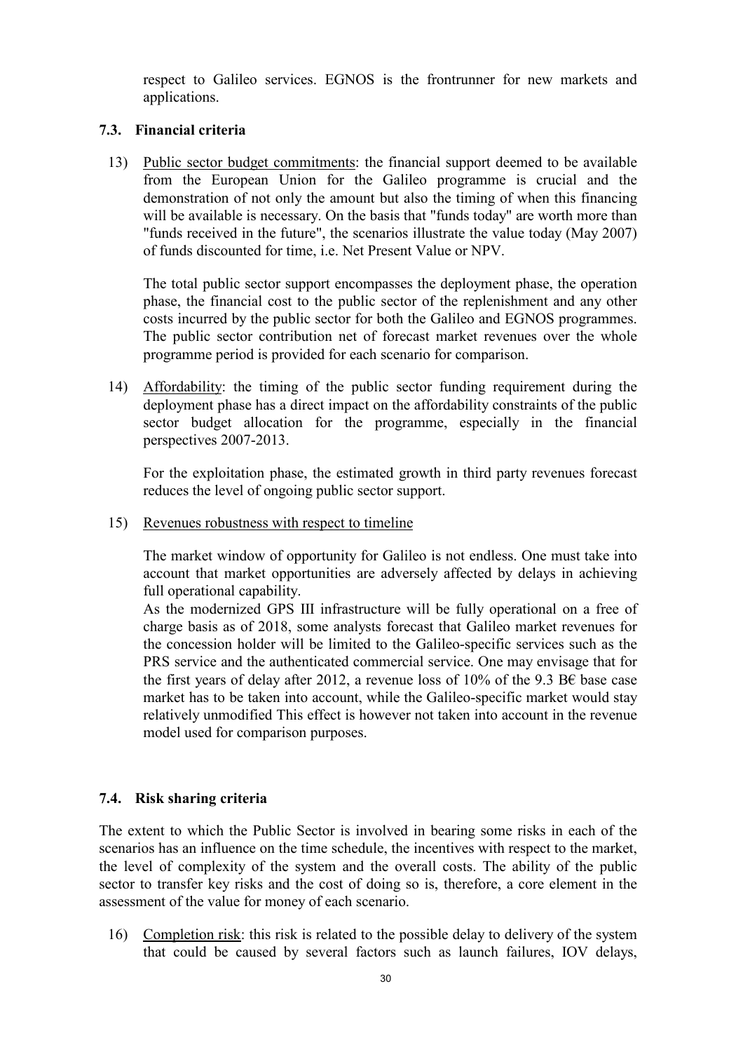respect to Galileo services. EGNOS is the frontrunner for new markets and applications.

### 7.3. Financial criteria

13) Public sector budget commitments: the financial support deemed to be available from the European Union for the Galileo programme is crucial and the demonstration of not only the amount but also the timing of when this financing will be available is necessary. On the basis that "funds today" are worth more than "funds received in the future", the scenarios illustrate the value today (May 2007) of funds discounted for time, i.e. Net Present Value or NPV.

    The total public sector support encompasses the deployment phase, the operation phase, the financial cost to the public sector of the replenishment and any other costs incurred by the public sector for both the Galileo and EGNOS programmes. The public sector contribution net of forecast market revenues over the whole programme period is provided for each scenario for comparison.

14) Affordability: the timing of the public sector funding requirement during the deployment phase has a direct impact on the affordability constraints of the public sector budget allocation for the programme, especially in the financial perspectives 2007-2013.

    For the exploitation phase, the estimated growth in third party revenues forecast reduces the level of ongoing public sector support.

15) Revenues robustness with respect to timeline

    The market window of opportunity for Galileo is not endless. One must take into account that market opportunities are adversely affected by delays in achieving full operational capability.
    As the modernized GPS III infrastructure will be fully operational on a free of charge basis as of 2018, some analysts forecast that Galileo market revenues for the concession holder will be limited to the Galileo-specific services such as the PRS service and the authenticated commercial service. One may envisage that for the first years of delay after 2012, a revenue loss of 10% of the 9.3 B€ base case market has to be taken into account, while the Galileo-specific market would stay relatively unmodified This effect is however not taken into account in the revenue model used for comparison purposes.

### 7.4. Risk sharing criteria

The extent to which the Public Sector is involved in bearing some risks in each of the scenarios has an influence on the time schedule, the incentives with respect to the market, the level of complexity of the system and the overall costs. The ability of the public sector to transfer key risks and the cost of doing so is, therefore, a core element in the assessment of the value for money of each scenario.

16) Completion risk: this risk is related to the possible delay to delivery of the system that could be caused by several factors such as launch failures, IOV delays,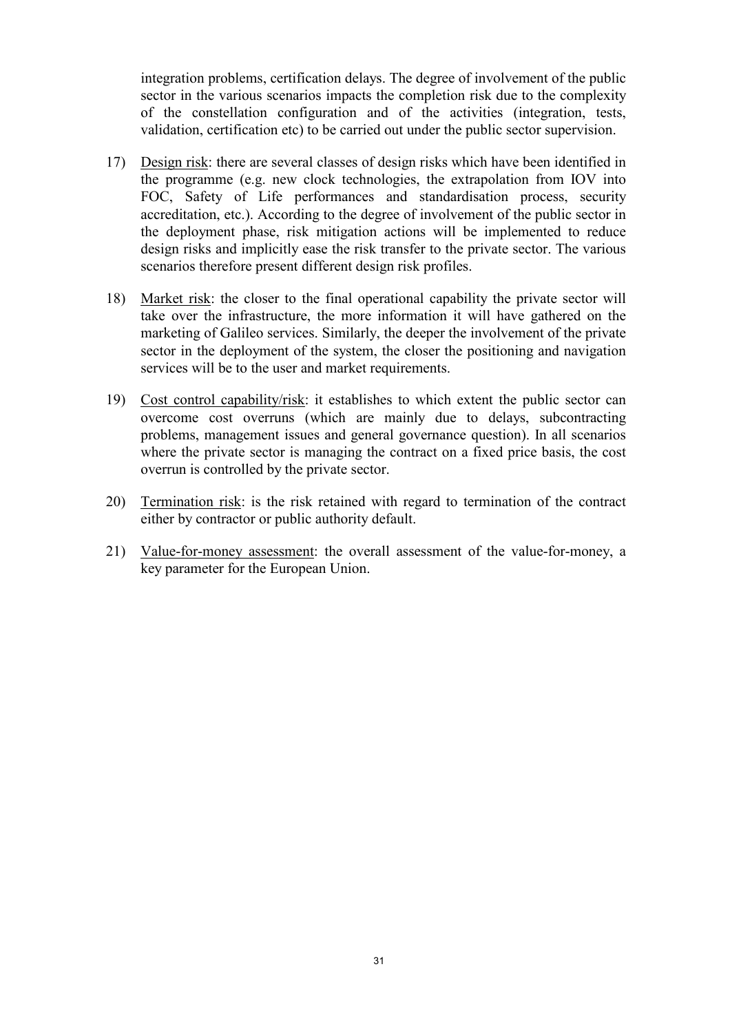integration problems, certification delays. The degree of involvement of the public sector in the various scenarios impacts the completion risk due to the complexity of the constellation configuration and of the activities (integration, tests, validation, certification etc) to be carried out under the public sector supervision.

17) Design risk: there are several classes of design risks which have been identified in the programme (e.g. new clock technologies, the extrapolation from IOV into FOC, Safety of Life performances and standardisation process, security accreditation, etc.). According to the degree of involvement of the public sector in the deployment phase, risk mitigation actions will be implemented to reduce design risks and implicitly ease the risk transfer to the private sector. The various scenarios therefore present different design risk profiles.

18) Market risk: the closer to the final operational capability the private sector will take over the infrastructure, the more information it will have gathered on the marketing of Galileo services. Similarly, the deeper the involvement of the private sector in the deployment of the system, the closer the positioning and navigation services will be to the user and market requirements.

19) Cost control capability/risk: it establishes to which extent the public sector can overcome cost overruns (which are mainly due to delays, subcontracting problems, management issues and general governance question). In all scenarios where the private sector is managing the contract on a fixed price basis, the cost overrun is controlled by the private sector.

20) Termination risk: is the risk retained with regard to termination of the contract either by contractor or public authority default.

21) Value-for-money assessment: the overall assessment of the value-for-money, a key parameter for the European Union.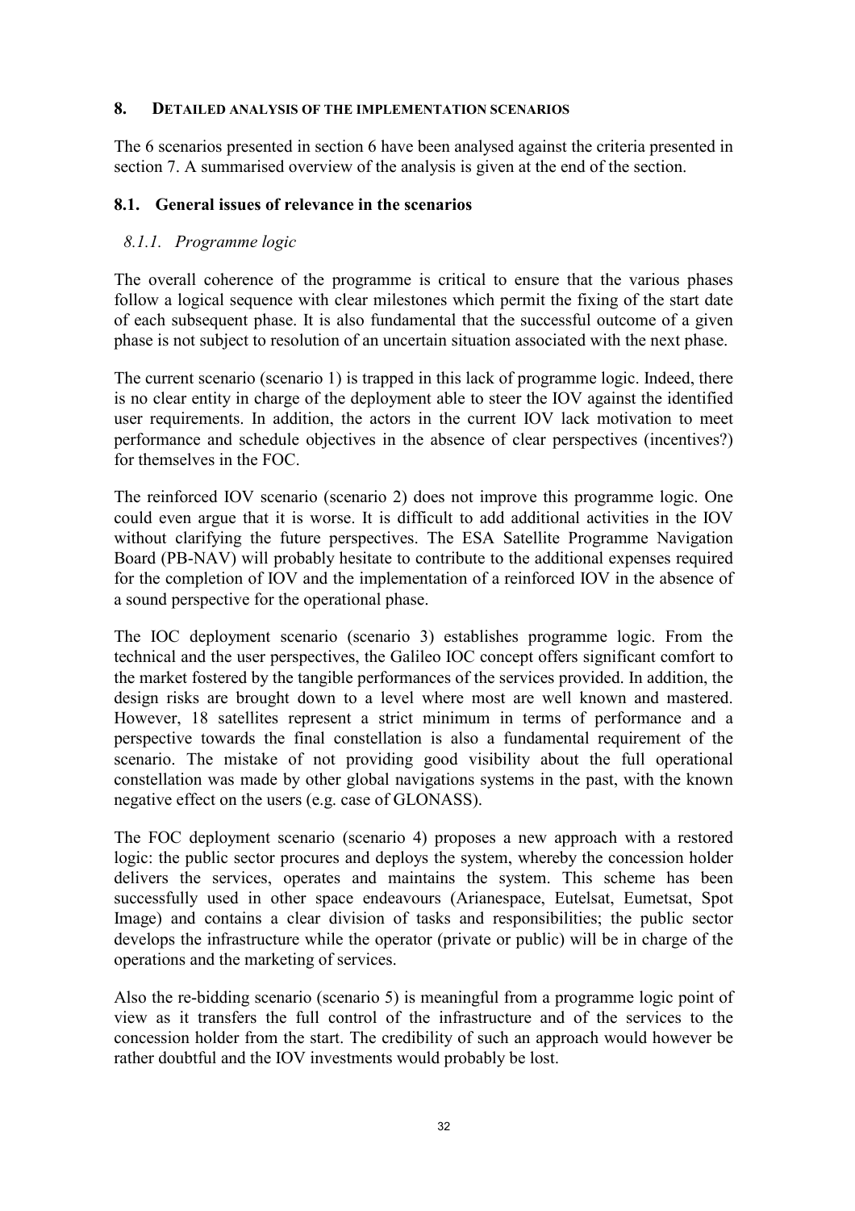## 8. DETAILED ANALYSIS OF THE IMPLEMENTATION SCENARIOS

The 6 scenarios presented in section 6 have been analysed against the criteria presented in section 7. A summarised overview of the analysis is given at the end of the section.

### 8.1. General issues of relevance in the scenarios

#### *8.1.1. Programme logic*

The overall coherence of the programme is critical to ensure that the various phases follow a logical sequence with clear milestones which permit the fixing of the start date of each subsequent phase. It is also fundamental that the successful outcome of a given phase is not subject to resolution of an uncertain situation associated with the next phase.

The current scenario (scenario 1) is trapped in this lack of programme logic. Indeed, there is no clear entity in charge of the deployment able to steer the IOV against the identified user requirements. In addition, the actors in the current IOV lack motivation to meet performance and schedule objectives in the absence of clear perspectives (incentives?) for themselves in the FOC.

The reinforced IOV scenario (scenario 2) does not improve this programme logic. One could even argue that it is worse. It is difficult to add additional activities in the IOV without clarifying the future perspectives. The ESA Satellite Programme Navigation Board (PB-NAV) will probably hesitate to contribute to the additional expenses required for the completion of IOV and the implementation of a reinforced IOV in the absence of a sound perspective for the operational phase.

The IOC deployment scenario (scenario 3) establishes programme logic. From the technical and the user perspectives, the Galileo IOC concept offers significant comfort to the market fostered by the tangible performances of the services provided. In addition, the design risks are brought down to a level where most are well known and mastered. However, 18 satellites represent a strict minimum in terms of performance and a perspective towards the final constellation is also a fundamental requirement of the scenario. The mistake of not providing good visibility about the full operational constellation was made by other global navigations systems in the past, with the known negative effect on the users (e.g. case of GLONASS).

The FOC deployment scenario (scenario 4) proposes a new approach with a restored logic: the public sector procures and deploys the system, whereby the concession holder delivers the services, operates and maintains the system. This scheme has been successfully used in other space endeavours (Arianespace, Eutelsat, Eumetsat, Spot Image) and contains a clear division of tasks and responsibilities; the public sector develops the infrastructure while the operator (private or public) will be in charge of the operations and the marketing of services.

Also the re-bidding scenario (scenario 5) is meaningful from a programme logic point of view as it transfers the full control of the infrastructure and of the services to the concession holder from the start. The credibility of such an approach would however be rather doubtful and the IOV investments would probably be lost.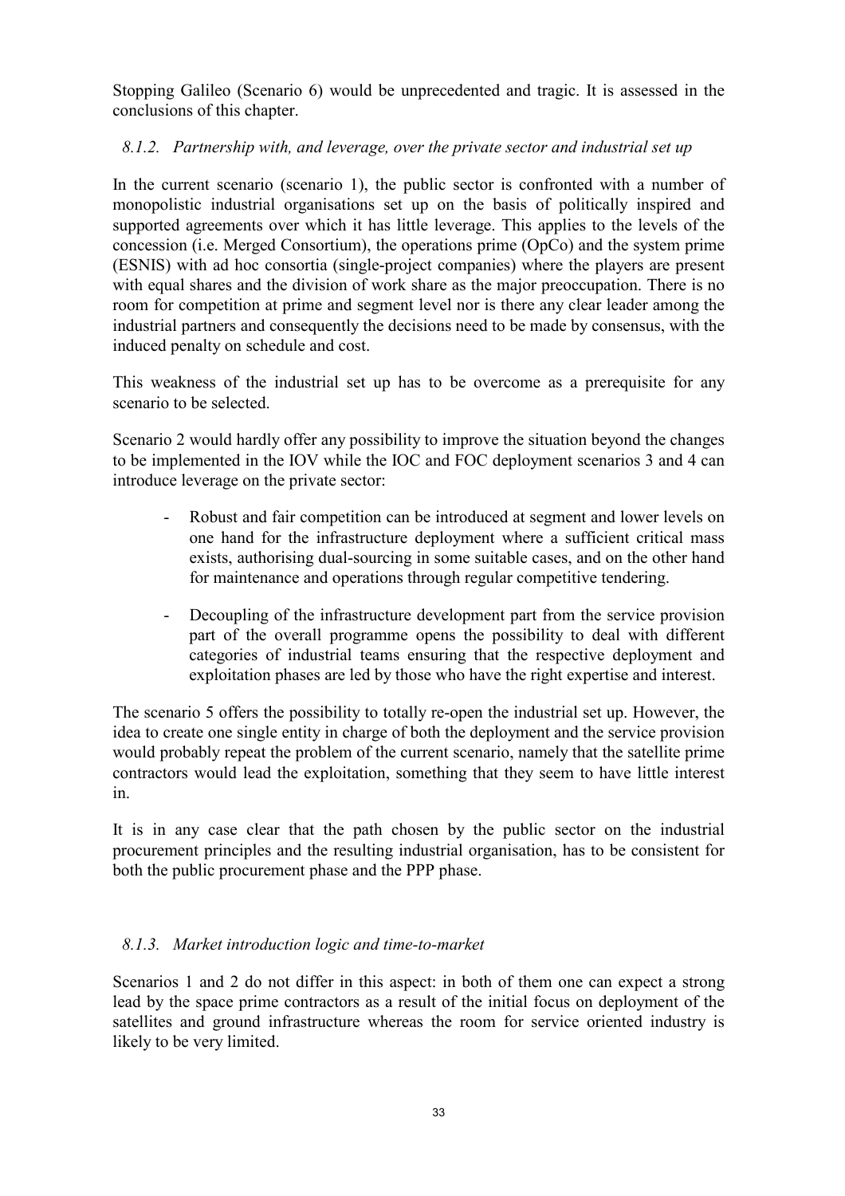Stopping Galileo (Scenario 6) would be unprecedented and tragic. It is assessed in the conclusions of this chapter.

### *8.1.2. Partnership with, and leverage, over the private sector and industrial set up*

In the current scenario (scenario 1), the public sector is confronted with a number of monopolistic industrial organisations set up on the basis of politically inspired and supported agreements over which it has little leverage. This applies to the levels of the concession (i.e. Merged Consortium), the operations prime (OpCo) and the system prime (ESNIS) with ad hoc consortia (single-project companies) where the players are present with equal shares and the division of work share as the major preoccupation. There is no room for competition at prime and segment level nor is there any clear leader among the industrial partners and consequently the decisions need to be made by consensus, with the induced penalty on schedule and cost.

This weakness of the industrial set up has to be overcome as a prerequisite for any scenario to be selected.

Scenario 2 would hardly offer any possibility to improve the situation beyond the changes to be implemented in the IOV while the IOC and FOC deployment scenarios 3 and 4 can introduce leverage on the private sector:

- Robust and fair competition can be introduced at segment and lower levels on one hand for the infrastructure deployment where a sufficient critical mass exists, authorising dual-sourcing in some suitable cases, and on the other hand for maintenance and operations through regular competitive tendering.
- Decoupling of the infrastructure development part from the service provision part of the overall programme opens the possibility to deal with different categories of industrial teams ensuring that the respective deployment and exploitation phases are led by those who have the right expertise and interest.

The scenario 5 offers the possibility to totally re-open the industrial set up. However, the idea to create one single entity in charge of both the deployment and the service provision would probably repeat the problem of the current scenario, namely that the satellite prime contractors would lead the exploitation, something that they seem to have little interest in.

It is in any case clear that the path chosen by the public sector on the industrial procurement principles and the resulting industrial organisation, has to be consistent for both the public procurement phase and the PPP phase.

### *8.1.3. Market introduction logic and time-to-market*

Scenarios 1 and 2 do not differ in this aspect: in both of them one can expect a strong lead by the space prime contractors as a result of the initial focus on deployment of the satellites and ground infrastructure whereas the room for service oriented industry is likely to be very limited.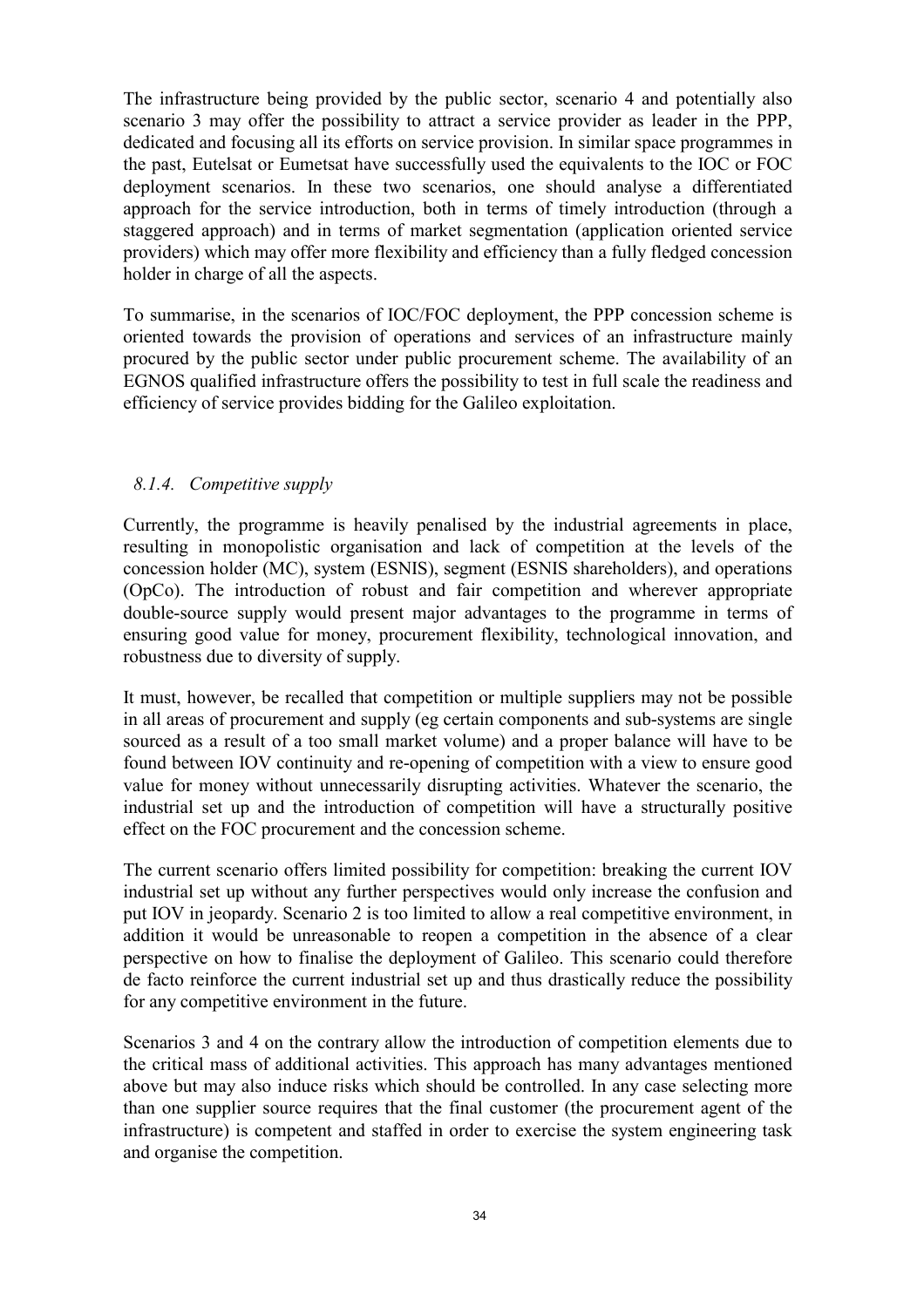The infrastructure being provided by the public sector, scenario 4 and potentially also scenario 3 may offer the possibility to attract a service provider as leader in the PPP, dedicated and focusing all its efforts on service provision. In similar space programmes in the past, Eutelsat or Eumetsat have successfully used the equivalents to the IOC or FOC deployment scenarios. In these two scenarios, one should analyse a differentiated approach for the service introduction, both in terms of timely introduction (through a staggered approach) and in terms of market segmentation (application oriented service providers) which may offer more flexibility and efficiency than a fully fledged concession holder in charge of all the aspects.

To summarise, in the scenarios of IOC/FOC deployment, the PPP concession scheme is oriented towards the provision of operations and services of an infrastructure mainly procured by the public sector under public procurement scheme. The availability of an EGNOS qualified infrastructure offers the possibility to test in full scale the readiness and efficiency of service provides bidding for the Galileo exploitation.

### *8.1.4. Competitive supply*

Currently, the programme is heavily penalised by the industrial agreements in place, resulting in monopolistic organisation and lack of competition at the levels of the concession holder (MC), system (ESNIS), segment (ESNIS shareholders), and operations (OpCo). The introduction of robust and fair competition and wherever appropriate double-source supply would present major advantages to the programme in terms of ensuring good value for money, procurement flexibility, technological innovation, and robustness due to diversity of supply.

It must, however, be recalled that competition or multiple suppliers may not be possible in all areas of procurement and supply (eg certain components and sub-systems are single sourced as a result of a too small market volume) and a proper balance will have to be found between IOV continuity and re-opening of competition with a view to ensure good value for money without unnecessarily disrupting activities. Whatever the scenario, the industrial set up and the introduction of competition will have a structurally positive effect on the FOC procurement and the concession scheme.

The current scenario offers limited possibility for competition: breaking the current IOV industrial set up without any further perspectives would only increase the confusion and put IOV in jeopardy. Scenario 2 is too limited to allow a real competitive environment, in addition it would be unreasonable to reopen a competition in the absence of a clear perspective on how to finalise the deployment of Galileo. This scenario could therefore de facto reinforce the current industrial set up and thus drastically reduce the possibility for any competitive environment in the future.

Scenarios 3 and 4 on the contrary allow the introduction of competition elements due to the critical mass of additional activities. This approach has many advantages mentioned above but may also induce risks which should be controlled. In any case selecting more than one supplier source requires that the final customer (the procurement agent of the infrastructure) is competent and staffed in order to exercise the system engineering task and organise the competition.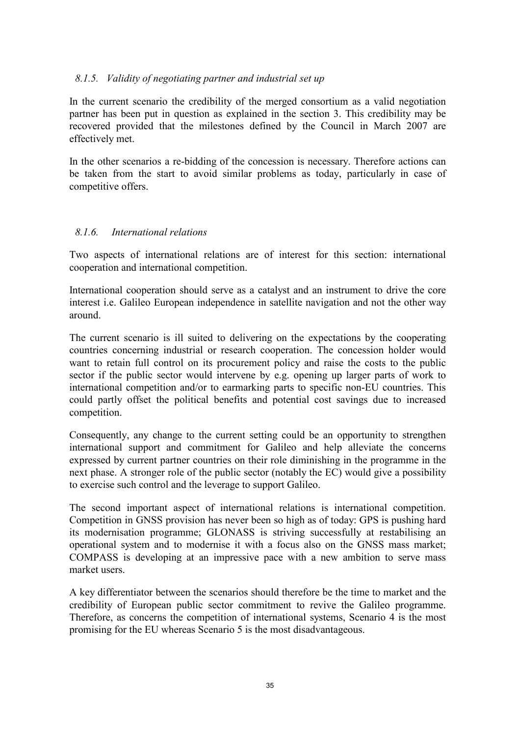#### *8.1.5. Validity of negotiating partner and industrial set up*

In the current scenario the credibility of the merged consortium as a valid negotiation partner has been put in question as explained in the section 3. This credibility may be recovered provided that the milestones defined by the Council in March 2007 are effectively met.

In the other scenarios a re-bidding of the concession is necessary. Therefore actions can be taken from the start to avoid similar problems as today, particularly in case of competitive offers.

#### *8.1.6. International relations*

Two aspects of international relations are of interest for this section: international cooperation and international competition.

International cooperation should serve as a catalyst and an instrument to drive the core interest i.e. Galileo European independence in satellite navigation and not the other way around.

The current scenario is ill suited to delivering on the expectations by the cooperating countries concerning industrial or research cooperation. The concession holder would want to retain full control on its procurement policy and raise the costs to the public sector if the public sector would intervene by e.g. opening up larger parts of work to international competition and/or to earmarking parts to specific non-EU countries. This could partly offset the political benefits and potential cost savings due to increased competition.

Consequently, any change to the current setting could be an opportunity to strengthen international support and commitment for Galileo and help alleviate the concerns expressed by current partner countries on their role diminishing in the programme in the next phase. A stronger role of the public sector (notably the EC) would give a possibility to exercise such control and the leverage to support Galileo.

The second important aspect of international relations is international competition. Competition in GNSS provision has never been so high as of today: GPS is pushing hard its modernisation programme; GLONASS is striving successfully at restabilising an operational system and to modernise it with a focus also on the GNSS mass market; COMPASS is developing at an impressive pace with a new ambition to serve mass market users.

A key differentiator between the scenarios should therefore be the time to market and the credibility of European public sector commitment to revive the Galileo programme. Therefore, as concerns the competition of international systems, Scenario 4 is the most promising for the EU whereas Scenario 5 is the most disadvantageous.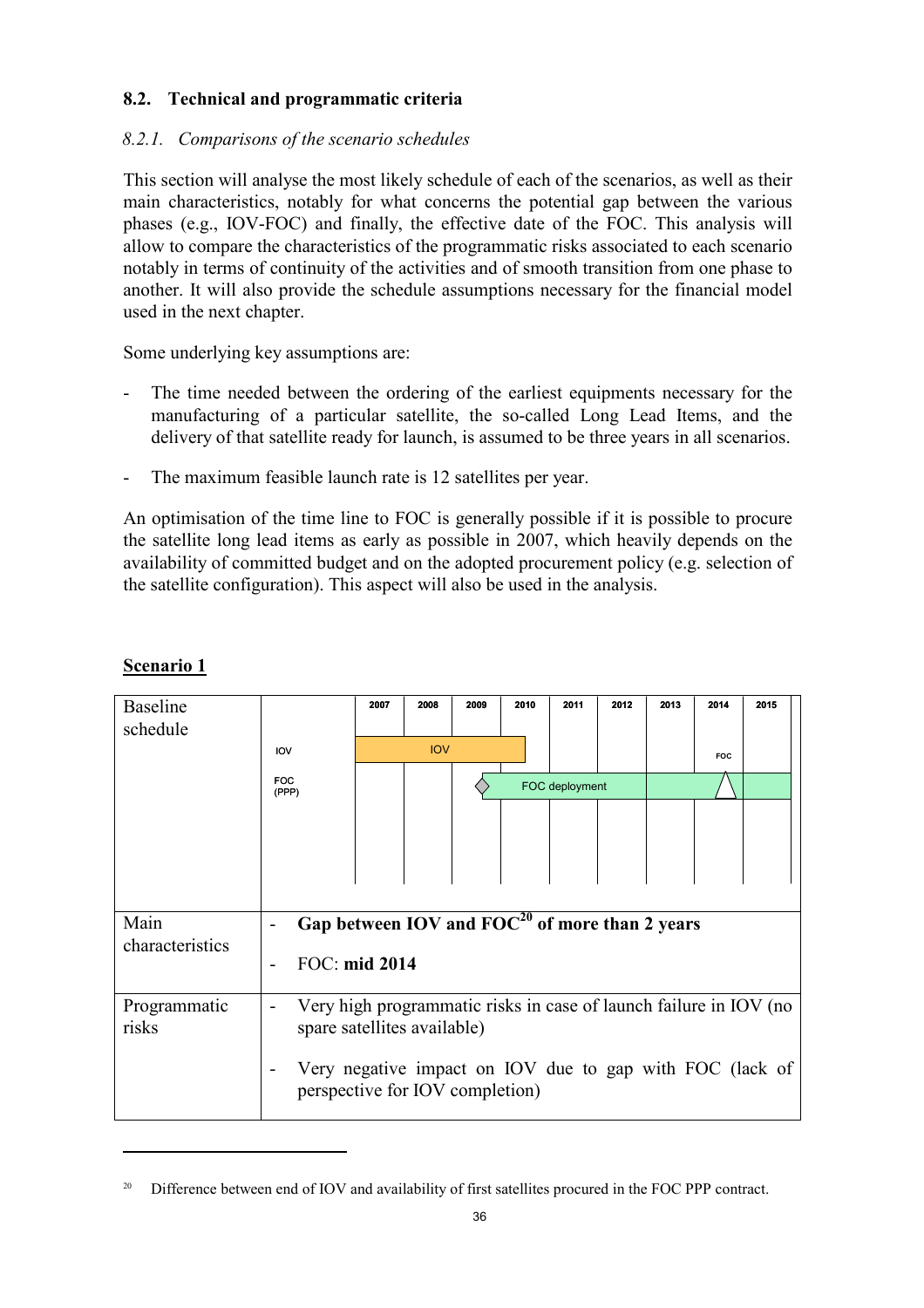## 8.2. Technical and programmatic criteria

### *8.2.1. Comparisons of the scenario schedules*

This section will analyse the most likely schedule of each of the scenarios, as well as their main characteristics, notably for what concerns the potential gap between the various phases (e.g., IOV-FOC) and finally, the effective date of the FOC. This analysis will allow to compare the characteristics of the programmatic risks associated to each scenario notably in terms of continuity of the activities and of smooth transition from one phase to another. It will also provide the schedule assumptions necessary for the financial model used in the next chapter.

Some underlying key assumptions are:

- The time needed between the ordering of the earliest equipments necessary for the manufacturing of a particular satellite, the so-called Long Lead Items, and the delivery of that satellite ready for launch, is assumed to be three years in all scenarios.

- The maximum feasible launch rate is 12 satellites per year.

An optimisation of the time line to FOC is generally possible if it is possible to procure the satellite long lead items as early as possible in 2007, which heavily depends on the availability of committed budget and on the adopted procurement policy (e.g. selection of the satellite configuration). This aspect will also be used in the analysis.

**Scenario 1**

| | |
|---|---|
| Baseline schedule | Chart (2007–2015): IOV bar from 2007 to end of 2010; FOC (PPP): FOC deployment from 2009 to 2015, FOC milestone in 2014 |
| Main characteristics | - **Gap between IOV and FOC[20] of more than 2 years**<br>- FOC: **mid 2014** |
| Programmatic risks | - Very high programmatic risks in case of launch failure in IOV (no spare satellites available)<br>- Very negative impact on IOV due to gap with FOC (lack of perspective for IOV completion) |

[20] Difference between end of IOV and availability of first satellites procured in the FOC PPP contract.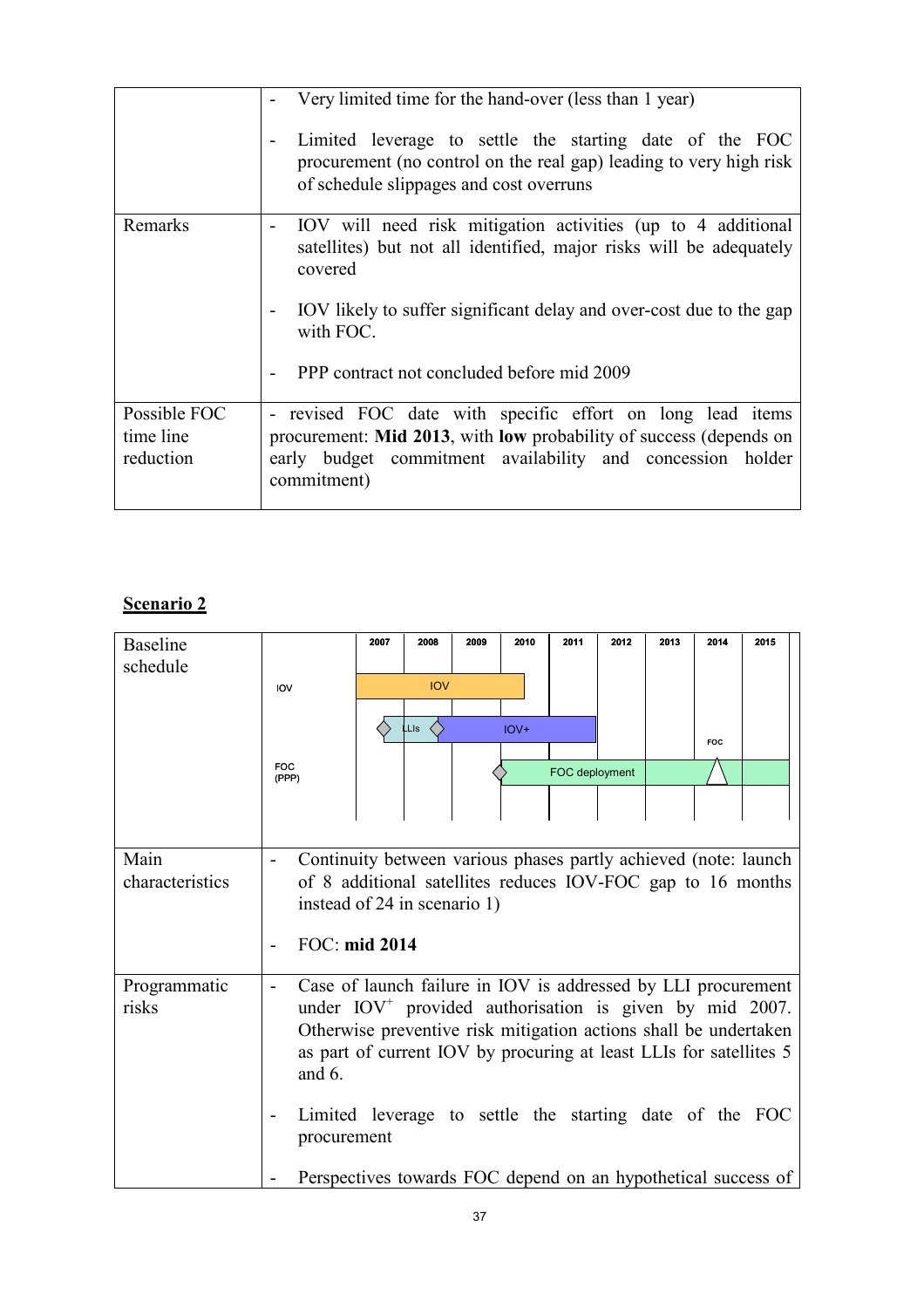| | |
|---|---|
| | - Very limited time for the hand-over (less than 1 year)<br><br>- Limited leverage to settle the starting date of the FOC procurement (no control on the real gap) leading to very high risk of schedule slippages and cost overruns |
| Remarks | - IOV will need risk mitigation activities (up to 4 additional satellites) but not all identified, major risks will be adequately covered<br><br>- IOV likely to suffer significant delay and over-cost due to the gap with FOC.<br><br>- PPP contract not concluded before mid 2009 |
| Possible FOC time line reduction | - revised FOC date with specific effort on long lead items procurement: **Mid 2013**, with **low** probability of success (depends on early budget commitment availability and concession holder commitment) |

**Scenario 2**

| | |
|---|---|
| Baseline schedule | [Chart, 2007–2015: IOV bar 2007 – mid 2010; LLIs 2007–2008 followed by IOV+ 2008 – end 2010; FOC (PPP) deployment from 2010 to 2015, FOC milestone in 2014] |
| Main characteristics | - Continuity between various phases partly achieved (note: launch of 8 additional satellites reduces IOV-FOC gap to 16 months instead of 24 in scenario 1)<br><br>- FOC: **mid 2014** |
| Programmatic risks | - Case of launch failure in IOV is addressed by LLI procurement under IOV$^{+}$ provided authorisation is given by mid 2007. Otherwise preventive risk mitigation actions shall be undertaken as part of current IOV by procuring at least LLIs for satellites 5 and 6.<br><br>- Limited leverage to settle the starting date of the FOC procurement<br><br>- Perspectives towards FOC depend on an hypothetical success of |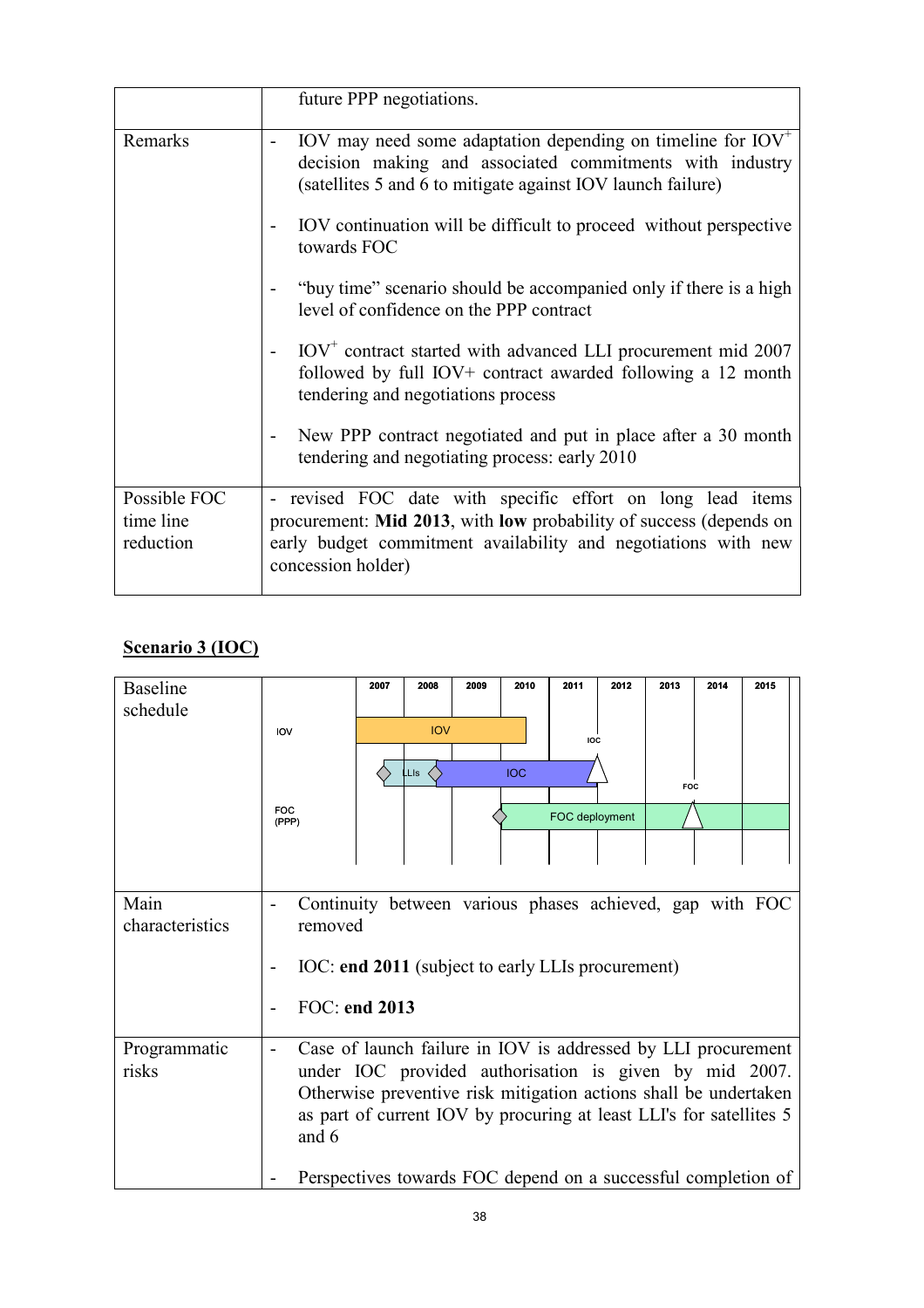| | |
|---|---|
| | future PPP negotiations. |
| Remarks | - IOV may need some adaptation depending on timeline for IOV+ decision making and associated commitments with industry (satellites 5 and 6 to mitigate against IOV launch failure)<br><br>- IOV continuation will be difficult to proceed without perspective towards FOC<br><br>- "buy time" scenario should be accompanied only if there is a high level of confidence on the PPP contract<br><br>- IOV+ contract started with advanced LLI procurement mid 2007 followed by full IOV+ contract awarded following a 12 month tendering and negotiations process<br><br>- New PPP contract negotiated and put in place after a 30 month tendering and negotiating process: early 2010 |
| Possible FOC time line reduction | - revised FOC date with specific effort on long lead items procurement: **Mid 2013**, with **low** probability of success (depends on early budget commitment availability and negotiations with new concession holder) |

## **Scenario 3 (IOC)**

| | |
|---|---|
| Baseline schedule | 2007 2008 2009 2010 2011 2012 2013 2014 2015<br>IOV: IOV<br>LLIs, IOC, IOC<br>FOC (PPP): FOC deployment, FOC |
| Main characteristics | - Continuity between various phases achieved, gap with FOC removed<br><br>- IOC: **end 2011** (subject to early LLIs procurement)<br><br>- FOC: **end 2013** |
| Programmatic risks | - Case of launch failure in IOV is addressed by LLI procurement under IOC provided authorisation is given by mid 2007. Otherwise preventive risk mitigation actions shall be undertaken as part of current IOV by procuring at least LLI's for satellites 5 and 6<br><br>- Perspectives towards FOC depend on a successful completion of |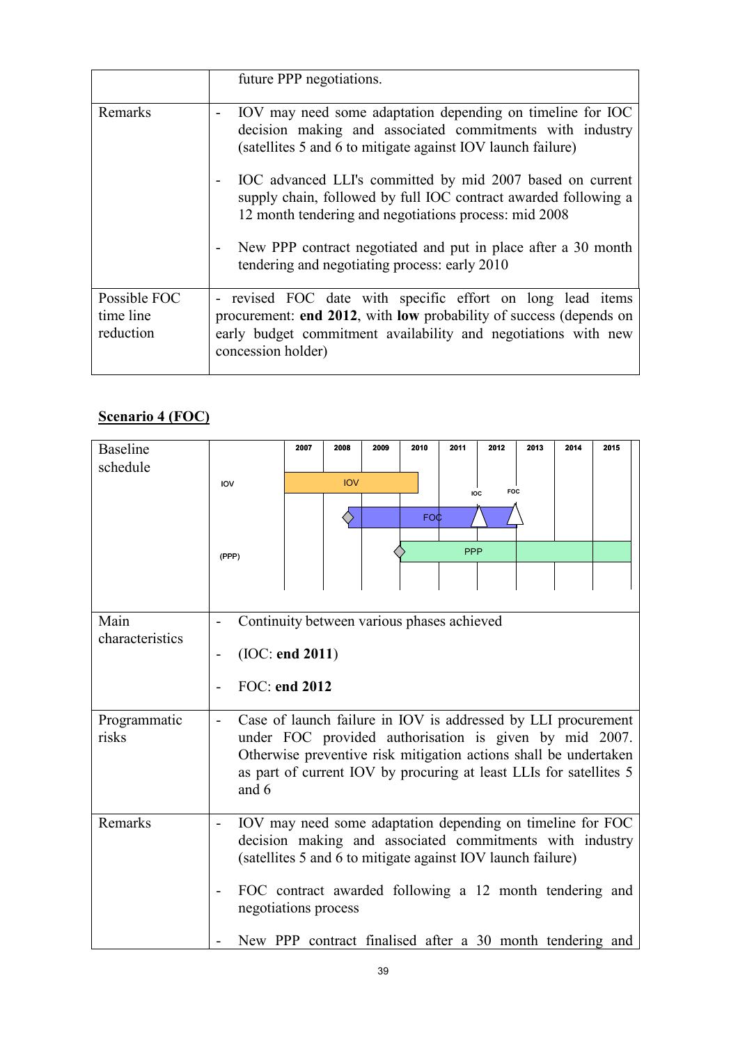| | |
|---|---|
| | future PPP negotiations. |
| Remarks | - IOV may need some adaptation depending on timeline for IOC decision making and associated commitments with industry (satellites 5 and 6 to mitigate against IOV launch failure)<br><br>- IOC advanced LLI's committed by mid 2007 based on current supply chain, followed by full IOC contract awarded following a 12 month tendering and negotiations process: mid 2008<br><br>- New PPP contract negotiated and put in place after a 30 month tendering and negotiating process: early 2010 |
| Possible FOC time line reduction | - revised FOC date with specific effort on long lead items procurement: **end 2012**, with **low** probability of success (depends on early budget commitment availability and negotiations with new concession holder) |

## Scenario 4 (FOC)

| | |
|---|---|
| Baseline schedule | Timeline 2007–2015: IOV bar from 2007 to mid 2010; FOC bar from mid 2008 to end 2012, with IOC milestone at end 2011 and FOC milestone at end 2012; PPP bar from early 2010 to 2015 |
| Main characteristics | - Continuity between various phases achieved<br><br>- (IOC: **end 2011**)<br><br>- FOC: **end 2012** |
| Programmatic risks | - Case of launch failure in IOV is addressed by LLI procurement under FOC provided authorisation is given by mid 2007. Otherwise preventive risk mitigation actions shall be undertaken as part of current IOV by procuring at least LLIs for satellites 5 and 6 |
| Remarks | - IOV may need some adaptation depending on timeline for FOC decision making and associated commitments with industry (satellites 5 and 6 to mitigate against IOV launch failure)<br><br>- FOC contract awarded following a 12 month tendering and negotiations process<br><br>- New PPP contract finalised after a 30 month tendering and |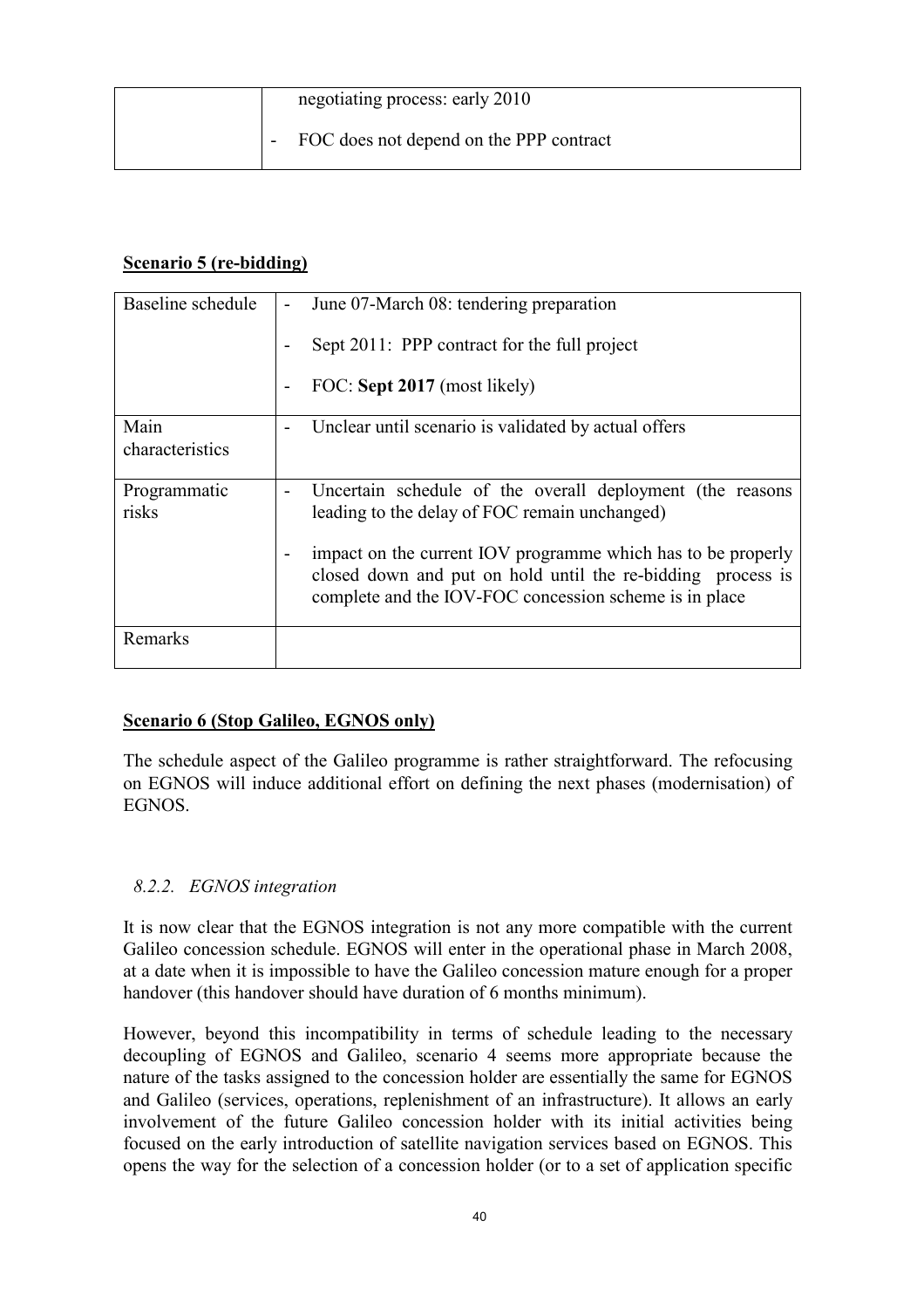| | negotiating process: early 2010<br>- FOC does not depend on the PPP contract |
|---|---|

**Scenario 5 (re-bidding)**

| Baseline schedule | - June 07-March 08: tendering preparation<br>- Sept 2011: PPP contract for the full project<br>- FOC: **Sept 2017** (most likely) |
|---|---|
| Main characteristics | - Unclear until scenario is validated by actual offers |
| Programmatic risks | - Uncertain schedule of the overall deployment (the reasons leading to the delay of FOC remain unchanged)<br>- impact on the current IOV programme which has to be properly closed down and put on hold until the re-bidding process is complete and the IOV-FOC concession scheme is in place |
| Remarks | |

**Scenario 6 (Stop Galileo, EGNOS only)**

The schedule aspect of the Galileo programme is rather straightforward. The refocusing on EGNOS will induce additional effort on defining the next phases (modernisation) of EGNOS.

### *8.2.2. EGNOS integration*

It is now clear that the EGNOS integration is not any more compatible with the current Galileo concession schedule. EGNOS will enter in the operational phase in March 2008, at a date when it is impossible to have the Galileo concession mature enough for a proper handover (this handover should have duration of 6 months minimum).

However, beyond this incompatibility in terms of schedule leading to the necessary decoupling of EGNOS and Galileo, scenario 4 seems more appropriate because the nature of the tasks assigned to the concession holder are essentially the same for EGNOS and Galileo (services, operations, replenishment of an infrastructure). It allows an early involvement of the future Galileo concession holder with its initial activities being focused on the early introduction of satellite navigation services based on EGNOS. This opens the way for the selection of a concession holder (or to a set of application specific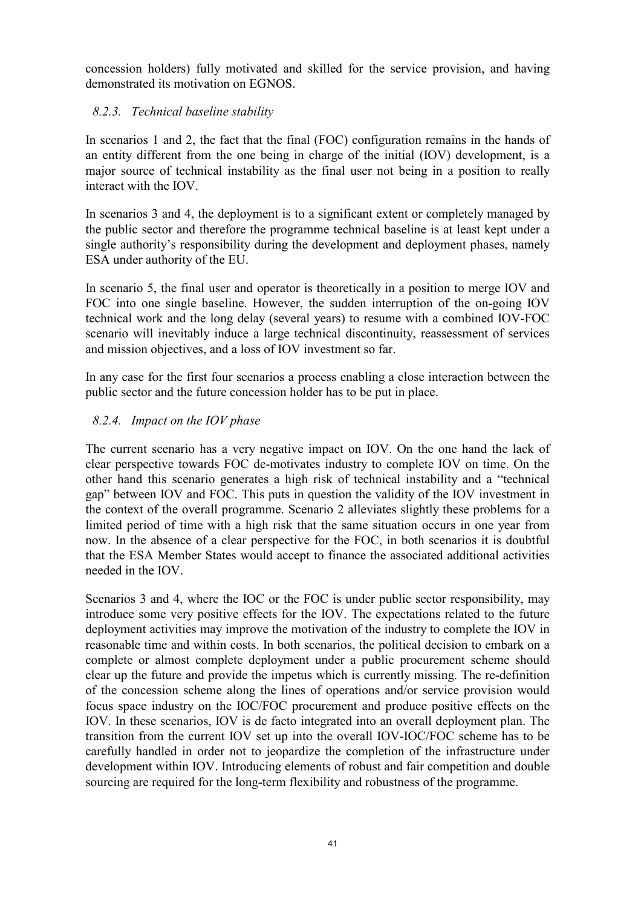concession holders) fully motivated and skilled for the service provision, and having demonstrated its motivation on EGNOS.

### *8.2.3. Technical baseline stability*

In scenarios 1 and 2, the fact that the final (FOC) configuration remains in the hands of an entity different from the one being in charge of the initial (IOV) development, is a major source of technical instability as the final user not being in a position to really interact with the IOV.

In scenarios 3 and 4, the deployment is to a significant extent or completely managed by the public sector and therefore the programme technical baseline is at least kept under a single authority's responsibility during the development and deployment phases, namely ESA under authority of the EU.

In scenario 5, the final user and operator is theoretically in a position to merge IOV and FOC into one single baseline. However, the sudden interruption of the on-going IOV technical work and the long delay (several years) to resume with a combined IOV-FOC scenario will inevitably induce a large technical discontinuity, reassessment of services and mission objectives, and a loss of IOV investment so far.

In any case for the first four scenarios a process enabling a close interaction between the public sector and the future concession holder has to be put in place.

### *8.2.4. Impact on the IOV phase*

The current scenario has a very negative impact on IOV. On the one hand the lack of clear perspective towards FOC de-motivates industry to complete IOV on time. On the other hand this scenario generates a high risk of technical instability and a "technical gap" between IOV and FOC. This puts in question the validity of the IOV investment in the context of the overall programme. Scenario 2 alleviates slightly these problems for a limited period of time with a high risk that the same situation occurs in one year from now. In the absence of a clear perspective for the FOC, in both scenarios it is doubtful that the ESA Member States would accept to finance the associated additional activities needed in the IOV.

Scenarios 3 and 4, where the IOC or the FOC is under public sector responsibility, may introduce some very positive effects for the IOV. The expectations related to the future deployment activities may improve the motivation of the industry to complete the IOV in reasonable time and within costs. In both scenarios, the political decision to embark on a complete or almost complete deployment under a public procurement scheme should clear up the future and provide the impetus which is currently missing. The re-definition of the concession scheme along the lines of operations and/or service provision would focus space industry on the IOC/FOC procurement and produce positive effects on the IOV. In these scenarios, IOV is de facto integrated into an overall deployment plan. The transition from the current IOV set up into the overall IOV-IOC/FOC scheme has to be carefully handled in order not to jeopardize the completion of the infrastructure under development within IOV. Introducing elements of robust and fair competition and double sourcing are required for the long-term flexibility and robustness of the programme.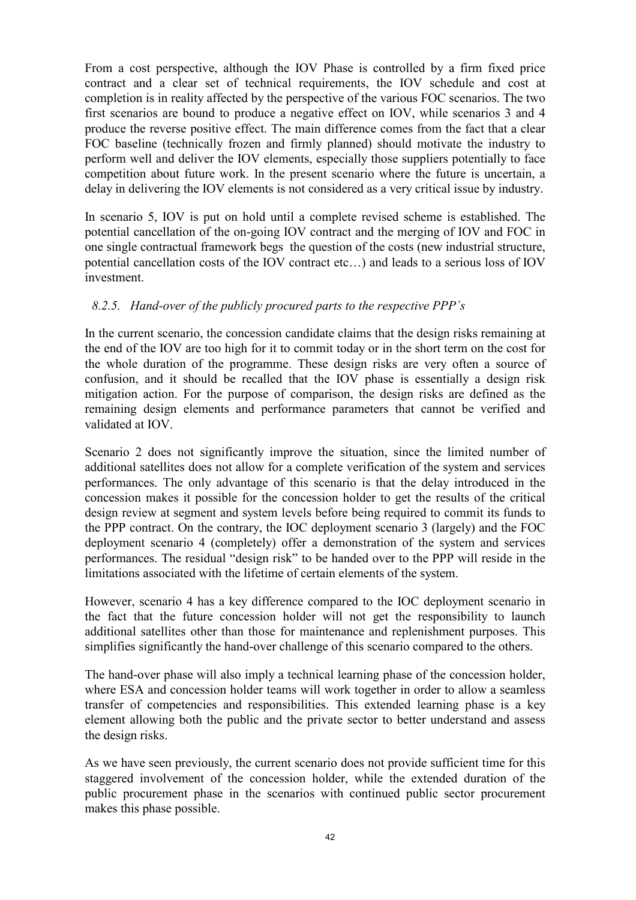From a cost perspective, although the IOV Phase is controlled by a firm fixed price contract and a clear set of technical requirements, the IOV schedule and cost at completion is in reality affected by the perspective of the various FOC scenarios. The two first scenarios are bound to produce a negative effect on IOV, while scenarios 3 and 4 produce the reverse positive effect. The main difference comes from the fact that a clear FOC baseline (technically frozen and firmly planned) should motivate the industry to perform well and deliver the IOV elements, especially those suppliers potentially to face competition about future work. In the present scenario where the future is uncertain, a delay in delivering the IOV elements is not considered as a very critical issue by industry.

In scenario 5, IOV is put on hold until a complete revised scheme is established. The potential cancellation of the on-going IOV contract and the merging of IOV and FOC in one single contractual framework begs the question of the costs (new industrial structure, potential cancellation costs of the IOV contract etc…) and leads to a serious loss of IOV investment.

### *8.2.5. Hand-over of the publicly procured parts to the respective PPP´s*

In the current scenario, the concession candidate claims that the design risks remaining at the end of the IOV are too high for it to commit today or in the short term on the cost for the whole duration of the programme. These design risks are very often a source of confusion, and it should be recalled that the IOV phase is essentially a design risk mitigation action. For the purpose of comparison, the design risks are defined as the remaining design elements and performance parameters that cannot be verified and validated at IOV.

Scenario 2 does not significantly improve the situation, since the limited number of additional satellites does not allow for a complete verification of the system and services performances. The only advantage of this scenario is that the delay introduced in the concession makes it possible for the concession holder to get the results of the critical design review at segment and system levels before being required to commit its funds to the PPP contract. On the contrary, the IOC deployment scenario 3 (largely) and the FOC deployment scenario 4 (completely) offer a demonstration of the system and services performances. The residual "design risk" to be handed over to the PPP will reside in the limitations associated with the lifetime of certain elements of the system.

However, scenario 4 has a key difference compared to the IOC deployment scenario in the fact that the future concession holder will not get the responsibility to launch additional satellites other than those for maintenance and replenishment purposes. This simplifies significantly the hand-over challenge of this scenario compared to the others.

The hand-over phase will also imply a technical learning phase of the concession holder, where ESA and concession holder teams will work together in order to allow a seamless transfer of competencies and responsibilities. This extended learning phase is a key element allowing both the public and the private sector to better understand and assess the design risks.

As we have seen previously, the current scenario does not provide sufficient time for this staggered involvement of the concession holder, while the extended duration of the public procurement phase in the scenarios with continued public sector procurement makes this phase possible.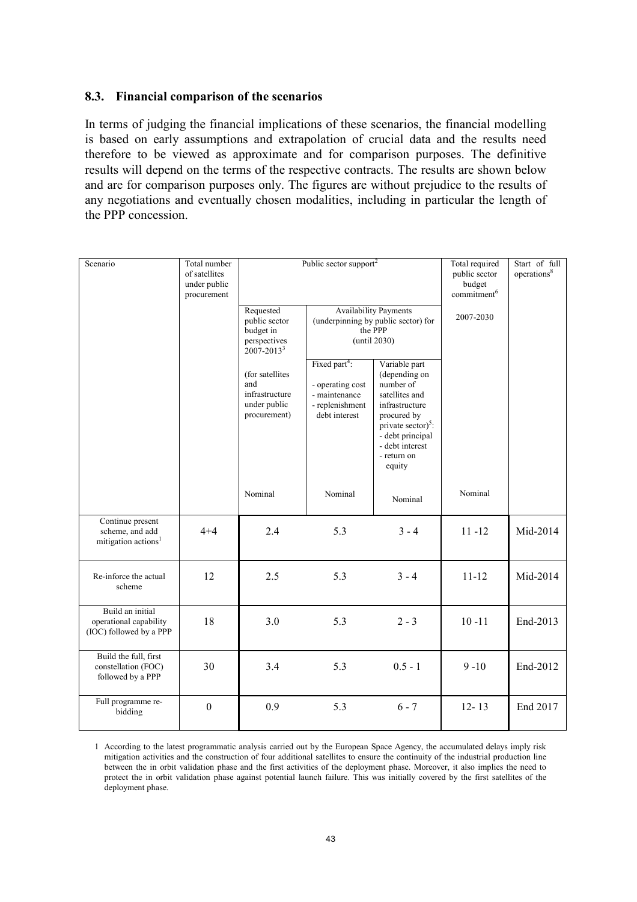## 8.3. Financial comparison of the scenarios

In terms of judging the financial implications of these scenarios, the financial modelling is based on early assumptions and extrapolation of crucial data and the results need therefore to be viewed as approximate and for comparison purposes. The definitive results will depend on the terms of the respective contracts. The results are shown below and are for comparison purposes only. The figures are without prejudice to the results of any negotiations and eventually chosen modalities, including in particular the length of the PPP concession.

| Scenario | Total number of satellites under public procurement | Public sector support[2] | | | Total required public sector budget commitment[6] | Start of full operations[8] |
|---|---|---|---|---|---|---|
| | | Requested public sector budget in perspectives 2007-2013[3] | Availability Payments (underpinning by public sector) for the PPP (until 2030) | | 2007-2030 | |
| | | (for satellites and infrastructure under public procurement) | Fixed part[4]: - operating cost - maintenance - replenishment debt interest | Variable part (depending on number of satellites and infrastructure procured by private sector)[5]: - debt principal - debt interest - return on equity | | |
| | | Nominal | Nominal | Nominal | Nominal | |
| Continue present scheme, and add mitigation actions[1] | 4+4 | 2.4 | 5.3 | 3 - 4 | 11 -12 | Mid-2014 |
| Re-inforce the actual scheme | 12 | 2.5 | 5.3 | 3 - 4 | 11-12 | Mid-2014 |
| Build an initial operational capability (IOC) followed by a PPP | 18 | 3.0 | 5.3 | 2 - 3 | 10 -11 | End-2013 |
| Build the full, first constellation (FOC) followed by a PPP | 30 | 3.4 | 5.3 | 0.5 - 1 | 9 -10 | End-2012 |
| Full programme re-bidding | 0 | 0.9 | 5.3 | 6 - 7 | 12- 13 | End 2017 |

1 According to the latest programmatic analysis carried out by the European Space Agency, the accumulated delays imply risk mitigation activities and the construction of four additional satellites to ensure the continuity of the industrial production line between the in orbit validation phase and the first activities of the deployment phase. Moreover, it also implies the need to protect the in orbit validation phase against potential launch failure. This was initially covered by the first satellites of the deployment phase.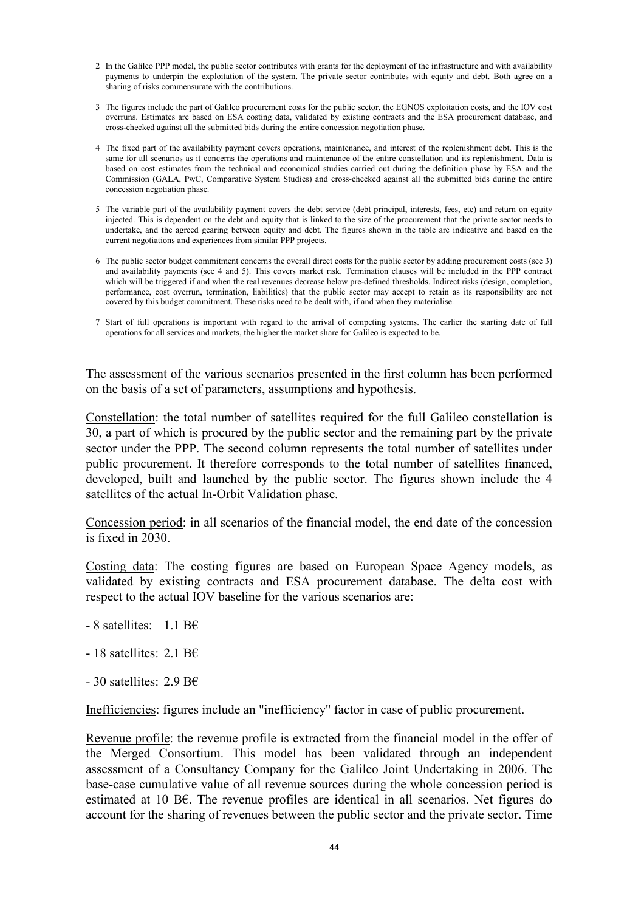2 In the Galileo PPP model, the public sector contributes with grants for the deployment of the infrastructure and with availability payments to underpin the exploitation of the system. The private sector contributes with equity and debt. Both agree on a sharing of risks commensurate with the contributions.

3 The figures include the part of Galileo procurement costs for the public sector, the EGNOS exploitation costs, and the IOV cost overruns. Estimates are based on ESA costing data, validated by existing contracts and the ESA procurement database, and cross-checked against all the submitted bids during the entire concession negotiation phase.

4 The fixed part of the availability payment covers operations, maintenance, and interest of the replenishment debt. This is the same for all scenarios as it concerns the operations and maintenance of the entire constellation and its replenishment. Data is based on cost estimates from the technical and economical studies carried out during the definition phase by ESA and the Commission (GALA, PwC, Comparative System Studies) and cross-checked against all the submitted bids during the entire concession negotiation phase.

5 The variable part of the availability payment covers the debt service (debt principal, interests, fees, etc) and return on equity injected. This is dependent on the debt and equity that is linked to the size of the procurement that the private sector needs to undertake, and the agreed gearing between equity and debt. The figures shown in the table are indicative and based on the current negotiations and experiences from similar PPP projects.

6 The public sector budget commitment concerns the overall direct costs for the public sector by adding procurement costs (see 3) and availability payments (see 4 and 5). This covers market risk. Termination clauses will be included in the PPP contract which will be triggered if and when the real revenues decrease below pre-defined thresholds. Indirect risks (design, completion, performance, cost overrun, termination, liabilities) that the public sector may accept to retain as its responsibility are not covered by this budget commitment. These risks need to be dealt with, if and when they materialise.

7 Start of full operations is important with regard to the arrival of competing systems. The earlier the starting date of full operations for all services and markets, the higher the market share for Galileo is expected to be.

The assessment of the various scenarios presented in the first column has been performed on the basis of a set of parameters, assumptions and hypothesis.

Constellation: the total number of satellites required for the full Galileo constellation is 30, a part of which is procured by the public sector and the remaining part by the private sector under the PPP. The second column represents the total number of satellites under public procurement. It therefore corresponds to the total number of satellites financed, developed, built and launched by the public sector. The figures shown include the 4 satellites of the actual In-Orbit Validation phase.

Concession period: in all scenarios of the financial model, the end date of the concession is fixed in 2030.

Costing data: The costing figures are based on European Space Agency models, as validated by existing contracts and ESA procurement database. The delta cost with respect to the actual IOV baseline for the various scenarios are:

- 8 satellites: 1.1 B€

- 18 satellites: 2.1 B€

- 30 satellites: 2.9 B€

Inefficiencies: figures include an "inefficiency" factor in case of public procurement.

Revenue profile: the revenue profile is extracted from the financial model in the offer of the Merged Consortium. This model has been validated through an independent assessment of a Consultancy Company for the Galileo Joint Undertaking in 2006. The base-case cumulative value of all revenue sources during the whole concession period is estimated at 10 B€. The revenue profiles are identical in all scenarios. Net figures do account for the sharing of revenues between the public sector and the private sector. Time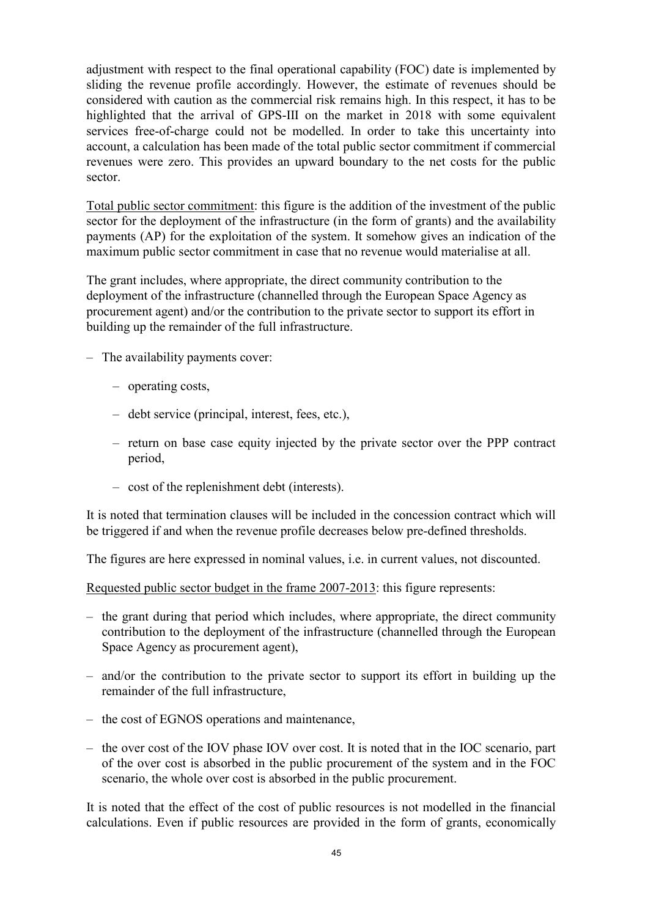adjustment with respect to the final operational capability (FOC) date is implemented by sliding the revenue profile accordingly. However, the estimate of revenues should be considered with caution as the commercial risk remains high. In this respect, it has to be highlighted that the arrival of GPS-III on the market in 2018 with some equivalent services free-of-charge could not be modelled. In order to take this uncertainty into account, a calculation has been made of the total public sector commitment if commercial revenues were zero. This provides an upward boundary to the net costs for the public sector.

<u>Total public sector commitment</u>: this figure is the addition of the investment of the public sector for the deployment of the infrastructure (in the form of grants) and the availability payments (AP) for the exploitation of the system. It somehow gives an indication of the maximum public sector commitment in case that no revenue would materialise at all.

The grant includes, where appropriate, the direct community contribution to the deployment of the infrastructure (channelled through the European Space Agency as procurement agent) and/or the contribution to the private sector to support its effort in building up the remainder of the full infrastructure.

- The availability payments cover:
  - operating costs,
  - debt service (principal, interest, fees, etc.),
  - return on base case equity injected by the private sector over the PPP contract period,
  - cost of the replenishment debt (interests).

It is noted that termination clauses will be included in the concession contract which will be triggered if and when the revenue profile decreases below pre-defined thresholds.

The figures are here expressed in nominal values, i.e. in current values, not discounted.

<u>Requested public sector budget in the frame 2007-2013</u>: this figure represents:

- the grant during that period which includes, where appropriate, the direct community contribution to the deployment of the infrastructure (channelled through the European Space Agency as procurement agent),
- and/or the contribution to the private sector to support its effort in building up the remainder of the full infrastructure,
- the cost of EGNOS operations and maintenance,
- the over cost of the IOV phase IOV over cost. It is noted that in the IOC scenario, part of the over cost is absorbed in the public procurement of the system and in the FOC scenario, the whole over cost is absorbed in the public procurement.

It is noted that the effect of the cost of public resources is not modelled in the financial calculations. Even if public resources are provided in the form of grants, economically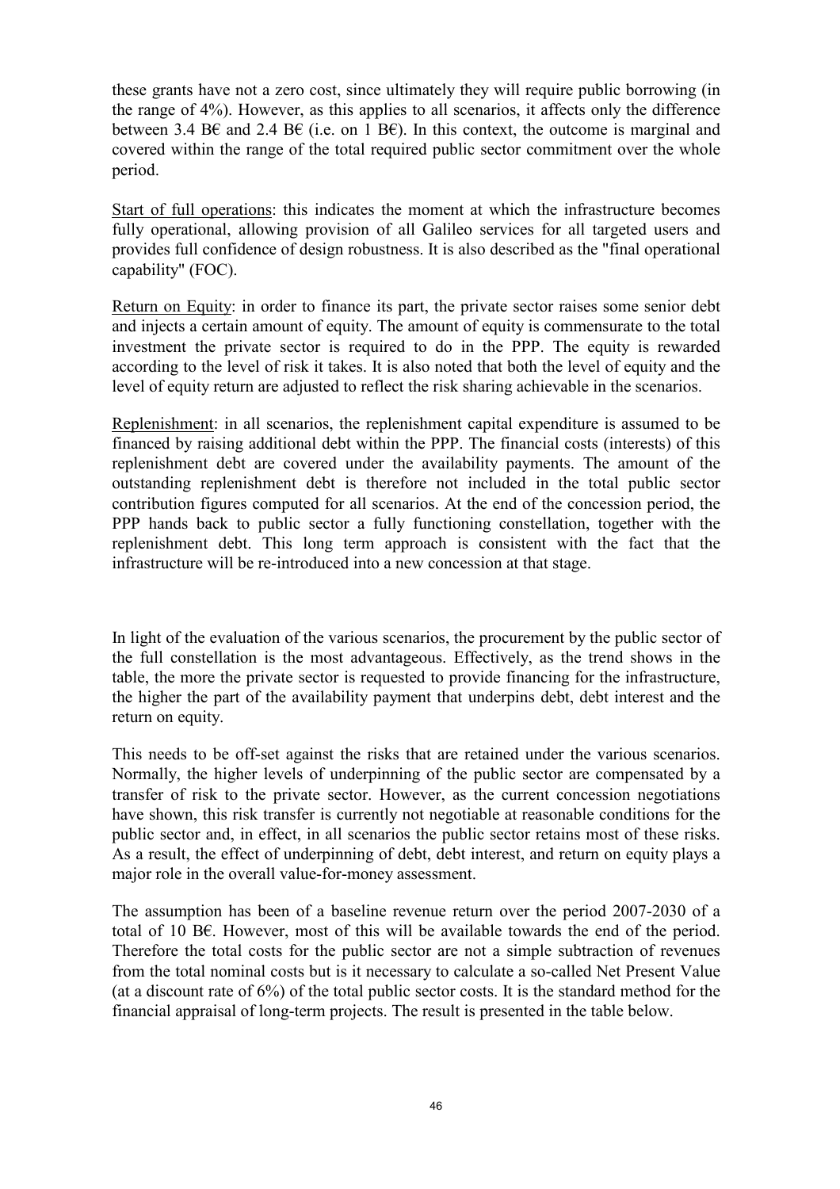these grants have not a zero cost, since ultimately they will require public borrowing (in the range of 4%). However, as this applies to all scenarios, it affects only the difference between 3.4 B€ and 2.4 B€ (i.e. on 1 B€). In this context, the outcome is marginal and covered within the range of the total required public sector commitment over the whole period.

<u>Start of full operations</u>: this indicates the moment at which the infrastructure becomes fully operational, allowing provision of all Galileo services for all targeted users and provides full confidence of design robustness. It is also described as the "final operational capability" (FOC).

<u>Return on Equity</u>: in order to finance its part, the private sector raises some senior debt and injects a certain amount of equity. The amount of equity is commensurate to the total investment the private sector is required to do in the PPP. The equity is rewarded according to the level of risk it takes. It is also noted that both the level of equity and the level of equity return are adjusted to reflect the risk sharing achievable in the scenarios.

<u>Replenishment</u>: in all scenarios, the replenishment capital expenditure is assumed to be financed by raising additional debt within the PPP. The financial costs (interests) of this replenishment debt are covered under the availability payments. The amount of the outstanding replenishment debt is therefore not included in the total public sector contribution figures computed for all scenarios. At the end of the concession period, the PPP hands back to public sector a fully functioning constellation, together with the replenishment debt. This long term approach is consistent with the fact that the infrastructure will be re-introduced into a new concession at that stage.

In light of the evaluation of the various scenarios, the procurement by the public sector of the full constellation is the most advantageous. Effectively, as the trend shows in the table, the more the private sector is requested to provide financing for the infrastructure, the higher the part of the availability payment that underpins debt, debt interest and the return on equity.

This needs to be off-set against the risks that are retained under the various scenarios. Normally, the higher levels of underpinning of the public sector are compensated by a transfer of risk to the private sector. However, as the current concession negotiations have shown, this risk transfer is currently not negotiable at reasonable conditions for the public sector and, in effect, in all scenarios the public sector retains most of these risks. As a result, the effect of underpinning of debt, debt interest, and return on equity plays a major role in the overall value-for-money assessment.

The assumption has been of a baseline revenue return over the period 2007-2030 of a total of 10 B€. However, most of this will be available towards the end of the period. Therefore the total costs for the public sector are not a simple subtraction of revenues from the total nominal costs but is it necessary to calculate a so-called Net Present Value (at a discount rate of 6%) of the total public sector costs. It is the standard method for the financial appraisal of long-term projects. The result is presented in the table below.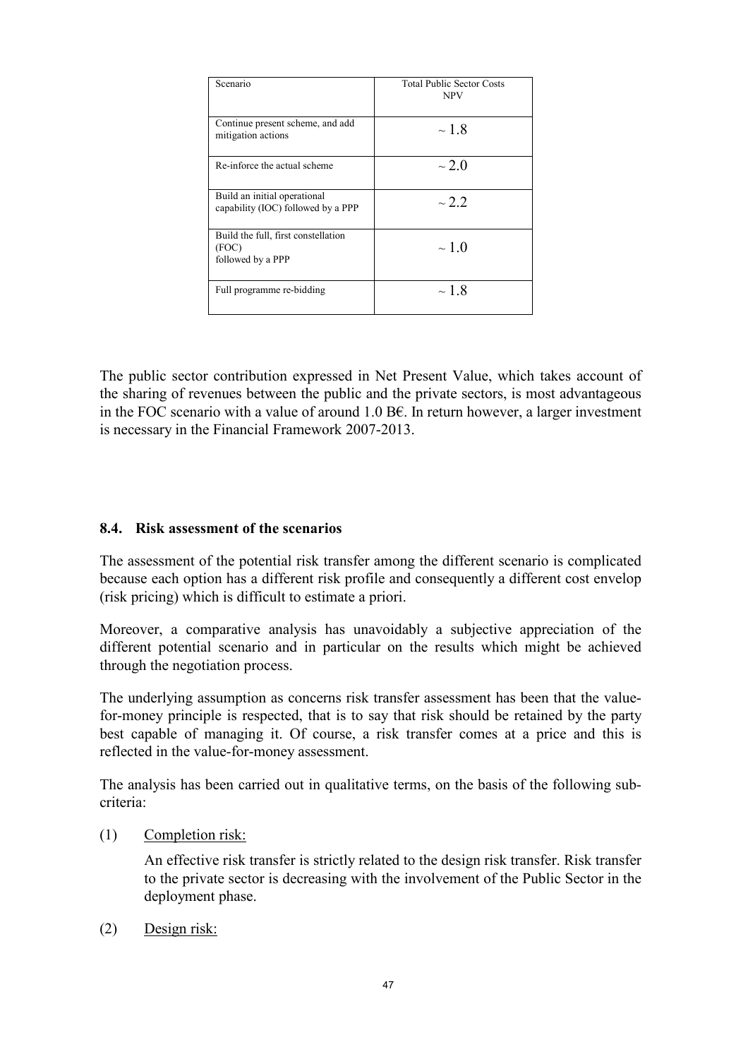| Scenario | Total Public Sector Costs NPV |
|---|---|
| Continue present scheme, and add mitigation actions | ~ 1.8 |
| Re-inforce the actual scheme | ~ 2.0 |
| Build an initial operational capability (IOC) followed by a PPP | ~ 2.2 |
| Build the full, first constellation (FOC) followed by a PPP | ~ 1.0 |
| Full programme re-bidding | ~ 1.8 |

The public sector contribution expressed in Net Present Value, which takes account of the sharing of revenues between the public and the private sectors, is most advantageous in the FOC scenario with a value of around 1.0 B€. In return however, a larger investment is necessary in the Financial Framework 2007-2013.

### 8.4. Risk assessment of the scenarios

The assessment of the potential risk transfer among the different scenario is complicated because each option has a different risk profile and consequently a different cost envelop (risk pricing) which is difficult to estimate a priori.

Moreover, a comparative analysis has unavoidably a subjective appreciation of the different potential scenario and in particular on the results which might be achieved through the negotiation process.

The underlying assumption as concerns risk transfer assessment has been that the value-for-money principle is respected, that is to say that risk should be retained by the party best capable of managing it. Of course, a risk transfer comes at a price and this is reflected in the value-for-money assessment.

The analysis has been carried out in qualitative terms, on the basis of the following sub-criteria:

(1) Completion risk:

An effective risk transfer is strictly related to the design risk transfer. Risk transfer to the private sector is decreasing with the involvement of the Public Sector in the deployment phase.

(2) Design risk: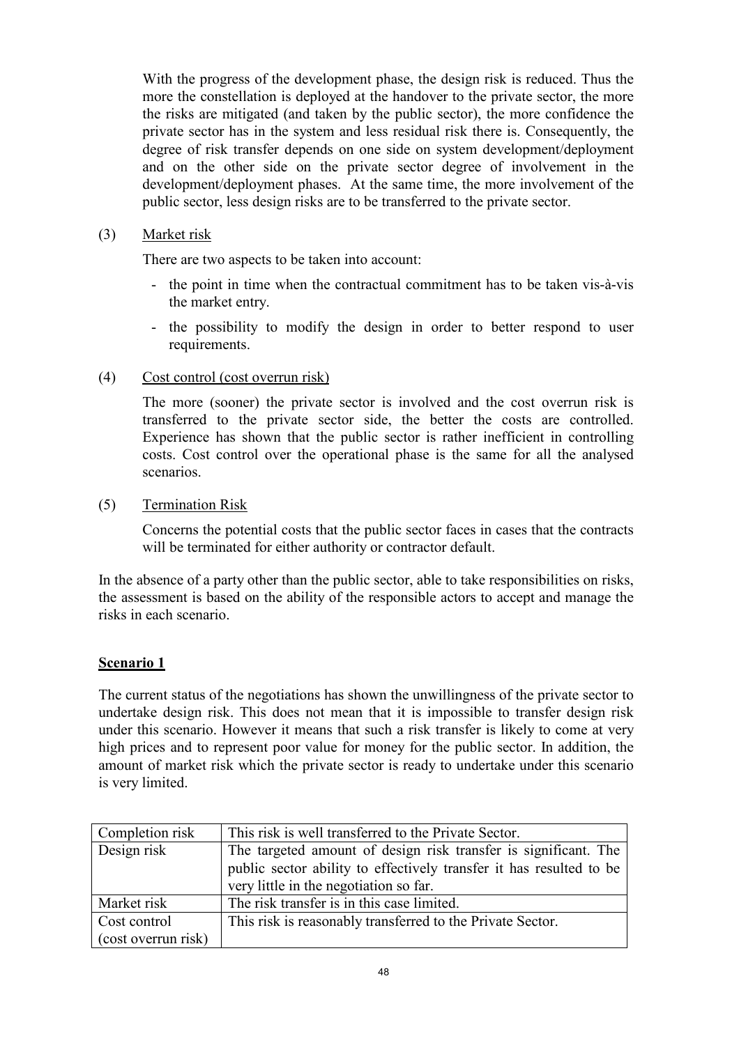With the progress of the development phase, the design risk is reduced. Thus the more the constellation is deployed at the handover to the private sector, the more the risks are mitigated (and taken by the public sector), the more confidence the private sector has in the system and less residual risk there is. Consequently, the degree of risk transfer depends on one side on system development/deployment and on the other side on the private sector degree of involvement in the development/deployment phases. At the same time, the more involvement of the public sector, less design risks are to be transferred to the private sector.

(3) Market risk

There are two aspects to be taken into account:

- the point in time when the contractual commitment has to be taken vis-à-vis the market entry.
- the possibility to modify the design in order to better respond to user requirements.

(4) Cost control (cost overrun risk)

The more (sooner) the private sector is involved and the cost overrun risk is transferred to the private sector side, the better the costs are controlled. Experience has shown that the public sector is rather inefficient in controlling costs. Cost control over the operational phase is the same for all the analysed scenarios.

(5) Termination Risk

Concerns the potential costs that the public sector faces in cases that the contracts will be terminated for either authority or contractor default.

In the absence of a party other than the public sector, able to take responsibilities on risks, the assessment is based on the ability of the responsible actors to accept and manage the risks in each scenario.

**Scenario 1**

The current status of the negotiations has shown the unwillingness of the private sector to undertake design risk. This does not mean that it is impossible to transfer design risk under this scenario. However it means that such a risk transfer is likely to come at very high prices and to represent poor value for money for the public sector. In addition, the amount of market risk which the private sector is ready to undertake under this scenario is very limited.

| Completion risk | This risk is well transferred to the Private Sector. |
|---|---|
| Design risk | The targeted amount of design risk transfer is significant. The public sector ability to effectively transfer it has resulted to be very little in the negotiation so far. |
| Market risk | The risk transfer is in this case limited. |
| Cost control (cost overrun risk) | This risk is reasonably transferred to the Private Sector. |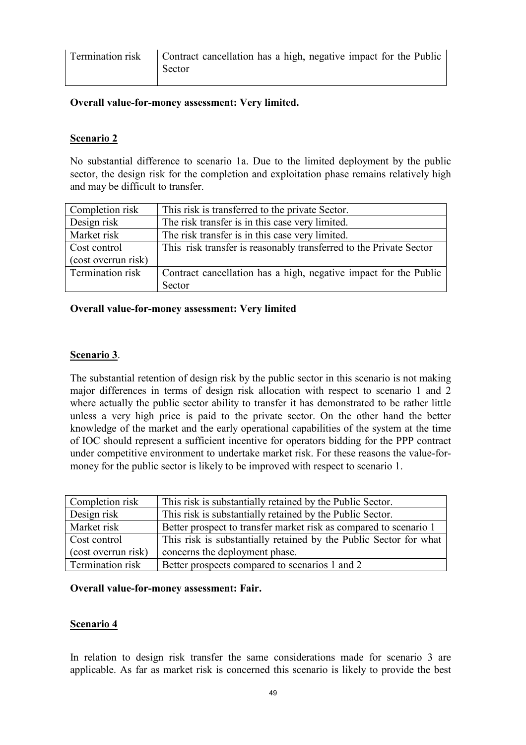| Termination risk | Contract cancellation has a high, negative impact for the Public Sector |
|---|---|

**Overall value-for-money assessment: Very limited.**

**Scenario 2**

No substantial difference to scenario 1a. Due to the limited deployment by the public sector, the design risk for the completion and exploitation phase remains relatively high and may be difficult to transfer.

| Completion risk | This risk is transferred to the private Sector. |
|---|---|
| Design risk | The risk transfer is in this case very limited. |
| Market risk | The risk transfer is in this case very limited. |
| Cost control (cost overrun risk) | This risk transfer is reasonably transferred to the Private Sector |
| Termination risk | Contract cancellation has a high, negative impact for the Public Sector |

**Overall value-for-money assessment: Very limited**

**Scenario 3**.

The substantial retention of design risk by the public sector in this scenario is not making major differences in terms of design risk allocation with respect to scenario 1 and 2 where actually the public sector ability to transfer it has demonstrated to be rather little unless a very high price is paid to the private sector. On the other hand the better knowledge of the market and the early operational capabilities of the system at the time of IOC should represent a sufficient incentive for operators bidding for the PPP contract under competitive environment to undertake market risk. For these reasons the value-for-money for the public sector is likely to be improved with respect to scenario 1.

| Completion risk | This risk is substantially retained by the Public Sector. |
|---|---|
| Design risk | This risk is substantially retained by the Public Sector. |
| Market risk | Better prospect to transfer market risk as compared to scenario 1 |
| Cost control (cost overrun risk) | This risk is substantially retained by the Public Sector for what concerns the deployment phase. |
| Termination risk | Better prospects compared to scenarios 1 and 2 |

**Overall value-for-money assessment: Fair.**

**Scenario 4**

In relation to design risk transfer the same considerations made for scenario 3 are applicable. As far as market risk is concerned this scenario is likely to provide the best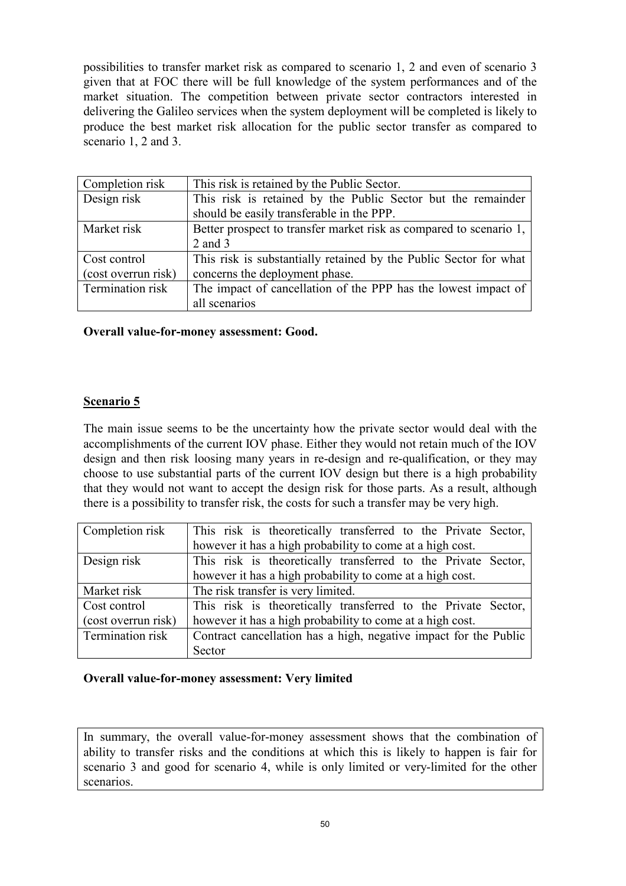possibilities to transfer market risk as compared to scenario 1, 2 and even of scenario 3 given that at FOC there will be full knowledge of the system performances and of the market situation. The competition between private sector contractors interested in delivering the Galileo services when the system deployment will be completed is likely to produce the best market risk allocation for the public sector transfer as compared to scenario 1, 2 and 3.

| | |
|---|---|
| Completion risk | This risk is retained by the Public Sector. |
| Design risk | This risk is retained by the Public Sector but the remainder should be easily transferable in the PPP. |
| Market risk | Better prospect to transfer market risk as compared to scenario 1, 2 and 3 |
| Cost control (cost overrun risk) | This risk is substantially retained by the Public Sector for what concerns the deployment phase. |
| Termination risk | The impact of cancellation of the PPP has the lowest impact of all scenarios |

**Overall value-for-money assessment: Good.**

**Scenario 5**

The main issue seems to be the uncertainty how the private sector would deal with the accomplishments of the current IOV phase. Either they would not retain much of the IOV design and then risk loosing many years in re-design and re-qualification, or they may choose to use substantial parts of the current IOV design but there is a high probability that they would not want to accept the design risk for those parts. As a result, although there is a possibility to transfer risk, the costs for such a transfer may be very high.

| | |
|---|---|
| Completion risk | This risk is theoretically transferred to the Private Sector, however it has a high probability to come at a high cost. |
| Design risk | This risk is theoretically transferred to the Private Sector, however it has a high probability to come at a high cost. |
| Market risk | The risk transfer is very limited. |
| Cost control (cost overrun risk) | This risk is theoretically transferred to the Private Sector, however it has a high probability to come at a high cost. |
| Termination risk | Contract cancellation has a high, negative impact for the Public Sector |

**Overall value-for-money assessment: Very limited**

In summary, the overall value-for-money assessment shows that the combination of ability to transfer risks and the conditions at which this is likely to happen is fair for scenario 3 and good for scenario 4, while is only limited or very-limited for the other scenarios.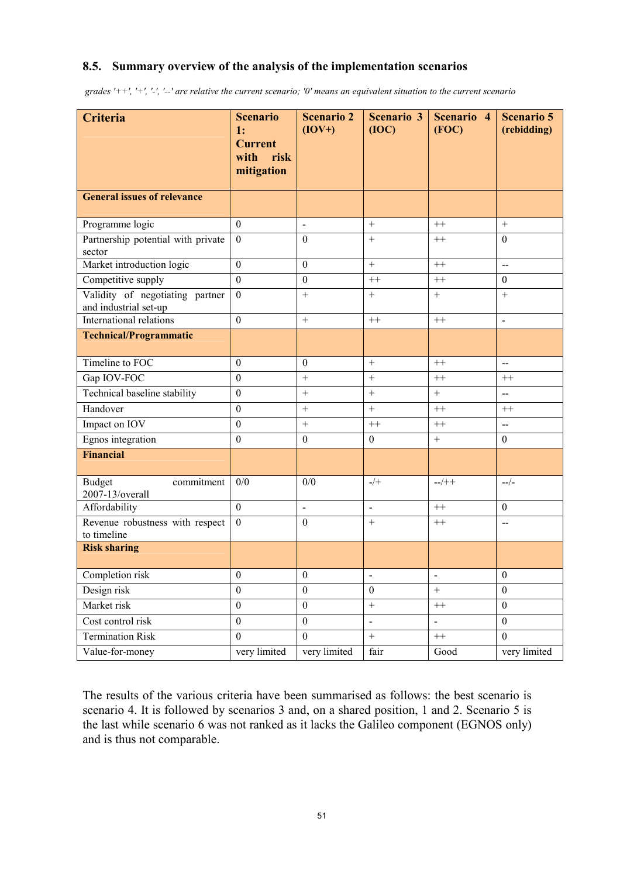### 8.5. Summary overview of the analysis of the implementation scenarios

*grades '++', '+', '-', '--' are relative the current scenario; '0' means an equivalent situation to the current scenario*

| Criteria | Scenario 1: Current with risk mitigation | Scenario 2 (IOV+) | Scenario 3 (IOC) | Scenario 4 (FOC) | Scenario 5 (rebidding) |
|---|---|---|---|---|---|
| **General issues of relevance** | | | | | |
| Programme logic | 0 | - | + | ++ | + |
| Partnership potential with private sector | 0 | 0 | + | ++ | 0 |
| Market introduction logic | 0 | 0 | + | ++ | -- |
| Competitive supply | 0 | 0 | ++ | ++ | 0 |
| Validity of negotiating partner and industrial set-up | 0 | + | + | + | + |
| International relations | 0 | + | ++ | ++ | - |
| **Technical/Programmatic** | | | | | |
| Timeline to FOC | 0 | 0 | + | ++ | -- |
| Gap IOV-FOC | 0 | + | + | ++ | ++ |
| Technical baseline stability | 0 | + | + | + | -- |
| Handover | 0 | + | + | ++ | ++ |
| Impact on IOV | 0 | + | ++ | ++ | -- |
| Egnos integration | 0 | 0 | 0 | + | 0 |
| **Financial** | | | | | |
| Budget commitment 2007-13/overall | 0/0 | 0/0 | -/+ | --/++ | --/- |
| Affordability | 0 | - | - | ++ | 0 |
| Revenue robustness with respect to timeline | 0 | 0 | + | ++ | -- |
| **Risk sharing** | | | | | |
| Completion risk | 0 | 0 | - | - | 0 |
| Design risk | 0 | 0 | 0 | + | 0 |
| Market risk | 0 | 0 | + | ++ | 0 |
| Cost control risk | 0 | 0 | - | - | 0 |
| Termination Risk | 0 | 0 | + | ++ | 0 |
| Value-for-money | very limited | very limited | fair | Good | very limited |

The results of the various criteria have been summarised as follows: the best scenario is scenario 4. It is followed by scenarios 3 and, on a shared position, 1 and 2. Scenario 5 is the last while scenario 6 was not ranked as it lacks the Galileo component (EGNOS only) and is thus not comparable.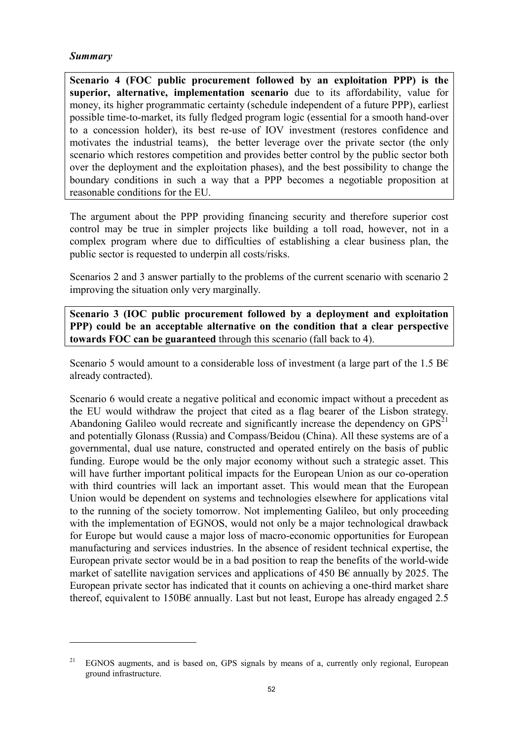***Summary***

**Scenario 4 (FOC public procurement followed by an exploitation PPP) is the superior, alternative, implementation scenario** due to its affordability, value for money, its higher programmatic certainty (schedule independent of a future PPP), earliest possible time-to-market, its fully fledged program logic (essential for a smooth hand-over to a concession holder), its best re-use of IOV investment (restores confidence and motivates the industrial teams), the better leverage over the private sector (the only scenario which restores competition and provides better control by the public sector both over the deployment and the exploitation phases), and the best possibility to change the boundary conditions in such a way that a PPP becomes a negotiable proposition at reasonable conditions for the EU.

The argument about the PPP providing financing security and therefore superior cost control may be true in simpler projects like building a toll road, however, not in a complex program where due to difficulties of establishing a clear business plan, the public sector is requested to underpin all costs/risks.

Scenarios 2 and 3 answer partially to the problems of the current scenario with scenario 2 improving the situation only very marginally.

**Scenario 3 (IOC public procurement followed by a deployment and exploitation PPP) could be an acceptable alternative on the condition that a clear perspective towards FOC can be guaranteed** through this scenario (fall back to 4).

Scenario 5 would amount to a considerable loss of investment (a large part of the 1.5 B€ already contracted).

Scenario 6 would create a negative political and economic impact without a precedent as the EU would withdraw the project that cited as a flag bearer of the Lisbon strategy. Abandoning Galileo would recreate and significantly increase the dependency on GPS[21] and potentially Glonass (Russia) and Compass/Beidou (China). All these systems are of a governmental, dual use nature, constructed and operated entirely on the basis of public funding. Europe would be the only major economy without such a strategic asset. This will have further important political impacts for the European Union as our co-operation with third countries will lack an important asset. This would mean that the European Union would be dependent on systems and technologies elsewhere for applications vital to the running of the society tomorrow. Not implementing Galileo, but only proceeding with the implementation of EGNOS, would not only be a major technological drawback for Europe but would cause a major loss of macro-economic opportunities for European manufacturing and services industries. In the absence of resident technical expertise, the European private sector would be in a bad position to reap the benefits of the world-wide market of satellite navigation services and applications of 450 B€ annually by 2025. The European private sector has indicated that it counts on achieving a one-third market share thereof, equivalent to 150B€ annually. Last but not least, Europe has already engaged 2.5

[21] EGNOS augments, and is based on, GPS signals by means of a, currently only regional, European ground infrastructure.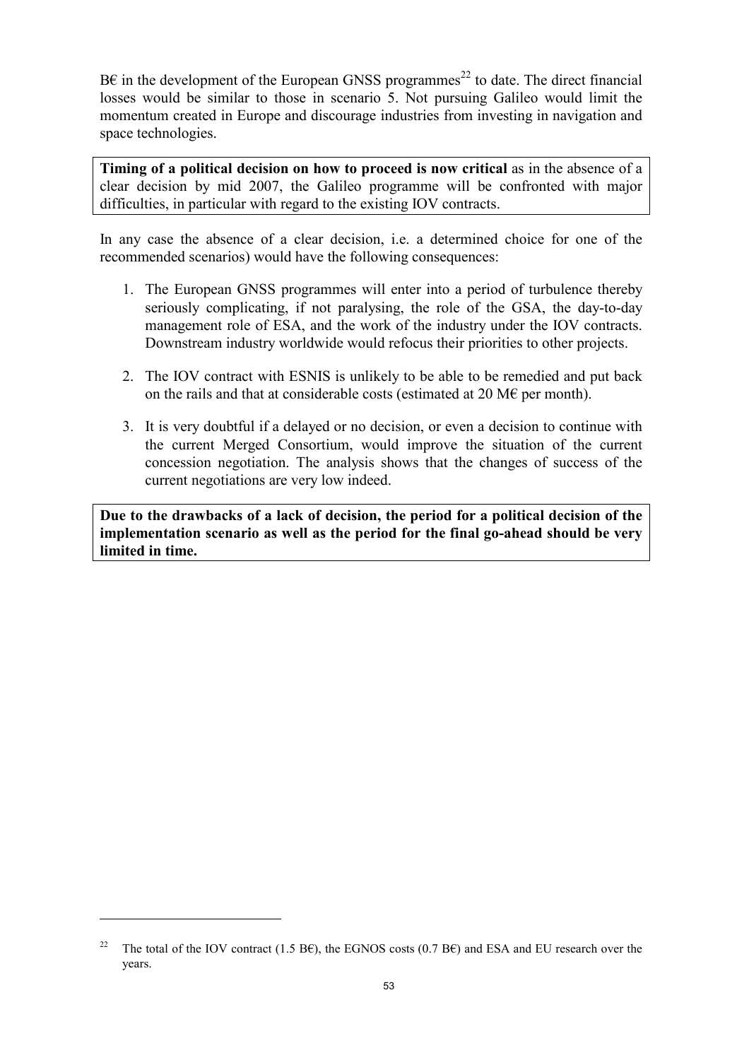B€ in the development of the European GNSS programmes[22] to date. The direct financial losses would be similar to those in scenario 5. Not pursuing Galileo would limit the momentum created in Europe and discourage industries from investing in navigation and space technologies.

**Timing of a political decision on how to proceed is now critical** as in the absence of a clear decision by mid 2007, the Galileo programme will be confronted with major difficulties, in particular with regard to the existing IOV contracts.

In any case the absence of a clear decision, i.e. a determined choice for one of the recommended scenarios) would have the following consequences:

1. The European GNSS programmes will enter into a period of turbulence thereby seriously complicating, if not paralysing, the role of the GSA, the day-to-day management role of ESA, and the work of the industry under the IOV contracts. Downstream industry worldwide would refocus their priorities to other projects.

2. The IOV contract with ESNIS is unlikely to be able to be remedied and put back on the rails and that at considerable costs (estimated at 20 M€ per month).

3. It is very doubtful if a delayed or no decision, or even a decision to continue with the current Merged Consortium, would improve the situation of the current concession negotiation. The analysis shows that the changes of success of the current negotiations are very low indeed.

**Due to the drawbacks of a lack of decision, the period for a political decision of the implementation scenario as well as the period for the final go-ahead should be very limited in time.**

---

[22] The total of the IOV contract (1.5 B€), the EGNOS costs (0.7 B€) and ESA and EU research over the years.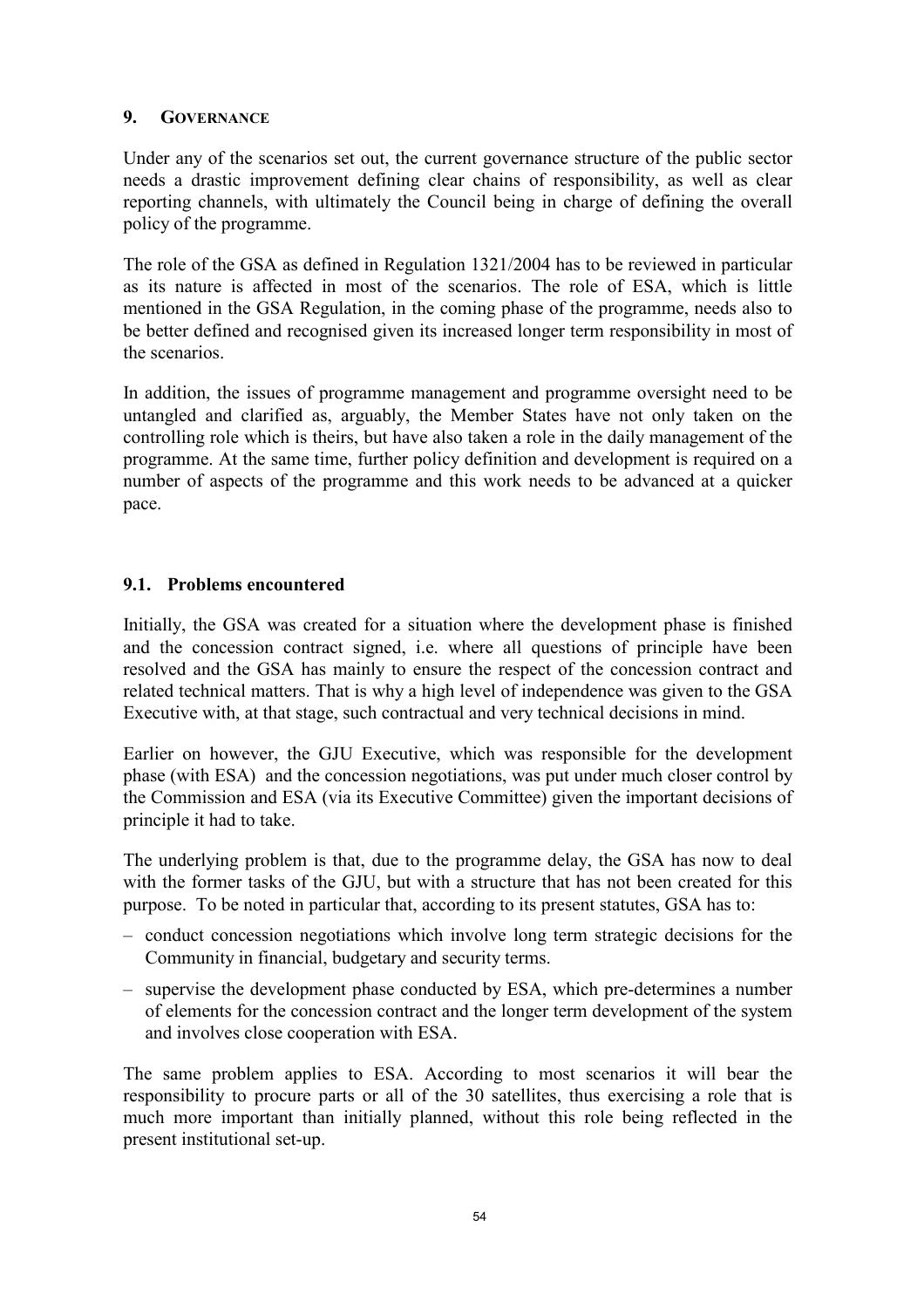## 9. GOVERNANCE

Under any of the scenarios set out, the current governance structure of the public sector needs a drastic improvement defining clear chains of responsibility, as well as clear reporting channels, with ultimately the Council being in charge of defining the overall policy of the programme.

The role of the GSA as defined in Regulation 1321/2004 has to be reviewed in particular as its nature is affected in most of the scenarios. The role of ESA, which is little mentioned in the GSA Regulation, in the coming phase of the programme, needs also to be better defined and recognised given its increased longer term responsibility in most of the scenarios.

In addition, the issues of programme management and programme oversight need to be untangled and clarified as, arguably, the Member States have not only taken on the controlling role which is theirs, but have also taken a role in the daily management of the programme. At the same time, further policy definition and development is required on a number of aspects of the programme and this work needs to be advanced at a quicker pace.

### 9.1. Problems encountered

Initially, the GSA was created for a situation where the development phase is finished and the concession contract signed, i.e. where all questions of principle have been resolved and the GSA has mainly to ensure the respect of the concession contract and related technical matters. That is why a high level of independence was given to the GSA Executive with, at that stage, such contractual and very technical decisions in mind.

Earlier on however, the GJU Executive, which was responsible for the development phase (with ESA) and the concession negotiations, was put under much closer control by the Commission and ESA (via its Executive Committee) given the important decisions of principle it had to take.

The underlying problem is that, due to the programme delay, the GSA has now to deal with the former tasks of the GJU, but with a structure that has not been created for this purpose. To be noted in particular that, according to its present statutes, GSA has to:

- conduct concession negotiations which involve long term strategic decisions for the Community in financial, budgetary and security terms.
- supervise the development phase conducted by ESA, which pre-determines a number of elements for the concession contract and the longer term development of the system and involves close cooperation with ESA.

The same problem applies to ESA. According to most scenarios it will bear the responsibility to procure parts or all of the 30 satellites, thus exercising a role that is much more important than initially planned, without this role being reflected in the present institutional set-up.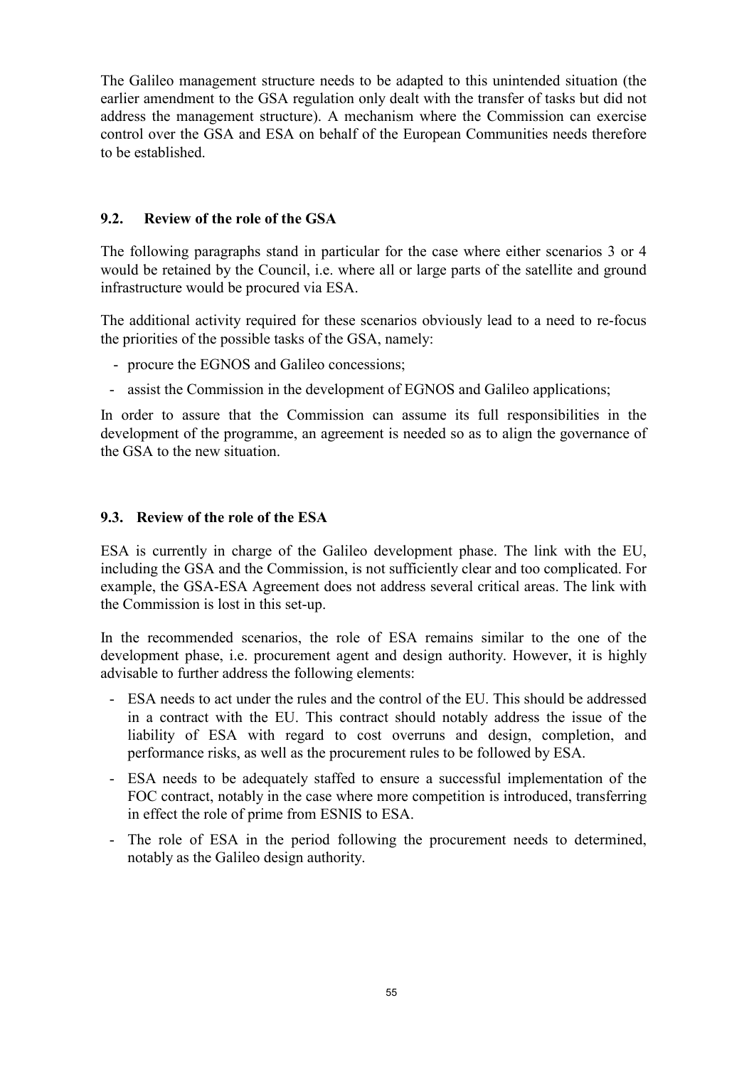The Galileo management structure needs to be adapted to this unintended situation (the earlier amendment to the GSA regulation only dealt with the transfer of tasks but did not address the management structure). A mechanism where the Commission can exercise control over the GSA and ESA on behalf of the European Communities needs therefore to be established.

### 9.2. Review of the role of the GSA

The following paragraphs stand in particular for the case where either scenarios 3 or 4 would be retained by the Council, i.e. where all or large parts of the satellite and ground infrastructure would be procured via ESA.

The additional activity required for these scenarios obviously lead to a need to re-focus the priorities of the possible tasks of the GSA, namely:

- procure the EGNOS and Galileo concessions;
- assist the Commission in the development of EGNOS and Galileo applications;

In order to assure that the Commission can assume its full responsibilities in the development of the programme, an agreement is needed so as to align the governance of the GSA to the new situation.

### 9.3. Review of the role of the ESA

ESA is currently in charge of the Galileo development phase. The link with the EU, including the GSA and the Commission, is not sufficiently clear and too complicated. For example, the GSA-ESA Agreement does not address several critical areas. The link with the Commission is lost in this set-up.

In the recommended scenarios, the role of ESA remains similar to the one of the development phase, i.e. procurement agent and design authority. However, it is highly advisable to further address the following elements:

- ESA needs to act under the rules and the control of the EU. This should be addressed in a contract with the EU. This contract should notably address the issue of the liability of ESA with regard to cost overruns and design, completion, and performance risks, as well as the procurement rules to be followed by ESA.
- ESA needs to be adequately staffed to ensure a successful implementation of the FOC contract, notably in the case where more competition is introduced, transferring in effect the role of prime from ESNIS to ESA.
- The role of ESA in the period following the procurement needs to determined, notably as the Galileo design authority.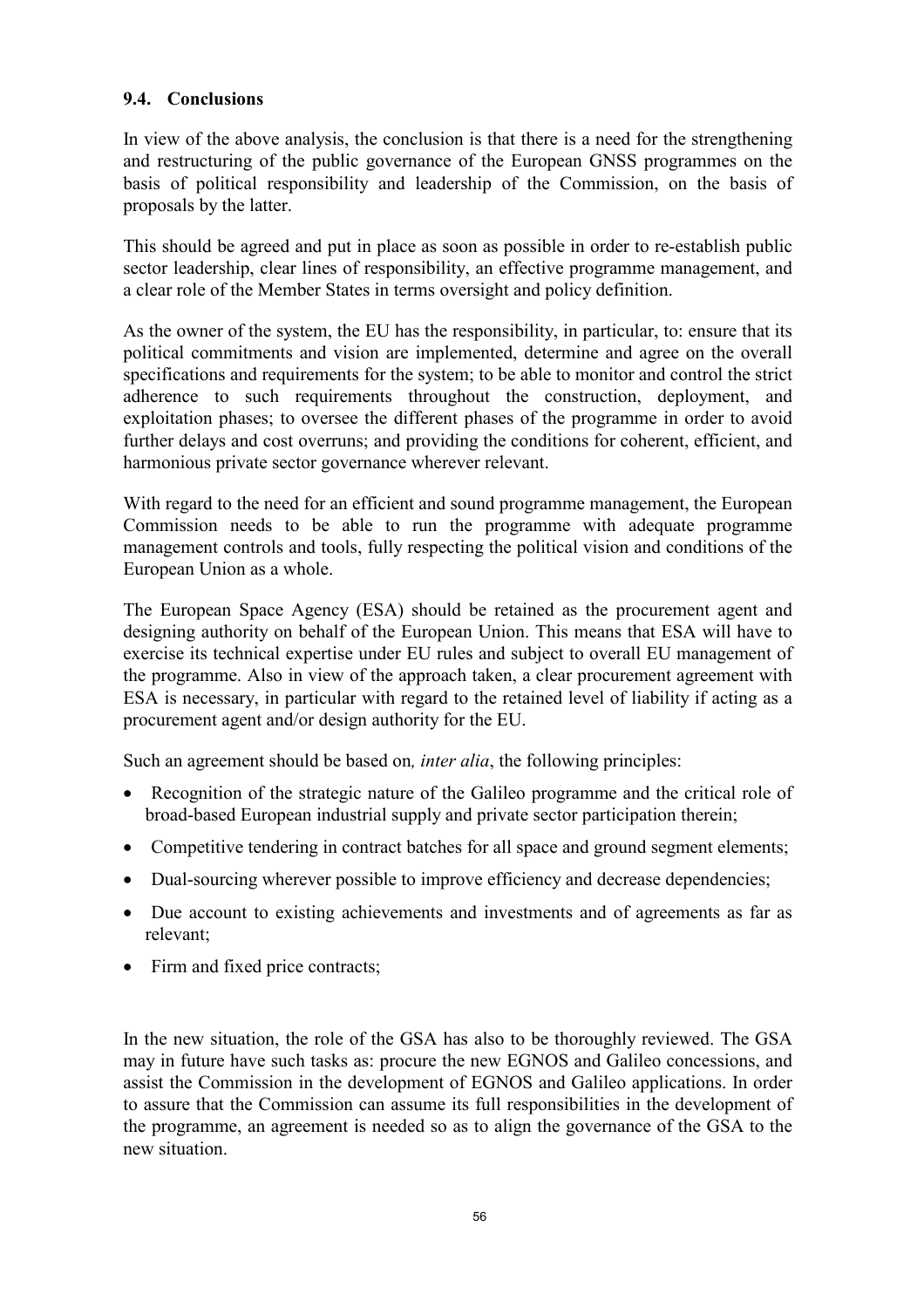### 9.4. Conclusions

In view of the above analysis, the conclusion is that there is a need for the strengthening and restructuring of the public governance of the European GNSS programmes on the basis of political responsibility and leadership of the Commission, on the basis of proposals by the latter.

This should be agreed and put in place as soon as possible in order to re-establish public sector leadership, clear lines of responsibility, an effective programme management, and a clear role of the Member States in terms oversight and policy definition.

As the owner of the system, the EU has the responsibility, in particular, to: ensure that its political commitments and vision are implemented, determine and agree on the overall specifications and requirements for the system; to be able to monitor and control the strict adherence to such requirements throughout the construction, deployment, and exploitation phases; to oversee the different phases of the programme in order to avoid further delays and cost overruns; and providing the conditions for coherent, efficient, and harmonious private sector governance wherever relevant.

With regard to the need for an efficient and sound programme management, the European Commission needs to be able to run the programme with adequate programme management controls and tools, fully respecting the political vision and conditions of the European Union as a whole.

The European Space Agency (ESA) should be retained as the procurement agent and designing authority on behalf of the European Union. This means that ESA will have to exercise its technical expertise under EU rules and subject to overall EU management of the programme. Also in view of the approach taken, a clear procurement agreement with ESA is necessary, in particular with regard to the retained level of liability if acting as a procurement agent and/or design authority for the EU.

Such an agreement should be based on*, inter alia*, the following principles:

- Recognition of the strategic nature of the Galileo programme and the critical role of broad-based European industrial supply and private sector participation therein;
- Competitive tendering in contract batches for all space and ground segment elements;
- Dual-sourcing wherever possible to improve efficiency and decrease dependencies;
- Due account to existing achievements and investments and of agreements as far as relevant;
- Firm and fixed price contracts;

In the new situation, the role of the GSA has also to be thoroughly reviewed. The GSA may in future have such tasks as: procure the new EGNOS and Galileo concessions, and assist the Commission in the development of EGNOS and Galileo applications. In order to assure that the Commission can assume its full responsibilities in the development of the programme, an agreement is needed so as to align the governance of the GSA to the new situation.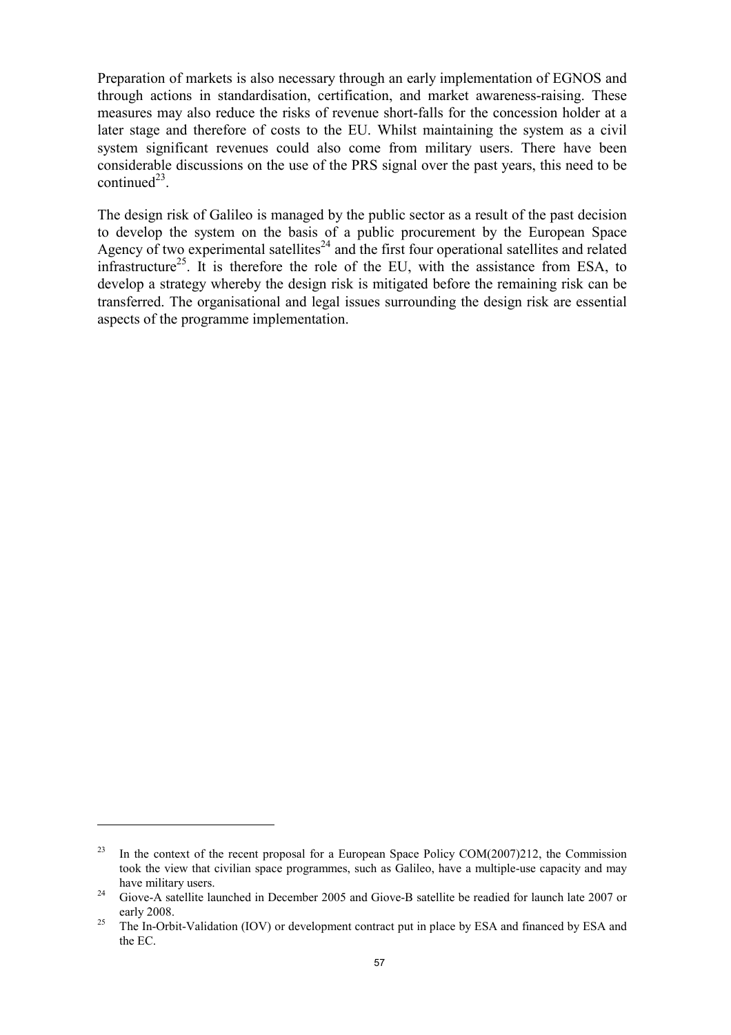Preparation of markets is also necessary through an early implementation of EGNOS and through actions in standardisation, certification, and market awareness-raising. These measures may also reduce the risks of revenue short-falls for the concession holder at a later stage and therefore of costs to the EU. Whilst maintaining the system as a civil system significant revenues could also come from military users. There have been considerable discussions on the use of the PRS signal over the past years, this need to be continued[23].

The design risk of Galileo is managed by the public sector as a result of the past decision to develop the system on the basis of a public procurement by the European Space Agency of two experimental satellites[24] and the first four operational satellites and related infrastructure[25]. It is therefore the role of the EU, with the assistance from ESA, to develop a strategy whereby the design risk is mitigated before the remaining risk can be transferred. The organisational and legal issues surrounding the design risk are essential aspects of the programme implementation.

---

[23] In the context of the recent proposal for a European Space Policy COM(2007)212, the Commission took the view that civilian space programmes, such as Galileo, have a multiple-use capacity and may have military users.

[24] Giove-A satellite launched in December 2005 and Giove-B satellite be readied for launch late 2007 or early 2008.

[25] The In-Orbit-Validation (IOV) or development contract put in place by ESA and financed by ESA and the EC.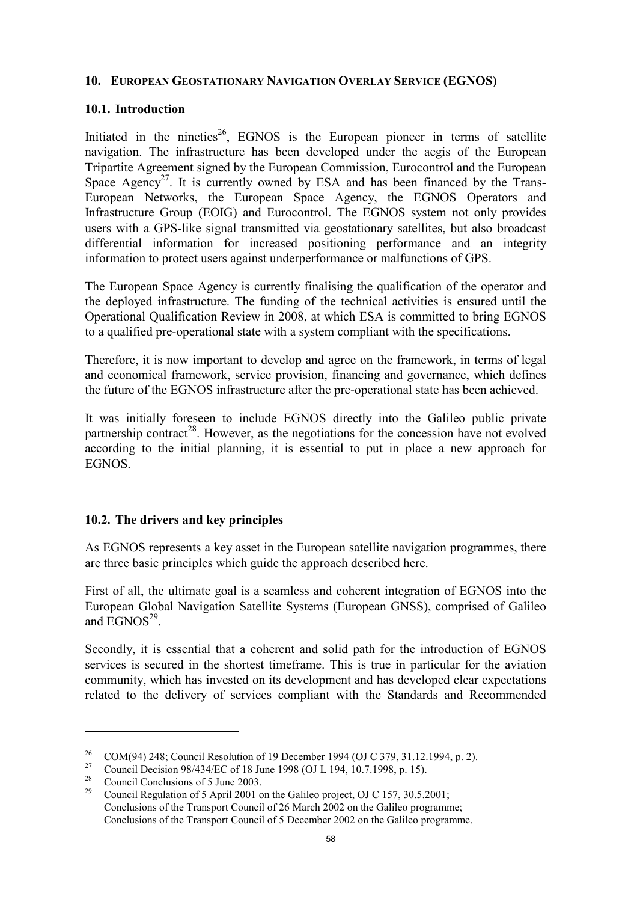## 10. EUROPEAN GEOSTATIONARY NAVIGATION OVERLAY SERVICE (EGNOS)

### 10.1. Introduction

Initiated in the nineties[26], EGNOS is the European pioneer in terms of satellite navigation. The infrastructure has been developed under the aegis of the European Tripartite Agreement signed by the European Commission, Eurocontrol and the European Space Agency[27]. It is currently owned by ESA and has been financed by the Trans-European Networks, the European Space Agency, the EGNOS Operators and Infrastructure Group (EOIG) and Eurocontrol. The EGNOS system not only provides users with a GPS-like signal transmitted via geostationary satellites, but also broadcast differential information for increased positioning performance and an integrity information to protect users against underperformance or malfunctions of GPS.

The European Space Agency is currently finalising the qualification of the operator and the deployed infrastructure. The funding of the technical activities is ensured until the Operational Qualification Review in 2008, at which ESA is committed to bring EGNOS to a qualified pre-operational state with a system compliant with the specifications.

Therefore, it is now important to develop and agree on the framework, in terms of legal and economical framework, service provision, financing and governance, which defines the future of the EGNOS infrastructure after the pre-operational state has been achieved.

It was initially foreseen to include EGNOS directly into the Galileo public private partnership contract[28]. However, as the negotiations for the concession have not evolved according to the initial planning, it is essential to put in place a new approach for EGNOS.

### 10.2. The drivers and key principles

As EGNOS represents a key asset in the European satellite navigation programmes, there are three basic principles which guide the approach described here.

First of all, the ultimate goal is a seamless and coherent integration of EGNOS into the European Global Navigation Satellite Systems (European GNSS), comprised of Galileo and EGNOS[29].

Secondly, it is essential that a coherent and solid path for the introduction of EGNOS services is secured in the shortest timeframe. This is true in particular for the aviation community, which has invested on its development and has developed clear expectations related to the delivery of services compliant with the Standards and Recommended

---

[26] COM(94) 248; Council Resolution of 19 December 1994 (OJ C 379, 31.12.1994, p. 2).

[27] Council Decision 98/434/EC of 18 June 1998 (OJ L 194, 10.7.1998, p. 15).

[28] Council Conclusions of 5 June 2003.

[29] Council Regulation of 5 April 2001 on the Galileo project, OJ C 157, 30.5.2001; Conclusions of the Transport Council of 26 March 2002 on the Galileo programme; Conclusions of the Transport Council of 5 December 2002 on the Galileo programme.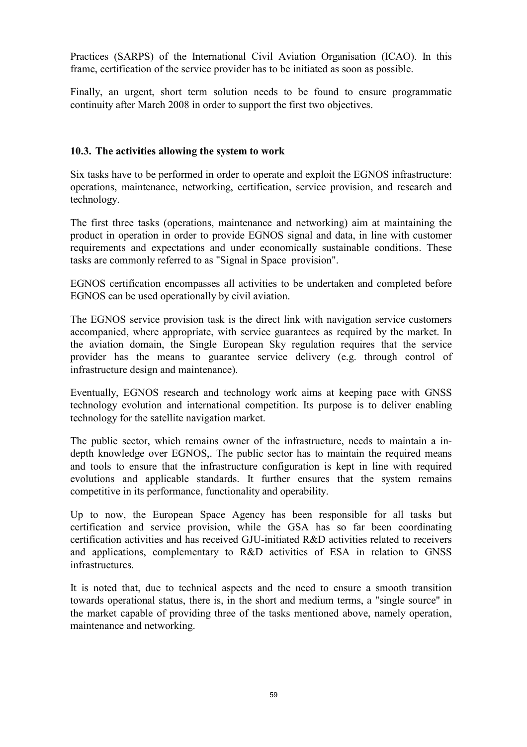Practices (SARPS) of the International Civil Aviation Organisation (ICAO). In this frame, certification of the service provider has to be initiated as soon as possible.

Finally, an urgent, short term solution needs to be found to ensure programmatic continuity after March 2008 in order to support the first two objectives.

### 10.3. The activities allowing the system to work

Six tasks have to be performed in order to operate and exploit the EGNOS infrastructure: operations, maintenance, networking, certification, service provision, and research and technology.

The first three tasks (operations, maintenance and networking) aim at maintaining the product in operation in order to provide EGNOS signal and data, in line with customer requirements and expectations and under economically sustainable conditions. These tasks are commonly referred to as "Signal in Space provision".

EGNOS certification encompasses all activities to be undertaken and completed before EGNOS can be used operationally by civil aviation.

The EGNOS service provision task is the direct link with navigation service customers accompanied, where appropriate, with service guarantees as required by the market. In the aviation domain, the Single European Sky regulation requires that the service provider has the means to guarantee service delivery (e.g. through control of infrastructure design and maintenance).

Eventually, EGNOS research and technology work aims at keeping pace with GNSS technology evolution and international competition. Its purpose is to deliver enabling technology for the satellite navigation market.

The public sector, which remains owner of the infrastructure, needs to maintain a in-depth knowledge over EGNOS,. The public sector has to maintain the required means and tools to ensure that the infrastructure configuration is kept in line with required evolutions and applicable standards. It further ensures that the system remains competitive in its performance, functionality and operability.

Up to now, the European Space Agency has been responsible for all tasks but certification and service provision, while the GSA has so far been coordinating certification activities and has received GJU-initiated R&D activities related to receivers and applications, complementary to R&D activities of ESA in relation to GNSS infrastructures.

It is noted that, due to technical aspects and the need to ensure a smooth transition towards operational status, there is, in the short and medium terms, a "single source" in the market capable of providing three of the tasks mentioned above, namely operation, maintenance and networking.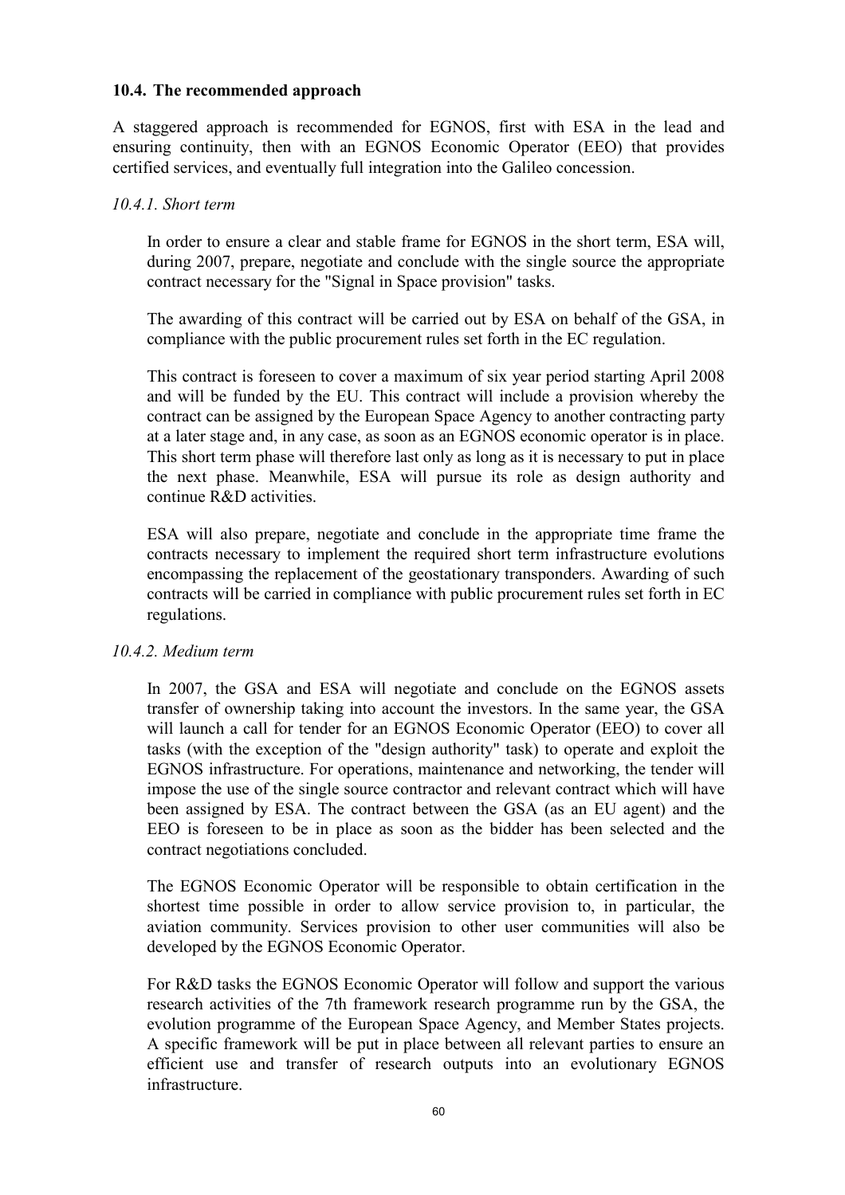### 10.4. The recommended approach

A staggered approach is recommended for EGNOS, first with ESA in the lead and ensuring continuity, then with an EGNOS Economic Operator (EEO) that provides certified services, and eventually full integration into the Galileo concession.

#### *10.4.1. Short term*

In order to ensure a clear and stable frame for EGNOS in the short term, ESA will, during 2007, prepare, negotiate and conclude with the single source the appropriate contract necessary for the "Signal in Space provision" tasks.

The awarding of this contract will be carried out by ESA on behalf of the GSA, in compliance with the public procurement rules set forth in the EC regulation.

This contract is foreseen to cover a maximum of six year period starting April 2008 and will be funded by the EU. This contract will include a provision whereby the contract can be assigned by the European Space Agency to another contracting party at a later stage and, in any case, as soon as an EGNOS economic operator is in place. This short term phase will therefore last only as long as it is necessary to put in place the next phase. Meanwhile, ESA will pursue its role as design authority and continue R&D activities.

ESA will also prepare, negotiate and conclude in the appropriate time frame the contracts necessary to implement the required short term infrastructure evolutions encompassing the replacement of the geostationary transponders. Awarding of such contracts will be carried in compliance with public procurement rules set forth in EC regulations.

#### *10.4.2. Medium term*

In 2007, the GSA and ESA will negotiate and conclude on the EGNOS assets transfer of ownership taking into account the investors. In the same year, the GSA will launch a call for tender for an EGNOS Economic Operator (EEO) to cover all tasks (with the exception of the "design authority" task) to operate and exploit the EGNOS infrastructure. For operations, maintenance and networking, the tender will impose the use of the single source contractor and relevant contract which will have been assigned by ESA. The contract between the GSA (as an EU agent) and the EEO is foreseen to be in place as soon as the bidder has been selected and the contract negotiations concluded.

The EGNOS Economic Operator will be responsible to obtain certification in the shortest time possible in order to allow service provision to, in particular, the aviation community. Services provision to other user communities will also be developed by the EGNOS Economic Operator.

For R&D tasks the EGNOS Economic Operator will follow and support the various research activities of the 7th framework research programme run by the GSA, the evolution programme of the European Space Agency, and Member States projects. A specific framework will be put in place between all relevant parties to ensure an efficient use and transfer of research outputs into an evolutionary EGNOS infrastructure.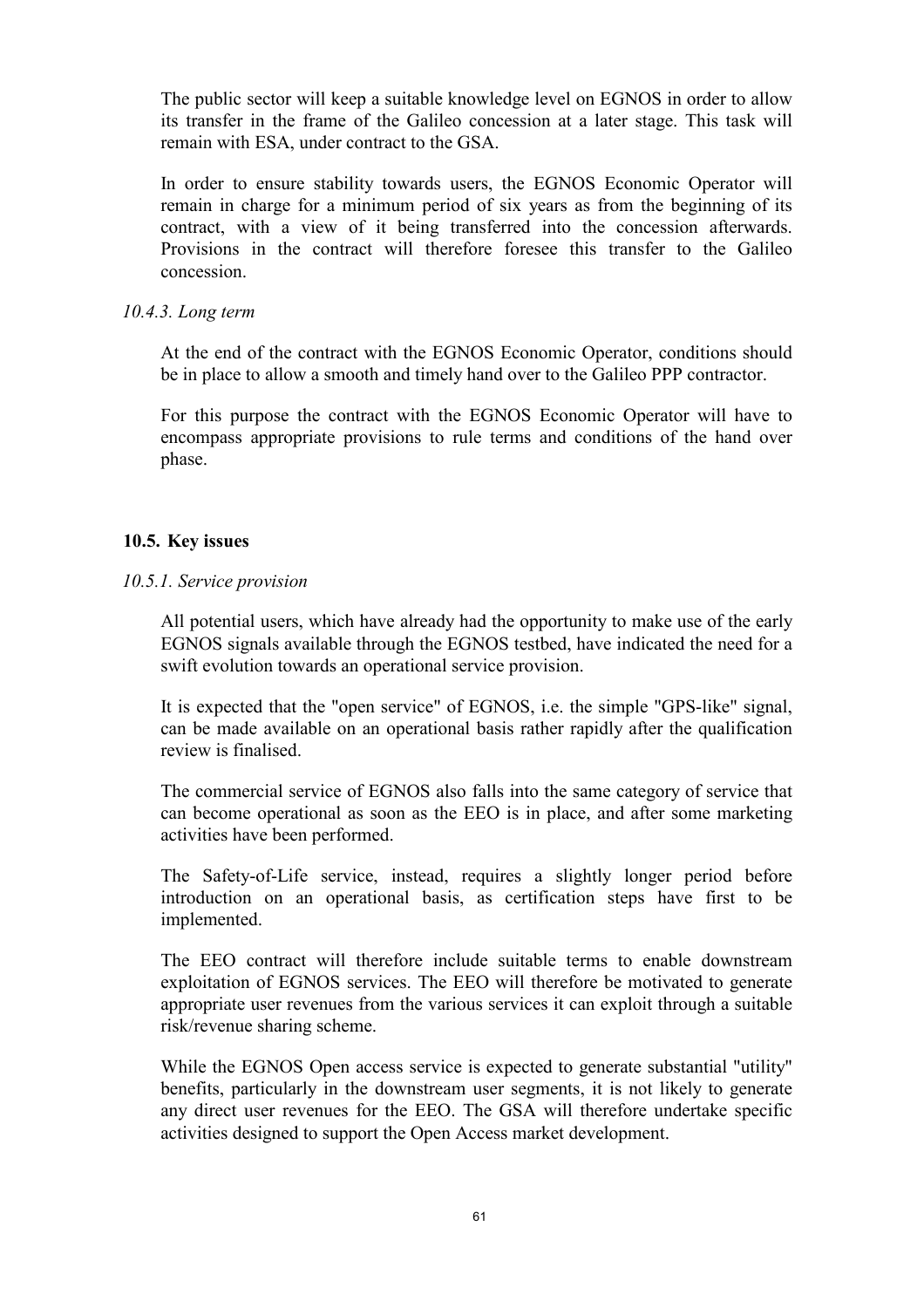The public sector will keep a suitable knowledge level on EGNOS in order to allow its transfer in the frame of the Galileo concession at a later stage. This task will remain with ESA, under contract to the GSA.

In order to ensure stability towards users, the EGNOS Economic Operator will remain in charge for a minimum period of six years as from the beginning of its contract, with a view of it being transferred into the concession afterwards. Provisions in the contract will therefore foresee this transfer to the Galileo concession.

#### *10.4.3. Long term*

At the end of the contract with the EGNOS Economic Operator, conditions should be in place to allow a smooth and timely hand over to the Galileo PPP contractor.

For this purpose the contract with the EGNOS Economic Operator will have to encompass appropriate provisions to rule terms and conditions of the hand over phase.

### **10.5. Key issues**

#### *10.5.1. Service provision*

All potential users, which have already had the opportunity to make use of the early EGNOS signals available through the EGNOS testbed, have indicated the need for a swift evolution towards an operational service provision.

It is expected that the "open service" of EGNOS, i.e. the simple "GPS-like" signal, can be made available on an operational basis rather rapidly after the qualification review is finalised.

The commercial service of EGNOS also falls into the same category of service that can become operational as soon as the EEO is in place, and after some marketing activities have been performed.

The Safety-of-Life service, instead, requires a slightly longer period before introduction on an operational basis, as certification steps have first to be implemented.

The EEO contract will therefore include suitable terms to enable downstream exploitation of EGNOS services. The EEO will therefore be motivated to generate appropriate user revenues from the various services it can exploit through a suitable risk/revenue sharing scheme.

While the EGNOS Open access service is expected to generate substantial "utility" benefits, particularly in the downstream user segments, it is not likely to generate any direct user revenues for the EEO. The GSA will therefore undertake specific activities designed to support the Open Access market development.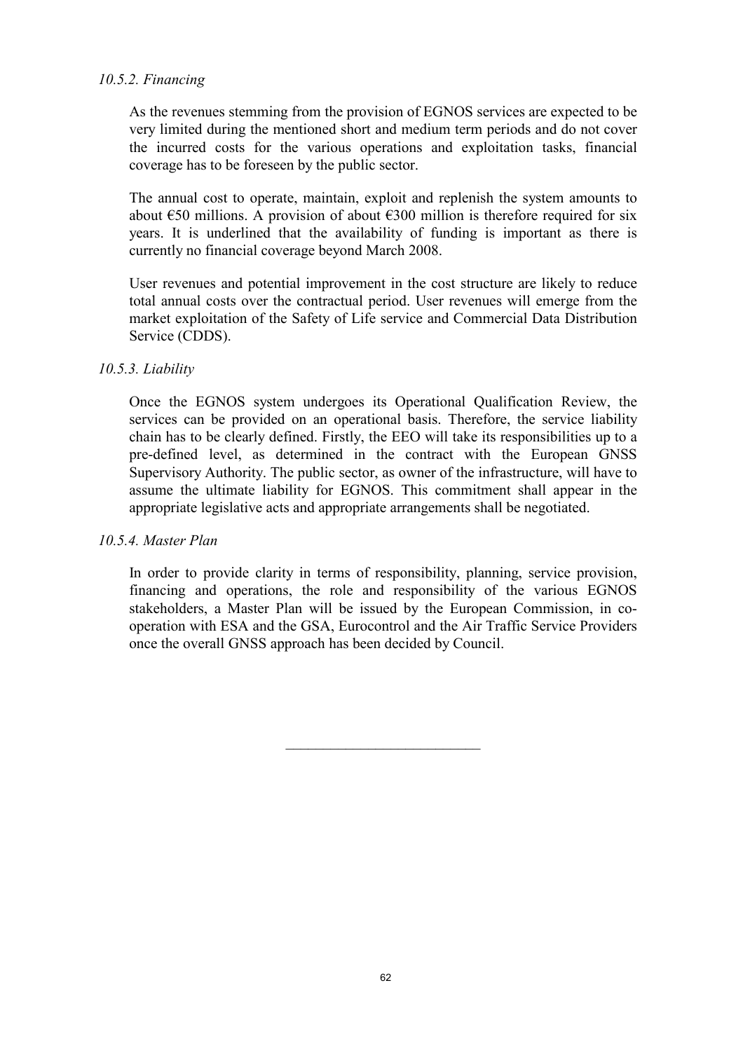### *10.5.2. Financing*

As the revenues stemming from the provision of EGNOS services are expected to be very limited during the mentioned short and medium term periods and do not cover the incurred costs for the various operations and exploitation tasks, financial coverage has to be foreseen by the public sector.

The annual cost to operate, maintain, exploit and replenish the system amounts to about €50 millions. A provision of about €300 million is therefore required for six years. It is underlined that the availability of funding is important as there is currently no financial coverage beyond March 2008.

User revenues and potential improvement in the cost structure are likely to reduce total annual costs over the contractual period. User revenues will emerge from the market exploitation of the Safety of Life service and Commercial Data Distribution Service (CDDS).

### *10.5.3. Liability*

Once the EGNOS system undergoes its Operational Qualification Review, the services can be provided on an operational basis. Therefore, the service liability chain has to be clearly defined. Firstly, the EEO will take its responsibilities up to a pre-defined level, as determined in the contract with the European GNSS Supervisory Authority. The public sector, as owner of the infrastructure, will have to assume the ultimate liability for EGNOS. This commitment shall appear in the appropriate legislative acts and appropriate arrangements shall be negotiated.

### *10.5.4. Master Plan*

In order to provide clarity in terms of responsibility, planning, service provision, financing and operations, the role and responsibility of the various EGNOS stakeholders, a Master Plan will be issued by the European Commission, in co-operation with ESA and the GSA, Eurocontrol and the Air Traffic Service Providers once the overall GNSS approach has been decided by Council.

---